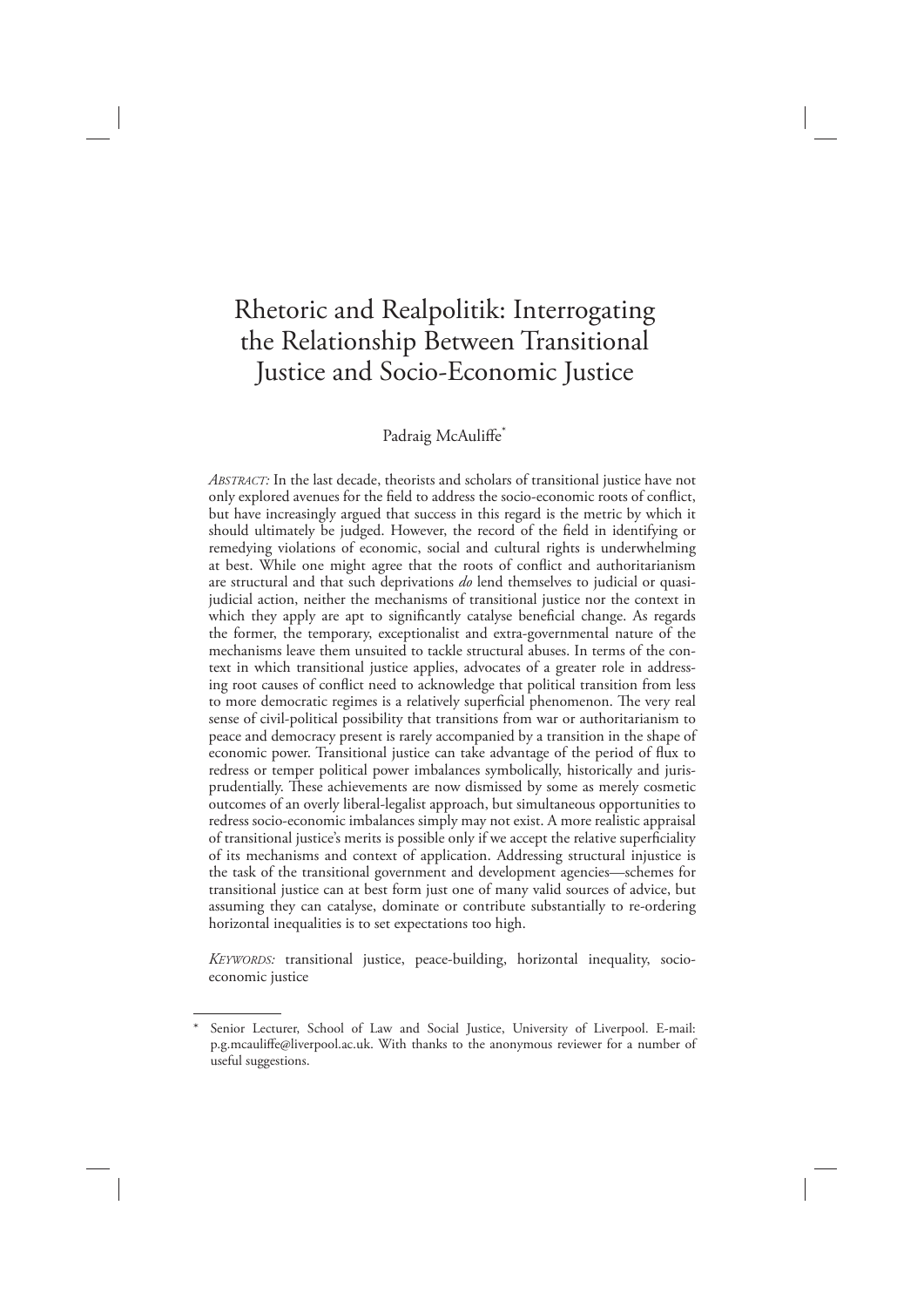# Rhetoric and Realpolitik: Interrogating the Relationship Between Transitional Justice and Socio-Economic Justice

Padraig McAuliffe*

*Abstract:* In the last decade, theorists and scholars of transitional justice have not only explored avenues for the field to address the socio-economic roots of conflict, but have increasingly argued that success in this regard is the metric by which it should ultimately be judged. However, the record of the field in identifying or remedying violations of economic, social and cultural rights is underwhelming at best. While one might agree that the roots of conflict and authoritarianism are structural and that such deprivations *do* lend themselves to judicial or quasi-judicial action, neither the mechanisms of transitional justice nor the context in which they apply are apt to significantly catalyse beneficial change. As regards the former, the temporary, exceptionalist and extra-governmental nature of the mechanisms leave them unsuited to tackle structural abuses. In terms of the context in which transitional justice applies, advocates of a greater role in addressing root causes of conflict need to acknowledge that political transition from less to more democratic regimes is a relatively superficial phenomenon. The very real sense of civil-political possibility that transitions from war or authoritarianism to peace and democracy present is rarely accompanied by a transition in the shape of economic power. Transitional justice can take advantage of the period of flux to redress or temper political power imbalances symbolically, historically and jurisprudentially. These achievements are now dismissed by some as merely cosmetic outcomes of an overly liberal-legalist approach, but simultaneous opportunities to redress socio-economic imbalances simply may not exist. A more realistic appraisal of transitional justice's merits is possible only if we accept the relative superficiality of its mechanisms and context of application. Addressing structural injustice is the task of the transitional government and development agencies—schemes for transitional justice can at best form just one of many valid sources of advice, but assuming they can catalyse, dominate or contribute substantially to re-ordering horizontal inequalities is to set expectations too high.

*Keywords:* transitional justice, peace-building, horizontal inequality, socio-economic justice

---

\* Senior Lecturer, School of Law and Social Justice, University of Liverpool. E-mail: p.g.mcauliffe@liverpool.ac.uk. With thanks to the anonymous reviewer for a number of useful suggestions.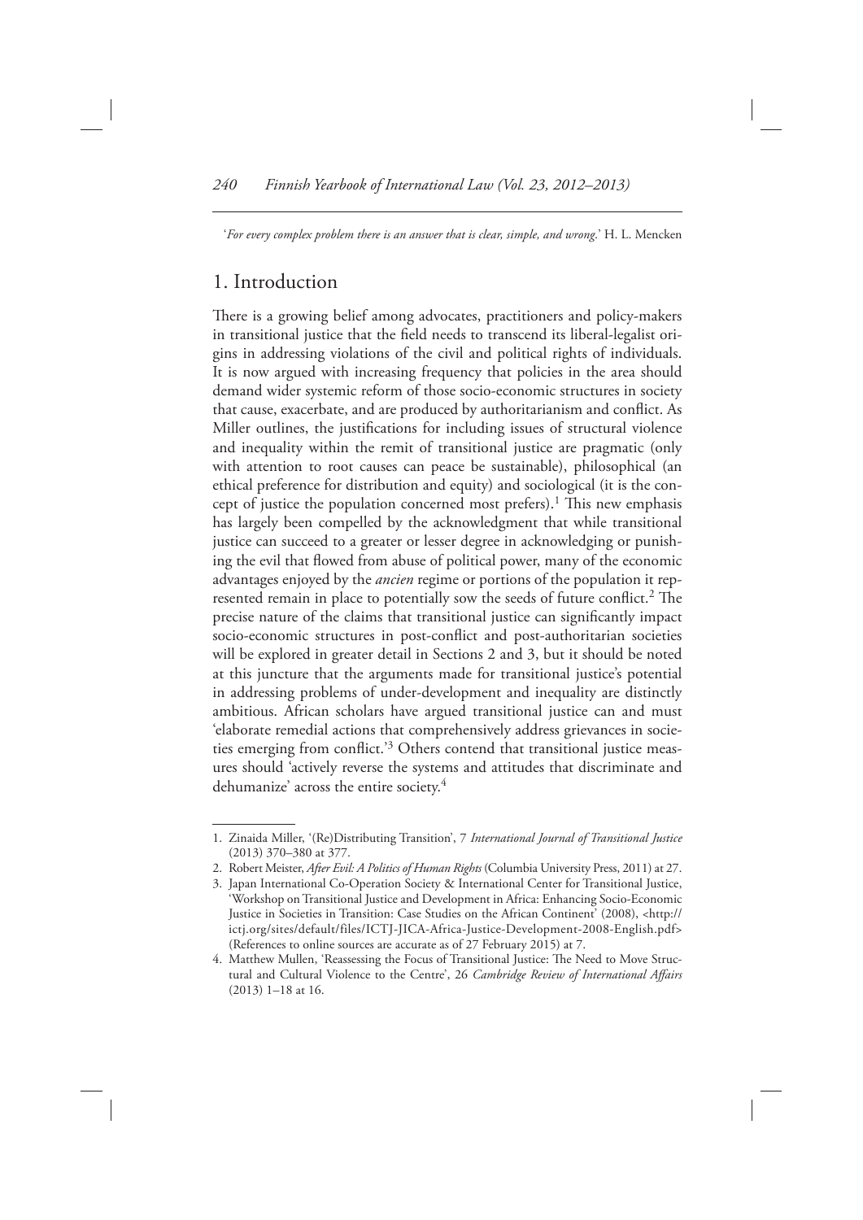'*For every complex problem there is an answer that is clear, simple, and wrong.*' H. L. Mencken

## 1. Introduction

There is a growing belief among advocates, practitioners and policy-makers in transitional justice that the field needs to transcend its liberal-legalist origins in addressing violations of the civil and political rights of individuals. It is now argued with increasing frequency that policies in the area should demand wider systemic reform of those socio-economic structures in society that cause, exacerbate, and are produced by authoritarianism and conflict. As Miller outlines, the justifications for including issues of structural violence and inequality within the remit of transitional justice are pragmatic (only with attention to root causes can peace be sustainable), philosophical (an ethical preference for distribution and equity) and sociological (it is the concept of justice the population concerned most prefers).[1] This new emphasis has largely been compelled by the acknowledgment that while transitional justice can succeed to a greater or lesser degree in acknowledging or punishing the evil that flowed from abuse of political power, many of the economic advantages enjoyed by the *ancien* regime or portions of the population it represented remain in place to potentially sow the seeds of future conflict.[2] The precise nature of the claims that transitional justice can significantly impact socio-economic structures in post-conflict and post-authoritarian societies will be explored in greater detail in Sections 2 and 3, but it should be noted at this juncture that the arguments made for transitional justice's potential in addressing problems of under-development and inequality are distinctly ambitious. African scholars have argued transitional justice can and must 'elaborate remedial actions that comprehensively address grievances in societies emerging from conflict.'[3] Others contend that transitional justice measures should 'actively reverse the systems and attitudes that discriminate and dehumanize' across the entire society.[4]

---

1. Zinaida Miller, '(Re)Distributing Transition', 7 *International Journal of Transitional Justice* (2013) 370–380 at 377.
2. Robert Meister, *After Evil: A Politics of Human Rights* (Columbia University Press, 2011) at 27.
3. Japan International Co-Operation Society & International Center for Transitional Justice, 'Workshop on Transitional Justice and Development in Africa: Enhancing Socio-Economic Justice in Societies in Transition: Case Studies on the African Continent' (2008), <http://ictj.org/sites/default/files/ICTJ-JICA-Africa-Justice-Development-2008-English.pdf> (References to online sources are accurate as of 27 February 2015) at 7.
4. Matthew Mullen, 'Reassessing the Focus of Transitional Justice: The Need to Move Structural and Cultural Violence to the Centre', 26 *Cambridge Review of International Affairs* (2013) 1–18 at 16.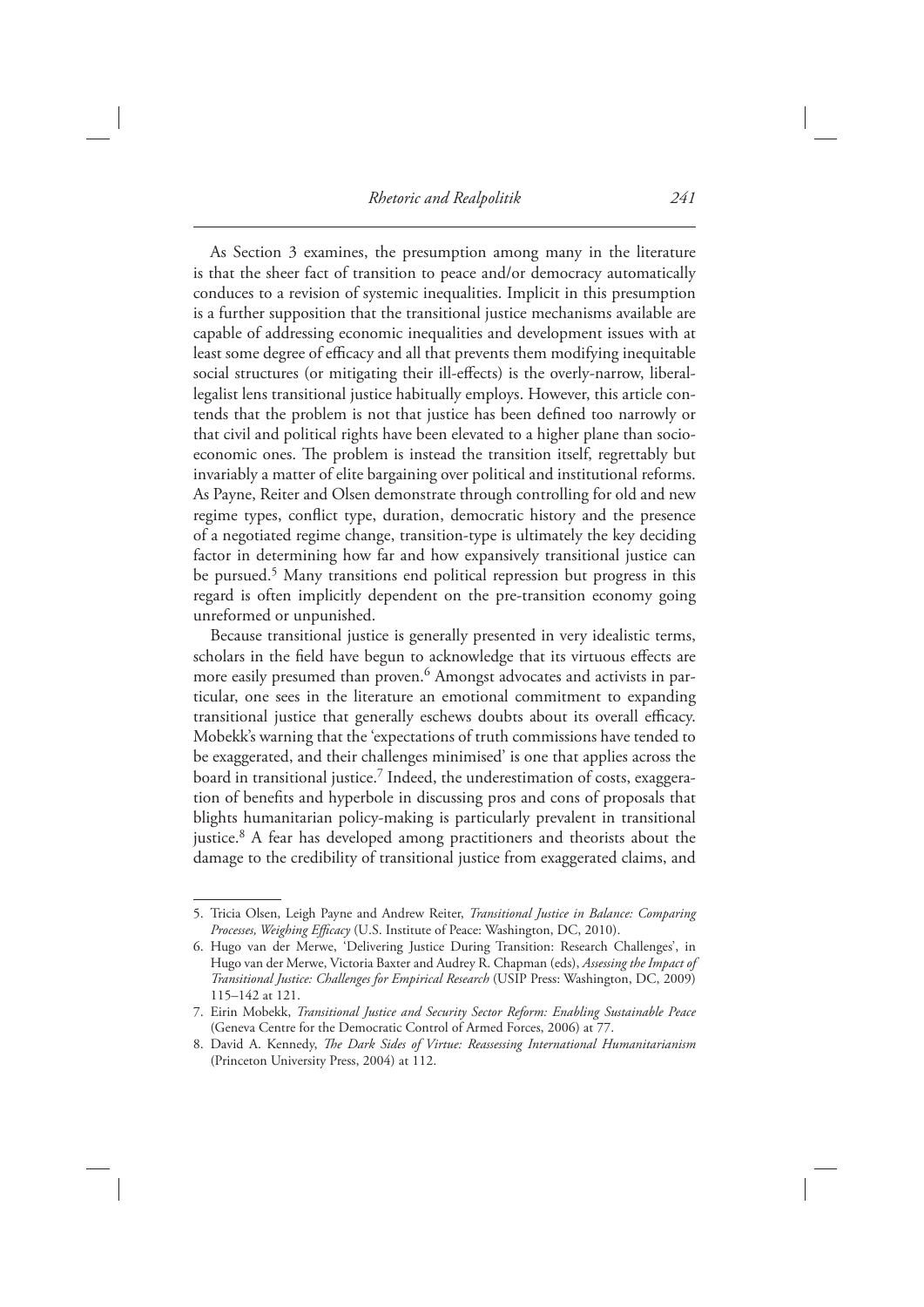As Section 3 examines, the presumption among many in the literature is that the sheer fact of transition to peace and/or democracy automatically conduces to a revision of systemic inequalities. Implicit in this presumption is a further supposition that the transitional justice mechanisms available are capable of addressing economic inequalities and development issues with at least some degree of efficacy and all that prevents them modifying inequitable social structures (or mitigating their ill-effects) is the overly-narrow, liberal-legalist lens transitional justice habitually employs. However, this article contends that the problem is not that justice has been defined too narrowly or that civil and political rights have been elevated to a higher plane than socio-economic ones. The problem is instead the transition itself, regrettably but invariably a matter of elite bargaining over political and institutional reforms. As Payne, Reiter and Olsen demonstrate through controlling for old and new regime types, conflict type, duration, democratic history and the presence of a negotiated regime change, transition-type is ultimately the key deciding factor in determining how far and how expansively transitional justice can be pursued.[5] Many transitions end political repression but progress in this regard is often implicitly dependent on the pre-transition economy going unreformed or unpunished.

Because transitional justice is generally presented in very idealistic terms, scholars in the field have begun to acknowledge that its virtuous effects are more easily presumed than proven.[6] Amongst advocates and activists in particular, one sees in the literature an emotional commitment to expanding transitional justice that generally eschews doubts about its overall efficacy. Mobekk's warning that the 'expectations of truth commissions have tended to be exaggerated, and their challenges minimised' is one that applies across the board in transitional justice.[7] Indeed, the underestimation of costs, exaggeration of benefits and hyperbole in discussing pros and cons of proposals that blights humanitarian policy-making is particularly prevalent in transitional justice.[8] A fear has developed among practitioners and theorists about the damage to the credibility of transitional justice from exaggerated claims, and

---

5. Tricia Olsen, Leigh Payne and Andrew Reiter, *Transitional Justice in Balance: Comparing Processes, Weighing Efficacy* (U.S. Institute of Peace: Washington, DC, 2010).
6. Hugo van der Merwe, 'Delivering Justice During Transition: Research Challenges', in Hugo van der Merwe, Victoria Baxter and Audrey R. Chapman (eds), *Assessing the Impact of Transitional Justice: Challenges for Empirical Research* (USIP Press: Washington, DC, 2009) 115–142 at 121.
7. Eirin Mobekk, *Transitional Justice and Security Sector Reform: Enabling Sustainable Peace* (Geneva Centre for the Democratic Control of Armed Forces, 2006) at 77.
8. David A. Kennedy, *The Dark Sides of Virtue: Reassessing International Humanitarianism* (Princeton University Press, 2004) at 112.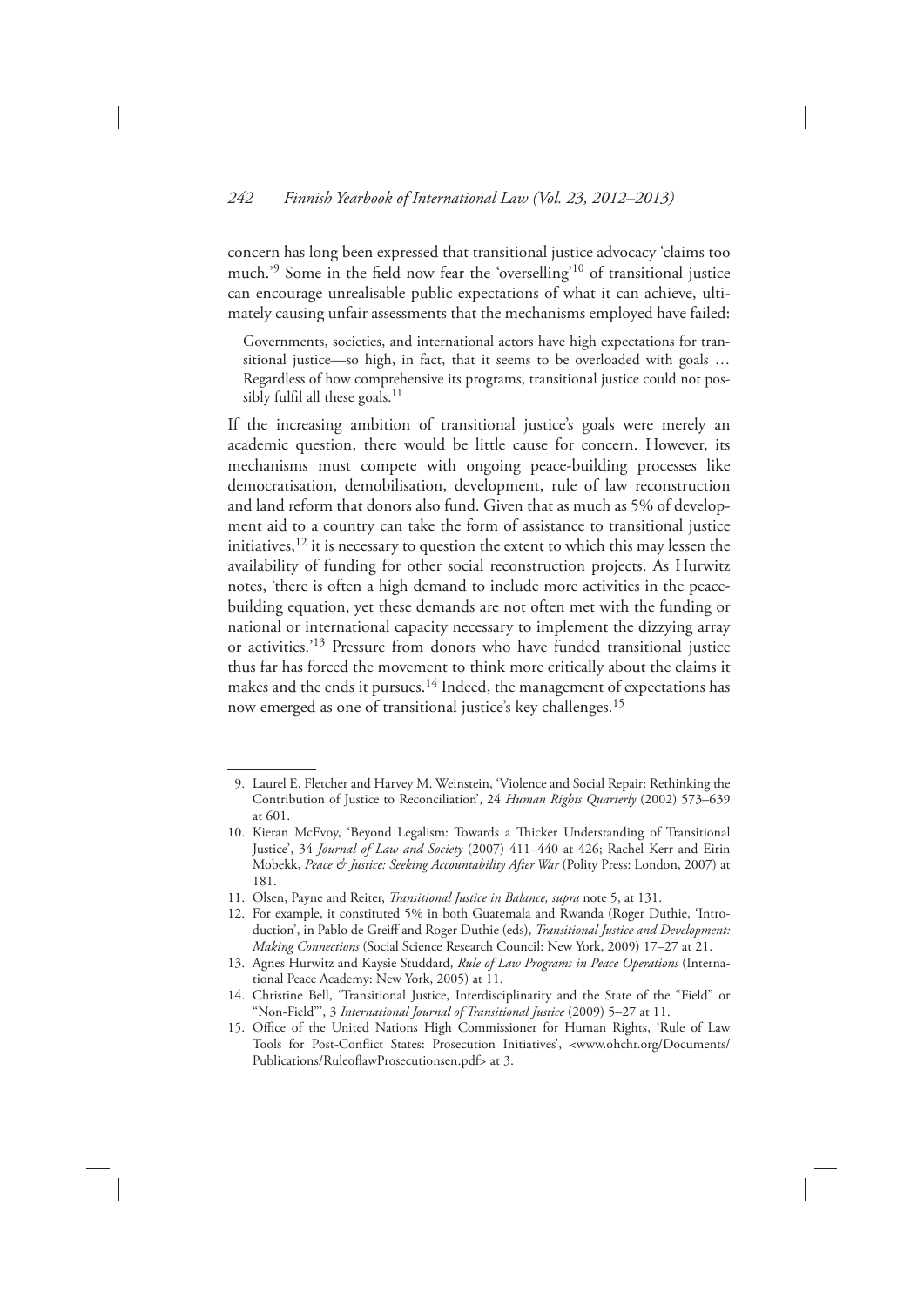concern has long been expressed that transitional justice advocacy 'claims too much.'[9] Some in the field now fear the 'overselling'[10] of transitional justice can encourage unrealisable public expectations of what it can achieve, ultimately causing unfair assessments that the mechanisms employed have failed:

> Governments, societies, and international actors have high expectations for transitional justice—so high, in fact, that it seems to be overloaded with goals … Regardless of how comprehensive its programs, transitional justice could not possibly fulfil all these goals.[11]

If the increasing ambition of transitional justice's goals were merely an academic question, there would be little cause for concern. However, its mechanisms must compete with ongoing peace-building processes like democratisation, demobilisation, development, rule of law reconstruction and land reform that donors also fund. Given that as much as 5% of development aid to a country can take the form of assistance to transitional justice initiatives,[12] it is necessary to question the extent to which this may lessen the availability of funding for other social reconstruction projects. As Hurwitz notes, 'there is often a high demand to include more activities in the peace-building equation, yet these demands are not often met with the funding or national or international capacity necessary to implement the dizzying array or activities.'[13] Pressure from donors who have funded transitional justice thus far has forced the movement to think more critically about the claims it makes and the ends it pursues.[14] Indeed, the management of expectations has now emerged as one of transitional justice's key challenges.[15]

---

9. Laurel E. Fletcher and Harvey M. Weinstein, 'Violence and Social Repair: Rethinking the Contribution of Justice to Reconciliation', 24 *Human Rights Quarterly* (2002) 573–639 at 601.
10. Kieran McEvoy, 'Beyond Legalism: Towards a Thicker Understanding of Transitional Justice', 34 *Journal of Law and Society* (2007) 411–440 at 426; Rachel Kerr and Eirin Mobekk, *Peace & Justice: Seeking Accountability After War* (Polity Press: London, 2007) at 181.
11. Olsen, Payne and Reiter, *Transitional Justice in Balance, supra* note 5, at 131.
12. For example, it constituted 5% in both Guatemala and Rwanda (Roger Duthie, 'Introduction', in Pablo de Greiff and Roger Duthie (eds), *Transitional Justice and Development: Making Connections* (Social Science Research Council: New York, 2009) 17–27 at 21.
13. Agnes Hurwitz and Kaysie Studdard, *Rule of Law Programs in Peace Operations* (International Peace Academy: New York, 2005) at 11.
14. Christine Bell, 'Transitional Justice, Interdisciplinarity and the State of the "Field" or "Non-Field"', 3 *International Journal of Transitional Justice* (2009) 5–27 at 11.
15. Office of the United Nations High Commissioner for Human Rights, 'Rule of Law Tools for Post-Conflict States: Prosecution Initiatives', <www.ohchr.org/Documents/Publications/RuleoflawProsecutionsen.pdf> at 3.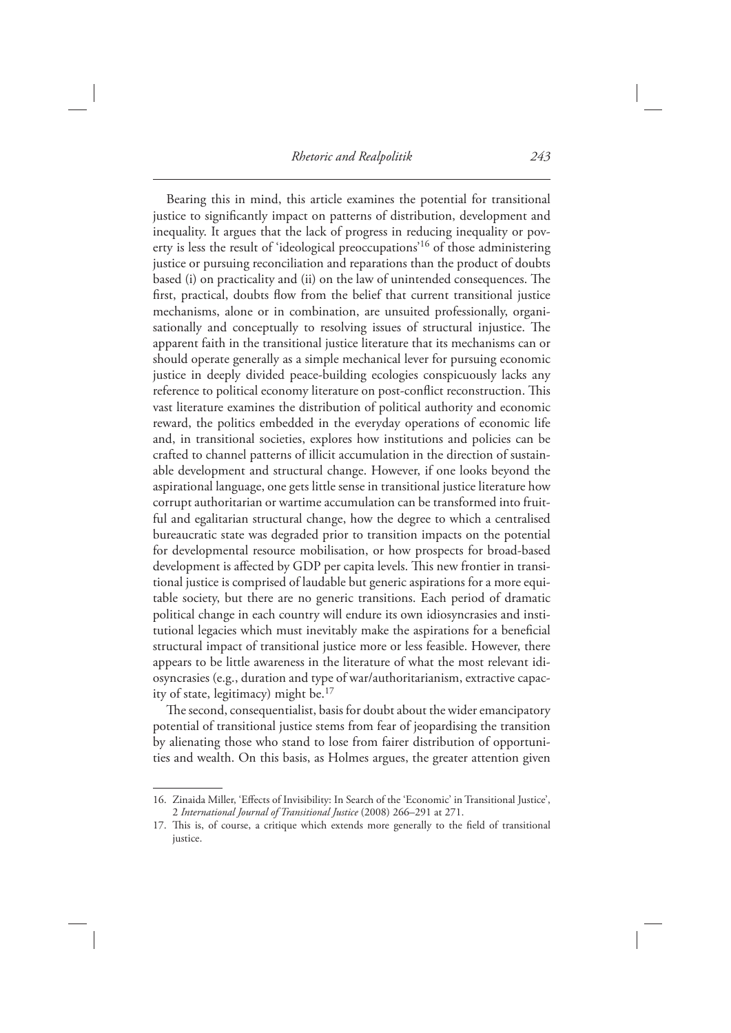Bearing this in mind, this article examines the potential for transitional justice to significantly impact on patterns of distribution, development and inequality. It argues that the lack of progress in reducing inequality or poverty is less the result of 'ideological preoccupations'[16] of those administering justice or pursuing reconciliation and reparations than the product of doubts based (i) on practicality and (ii) on the law of unintended consequences. The first, practical, doubts flow from the belief that current transitional justice mechanisms, alone or in combination, are unsuited professionally, organisationally and conceptually to resolving issues of structural injustice. The apparent faith in the transitional justice literature that its mechanisms can or should operate generally as a simple mechanical lever for pursuing economic justice in deeply divided peace-building ecologies conspicuously lacks any reference to political economy literature on post-conflict reconstruction. This vast literature examines the distribution of political authority and economic reward, the politics embedded in the everyday operations of economic life and, in transitional societies, explores how institutions and policies can be crafted to channel patterns of illicit accumulation in the direction of sustainable development and structural change. However, if one looks beyond the aspirational language, one gets little sense in transitional justice literature how corrupt authoritarian or wartime accumulation can be transformed into fruitful and egalitarian structural change, how the degree to which a centralised bureaucratic state was degraded prior to transition impacts on the potential for developmental resource mobilisation, or how prospects for broad-based development is affected by GDP per capita levels. This new frontier in transitional justice is comprised of laudable but generic aspirations for a more equitable society, but there are no generic transitions. Each period of dramatic political change in each country will endure its own idiosyncrasies and institutional legacies which must inevitably make the aspirations for a beneficial structural impact of transitional justice more or less feasible. However, there appears to be little awareness in the literature of what the most relevant idiosyncrasies (e.g., duration and type of war/authoritarianism, extractive capacity of state, legitimacy) might be.[17]

The second, consequentialist, basis for doubt about the wider emancipatory potential of transitional justice stems from fear of jeopardising the transition by alienating those who stand to lose from fairer distribution of opportunities and wealth. On this basis, as Holmes argues, the greater attention given

---

16. Zinaida Miller, 'Effects of Invisibility: In Search of the 'Economic' in Transitional Justice', 2 *International Journal of Transitional Justice* (2008) 266–291 at 271.

17. This is, of course, a critique which extends more generally to the field of transitional justice.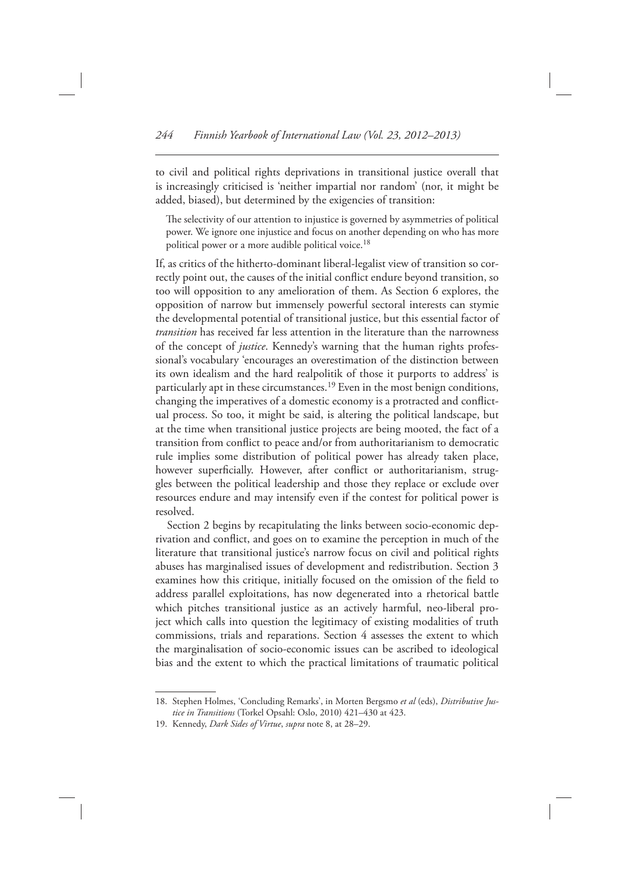to civil and political rights deprivations in transitional justice overall that is increasingly criticised is 'neither impartial nor random' (nor, it might be added, biased), but determined by the exigencies of transition:

> The selectivity of our attention to injustice is governed by asymmetries of political power. We ignore one injustice and focus on another depending on who has more political power or a more audible political voice.[18]

If, as critics of the hitherto-dominant liberal-legalist view of transition so correctly point out, the causes of the initial conflict endure beyond transition, so too will opposition to any amelioration of them. As Section 6 explores, the opposition of narrow but immensely powerful sectoral interests can stymie the developmental potential of transitional justice, but this essential factor of *transition* has received far less attention in the literature than the narrowness of the concept of *justice*. Kennedy's warning that the human rights professional's vocabulary 'encourages an overestimation of the distinction between its own idealism and the hard realpolitik of those it purports to address' is particularly apt in these circumstances.[19] Even in the most benign conditions, changing the imperatives of a domestic economy is a protracted and conflictual process. So too, it might be said, is altering the political landscape, but at the time when transitional justice projects are being mooted, the fact of a transition from conflict to peace and/or from authoritarianism to democratic rule implies some distribution of political power has already taken place, however superficially. However, after conflict or authoritarianism, struggles between the political leadership and those they replace or exclude over resources endure and may intensify even if the contest for political power is resolved.

Section 2 begins by recapitulating the links between socio-economic deprivation and conflict, and goes on to examine the perception in much of the literature that transitional justice's narrow focus on civil and political rights abuses has marginalised issues of development and redistribution. Section 3 examines how this critique, initially focused on the omission of the field to address parallel exploitations, has now degenerated into a rhetorical battle which pitches transitional justice as an actively harmful, neo-liberal project which calls into question the legitimacy of existing modalities of truth commissions, trials and reparations. Section 4 assesses the extent to which the marginalisation of socio-economic issues can be ascribed to ideological bias and the extent to which the practical limitations of traumatic political

---

18. Stephen Holmes, 'Concluding Remarks', in Morten Bergsmo *et al* (eds), *Distributive Justice in Transitions* (Torkel Opsahl: Oslo, 2010) 421–430 at 423.
19. Kennedy, *Dark Sides of Virtue*, *supra* note 8, at 28–29.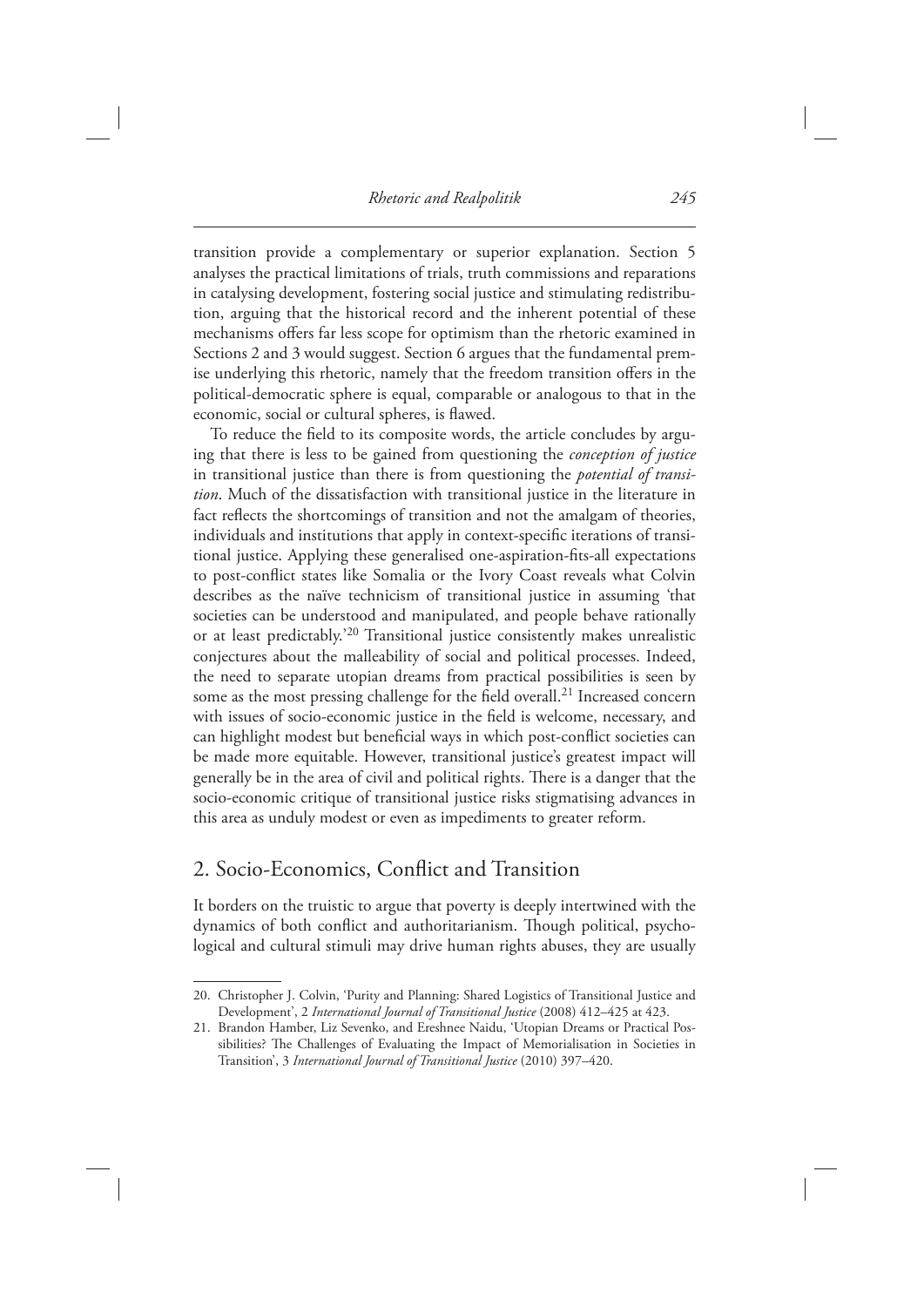transition provide a complementary or superior explanation. Section 5 analyses the practical limitations of trials, truth commissions and reparations in catalysing development, fostering social justice and stimulating redistribution, arguing that the historical record and the inherent potential of these mechanisms offers far less scope for optimism than the rhetoric examined in Sections 2 and 3 would suggest. Section 6 argues that the fundamental premise underlying this rhetoric, namely that the freedom transition offers in the political-democratic sphere is equal, comparable or analogous to that in the economic, social or cultural spheres, is flawed.

To reduce the field to its composite words, the article concludes by arguing that there is less to be gained from questioning the *conception of justice* in transitional justice than there is from questioning the *potential of transition*. Much of the dissatisfaction with transitional justice in the literature in fact reflects the shortcomings of transition and not the amalgam of theories, individuals and institutions that apply in context-specific iterations of transitional justice. Applying these generalised one-aspiration-fits-all expectations to post-conflict states like Somalia or the Ivory Coast reveals what Colvin describes as the naïve technicism of transitional justice in assuming 'that societies can be understood and manipulated, and people behave rationally or at least predictably.'[20] Transitional justice consistently makes unrealistic conjectures about the malleability of social and political processes. Indeed, the need to separate utopian dreams from practical possibilities is seen by some as the most pressing challenge for the field overall.[21] Increased concern with issues of socio-economic justice in the field is welcome, necessary, and can highlight modest but beneficial ways in which post-conflict societies can be made more equitable. However, transitional justice's greatest impact will generally be in the area of civil and political rights. There is a danger that the socio-economic critique of transitional justice risks stigmatising advances in this area as unduly modest or even as impediments to greater reform.

## 2. Socio-Economics, Conflict and Transition

It borders on the truistic to argue that poverty is deeply intertwined with the dynamics of both conflict and authoritarianism. Though political, psychological and cultural stimuli may drive human rights abuses, they are usually

---

20. Christopher J. Colvin, 'Purity and Planning: Shared Logistics of Transitional Justice and Development', 2 *International Journal of Transitional Justice* (2008) 412–425 at 423.

21. Brandon Hamber, Liz Sevenko, and Ereshnee Naidu, 'Utopian Dreams or Practical Possibilities? The Challenges of Evaluating the Impact of Memorialisation in Societies in Transition', 3 *International Journal of Transitional Justice* (2010) 397–420.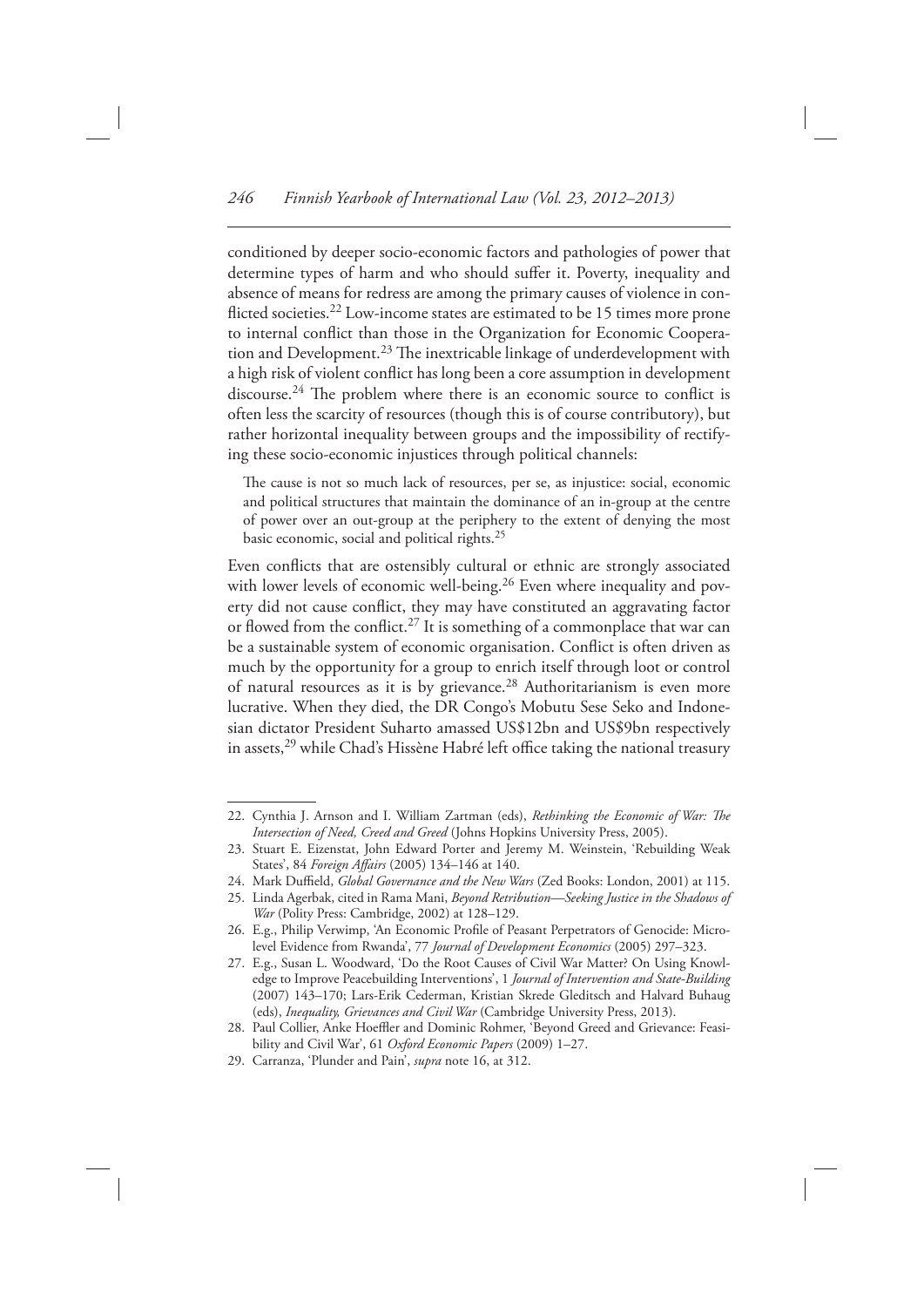conditioned by deeper socio-economic factors and pathologies of power that determine types of harm and who should suffer it. Poverty, inequality and absence of means for redress are among the primary causes of violence in conflicted societies.[22] Low-income states are estimated to be 15 times more prone to internal conflict than those in the Organization for Economic Cooperation and Development.[23] The inextricable linkage of underdevelopment with a high risk of violent conflict has long been a core assumption in development discourse.[24] The problem where there is an economic source to conflict is often less the scarcity of resources (though this is of course contributory), but rather horizontal inequality between groups and the impossibility of rectifying these socio-economic injustices through political channels:

> The cause is not so much lack of resources, per se, as injustice: social, economic and political structures that maintain the dominance of an in-group at the centre of power over an out-group at the periphery to the extent of denying the most basic economic, social and political rights.[25]

Even conflicts that are ostensibly cultural or ethnic are strongly associated with lower levels of economic well-being.[26] Even where inequality and poverty did not cause conflict, they may have constituted an aggravating factor or flowed from the conflict.[27] It is something of a commonplace that war can be a sustainable system of economic organisation. Conflict is often driven as much by the opportunity for a group to enrich itself through loot or control of natural resources as it is by grievance.[28] Authoritarianism is even more lucrative. When they died, the DR Congo's Mobutu Sese Seko and Indonesian dictator President Suharto amassed US$12bn and US$9bn respectively in assets,[29] while Chad's Hissène Habré left office taking the national treasury

---

22. Cynthia J. Arnson and I. William Zartman (eds), *Rethinking the Economic of War: The Intersection of Need, Creed and Greed* (Johns Hopkins University Press, 2005).
23. Stuart E. Eizenstat, John Edward Porter and Jeremy M. Weinstein, 'Rebuilding Weak States', 84 *Foreign Affairs* (2005) 134–146 at 140.
24. Mark Duffield, *Global Governance and the New Wars* (Zed Books: London, 2001) at 115.
25. Linda Agerbak, cited in Rama Mani, *Beyond Retribution—Seeking Justice in the Shadows of War* (Polity Press: Cambridge, 2002) at 128–129.
26. E.g., Philip Verwimp, 'An Economic Profile of Peasant Perpetrators of Genocide: Micro-level Evidence from Rwanda', 77 *Journal of Development Economics* (2005) 297–323.
27. E.g., Susan L. Woodward, 'Do the Root Causes of Civil War Matter? On Using Knowledge to Improve Peacebuilding Interventions', 1 *Journal of Intervention and State-Building* (2007) 143–170; Lars-Erik Cederman, Kristian Skrede Gleditsch and Halvard Buhaug (eds), *Inequality, Grievances and Civil War* (Cambridge University Press, 2013).
28. Paul Collier, Anke Hoeffler and Dominic Rohmer, 'Beyond Greed and Grievance: Feasibility and Civil War', 61 *Oxford Economic Papers* (2009) 1–27.
29. Carranza, 'Plunder and Pain', *supra* note 16, at 312.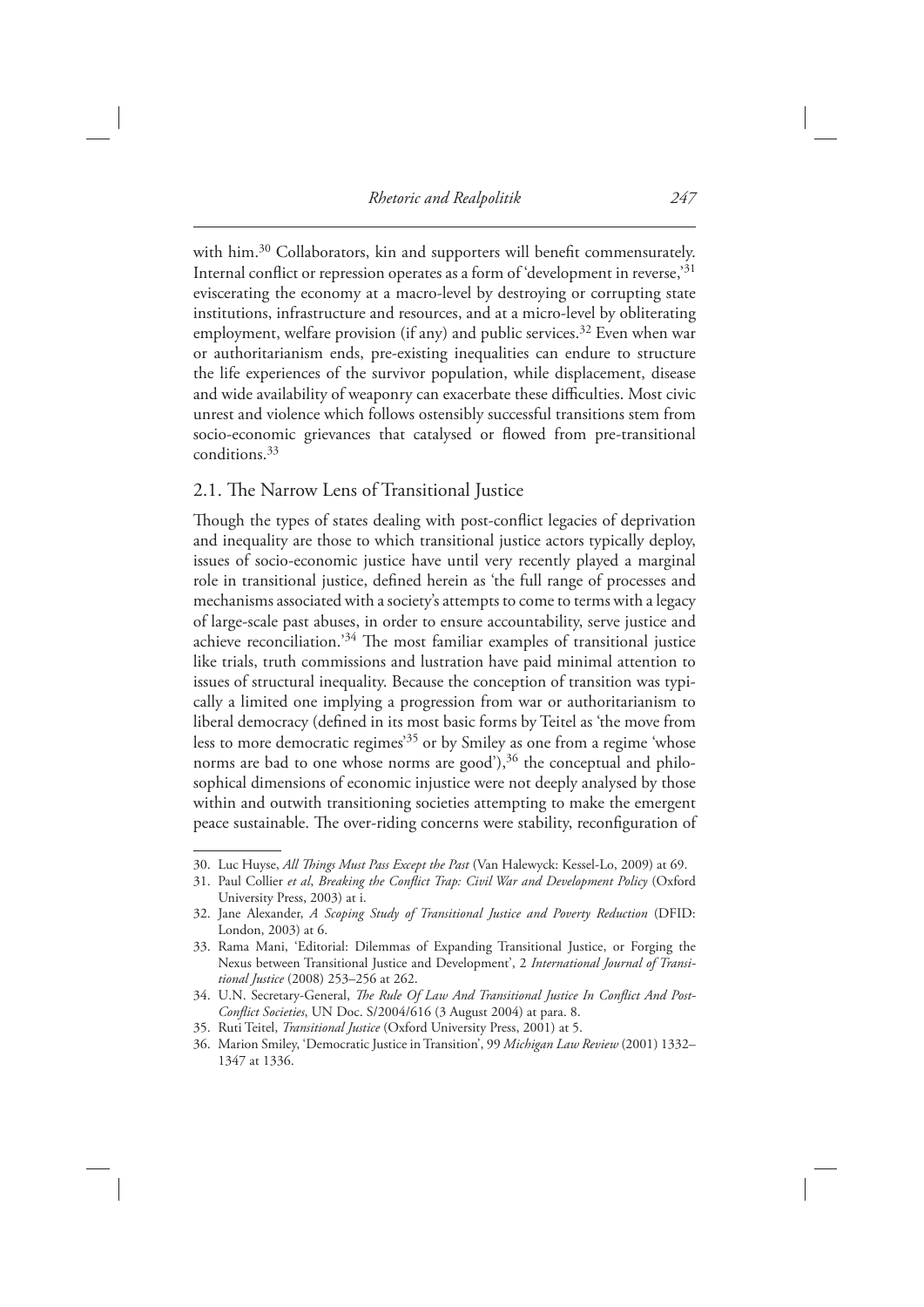with him.[30] Collaborators, kin and supporters will benefit commensurately. Internal conflict or repression operates as a form of 'development in reverse,'[31] eviscerating the economy at a macro-level by destroying or corrupting state institutions, infrastructure and resources, and at a micro-level by obliterating employment, welfare provision (if any) and public services.[32] Even when war or authoritarianism ends, pre-existing inequalities can endure to structure the life experiences of the survivor population, while displacement, disease and wide availability of weaponry can exacerbate these difficulties. Most civic unrest and violence which follows ostensibly successful transitions stem from socio-economic grievances that catalysed or flowed from pre-transitional conditions.[33]

## 2.1. The Narrow Lens of Transitional Justice

Though the types of states dealing with post-conflict legacies of deprivation and inequality are those to which transitional justice actors typically deploy, issues of socio-economic justice have until very recently played a marginal role in transitional justice, defined herein as 'the full range of processes and mechanisms associated with a society's attempts to come to terms with a legacy of large-scale past abuses, in order to ensure accountability, serve justice and achieve reconciliation.'[34] The most familiar examples of transitional justice like trials, truth commissions and lustration have paid minimal attention to issues of structural inequality. Because the conception of transition was typically a limited one implying a progression from war or authoritarianism to liberal democracy (defined in its most basic forms by Teitel as 'the move from less to more democratic regimes'[35] or by Smiley as one from a regime 'whose norms are bad to one whose norms are good'),[36] the conceptual and philosophical dimensions of economic injustice were not deeply analysed by those within and outwith transitioning societies attempting to make the emergent peace sustainable. The over-riding concerns were stability, reconfiguration of

---

30. Luc Huyse, *All Things Must Pass Except the Past* (Van Halewyck: Kessel-Lo, 2009) at 69.
31. Paul Collier *et al*, *Breaking the Conflict Trap: Civil War and Development Policy* (Oxford University Press, 2003) at i.
32. Jane Alexander, *A Scoping Study of Transitional Justice and Poverty Reduction* (DFID: London, 2003) at 6.
33. Rama Mani, 'Editorial: Dilemmas of Expanding Transitional Justice, or Forging the Nexus between Transitional Justice and Development', 2 *International Journal of Transitional Justice* (2008) 253–256 at 262.
34. U.N. Secretary-General, *The Rule Of Law And Transitional Justice In Conflict And Post-Conflict Societies*, UN Doc. S/2004/616 (3 August 2004) at para. 8.
35. Ruti Teitel, *Transitional Justice* (Oxford University Press, 2001) at 5.
36. Marion Smiley, 'Democratic Justice in Transition', 99 *Michigan Law Review* (2001) 1332–1347 at 1336.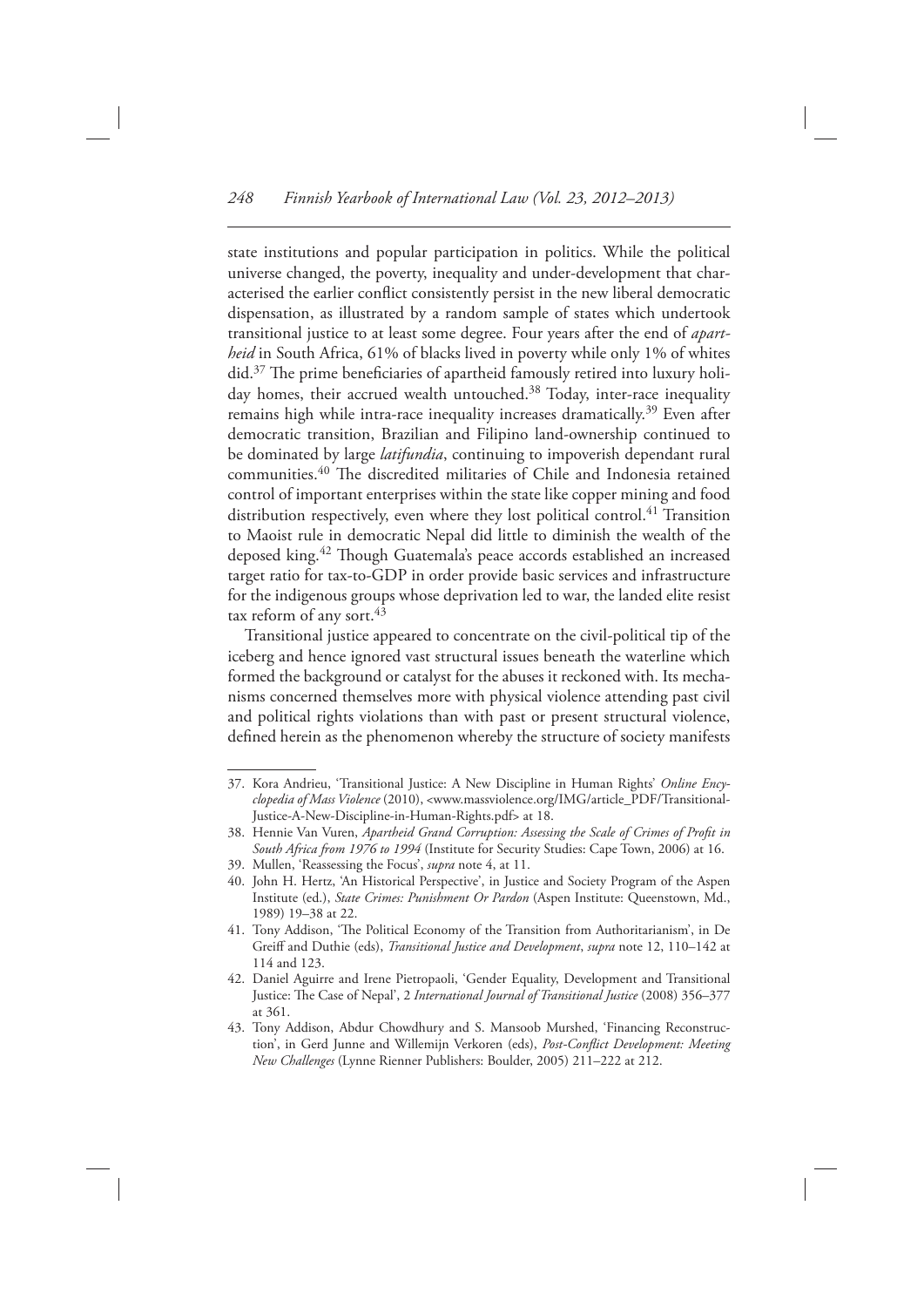state institutions and popular participation in politics. While the political universe changed, the poverty, inequality and under-development that characterised the earlier conflict consistently persist in the new liberal democratic dispensation, as illustrated by a random sample of states which undertook transitional justice to at least some degree. Four years after the end of *apartheid* in South Africa, 61% of blacks lived in poverty while only 1% of whites did.[37] The prime beneficiaries of apartheid famously retired into luxury holiday homes, their accrued wealth untouched.[38] Today, inter-race inequality remains high while intra-race inequality increases dramatically.[39] Even after democratic transition, Brazilian and Filipino land-ownership continued to be dominated by large *latifundia*, continuing to impoverish dependant rural communities.[40] The discredited militaries of Chile and Indonesia retained control of important enterprises within the state like copper mining and food distribution respectively, even where they lost political control.[41] Transition to Maoist rule in democratic Nepal did little to diminish the wealth of the deposed king.[42] Though Guatemala's peace accords established an increased target ratio for tax-to-GDP in order provide basic services and infrastructure for the indigenous groups whose deprivation led to war, the landed elite resist tax reform of any sort.[43]

Transitional justice appeared to concentrate on the civil-political tip of the iceberg and hence ignored vast structural issues beneath the waterline which formed the background or catalyst for the abuses it reckoned with. Its mechanisms concerned themselves more with physical violence attending past civil and political rights violations than with past or present structural violence, defined herein as the phenomenon whereby the structure of society manifests

---

37. Kora Andrieu, 'Transitional Justice: A New Discipline in Human Rights' *Online Encyclopedia of Mass Violence* (2010), <www.massviolence.org/IMG/article_PDF/Transitional-Justice-A-New-Discipline-in-Human-Rights.pdf> at 18.

38. Hennie Van Vuren, *Apartheid Grand Corruption: Assessing the Scale of Crimes of Profit in South Africa from 1976 to 1994* (Institute for Security Studies: Cape Town, 2006) at 16.

39. Mullen, 'Reassessing the Focus', *supra* note 4, at 11.

40. John H. Hertz, 'An Historical Perspective', in Justice and Society Program of the Aspen Institute (ed.), *State Crimes: Punishment Or Pardon* (Aspen Institute: Queenstown, Md., 1989) 19–38 at 22.

41. Tony Addison, 'The Political Economy of the Transition from Authoritarianism', in De Greiff and Duthie (eds), *Transitional Justice and Development*, *supra* note 12, 110–142 at 114 and 123.

42. Daniel Aguirre and Irene Pietropaoli, 'Gender Equality, Development and Transitional Justice: The Case of Nepal', 2 *International Journal of Transitional Justice* (2008) 356–377 at 361.

43. Tony Addison, Abdur Chowdhury and S. Mansoob Murshed, 'Financing Reconstruction', in Gerd Junne and Willemijn Verkoren (eds), *Post-Conflict Development: Meeting New Challenges* (Lynne Rienner Publishers: Boulder, 2005) 211–222 at 212.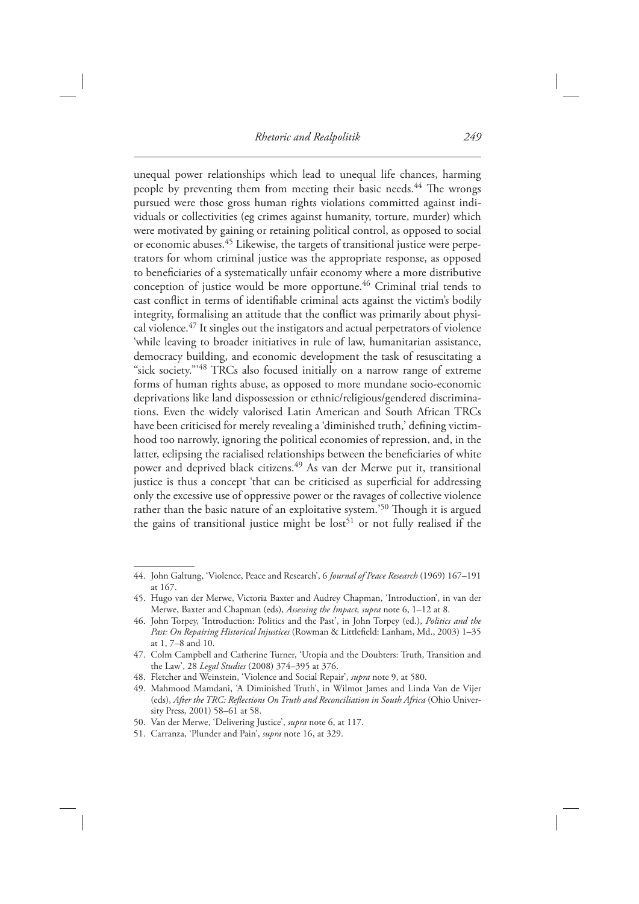unequal power relationships which lead to unequal life chances, harming people by preventing them from meeting their basic needs.[44] The wrongs pursued were those gross human rights violations committed against individuals or collectivities (eg crimes against humanity, torture, murder) which were motivated by gaining or retaining political control, as opposed to social or economic abuses.[45] Likewise, the targets of transitional justice were perpetrators for whom criminal justice was the appropriate response, as opposed to beneficiaries of a systematically unfair economy where a more distributive conception of justice would be more opportune.[46] Criminal trial tends to cast conflict in terms of identifiable criminal acts against the victim's bodily integrity, formalising an attitude that the conflict was primarily about physical violence.[47] It singles out the instigators and actual perpetrators of violence 'while leaving to broader initiatives in rule of law, humanitarian assistance, democracy building, and economic development the task of resuscitating a "sick society."'[48] TRCs also focused initially on a narrow range of extreme forms of human rights abuse, as opposed to more mundane socio-economic deprivations like land dispossession or ethnic/religious/gendered discriminations. Even the widely valorised Latin American and South African TRCs have been criticised for merely revealing a 'diminished truth,' defining victimhood too narrowly, ignoring the political economies of repression, and, in the latter, eclipsing the racialised relationships between the beneficiaries of white power and deprived black citizens.[49] As van der Merwe put it, transitional justice is thus a concept 'that can be criticised as superficial for addressing only the excessive use of oppressive power or the ravages of collective violence rather than the basic nature of an exploitative system.'[50] Though it is argued the gains of transitional justice might be lost[51] or not fully realised if the

---

44. John Galtung, 'Violence, Peace and Research', 6 *Journal of Peace Research* (1969) 167–191 at 167.
45. Hugo van der Merwe, Victoria Baxter and Audrey Chapman, 'Introduction', in van der Merwe, Baxter and Chapman (eds), *Assessing the Impact, supra* note 6, 1–12 at 8.
46. John Torpey, 'Introduction: Politics and the Past', in John Torpey (ed.), *Politics and the Past: On Repairing Historical Injustices* (Rowman & Littlefield: Lanham, Md., 2003) 1–35 at 1, 7–8 and 10.
47. Colm Campbell and Catherine Turner, 'Utopia and the Doubters: Truth, Transition and the Law', 28 *Legal Studies* (2008) 374–395 at 376.
48. Fletcher and Weinstein, 'Violence and Social Repair', *supra* note 9, at 580.
49. Mahmood Mamdani, 'A Diminished Truth', in Wilmot James and Linda Van de Vijer (eds), *After the TRC: Reflections On Truth and Reconciliation in South Africa* (Ohio University Press, 2001) 58–61 at 58.
50. Van der Merwe, 'Delivering Justice', *supra* note 6, at 117.
51. Carranza, 'Plunder and Pain', *supra* note 16, at 329.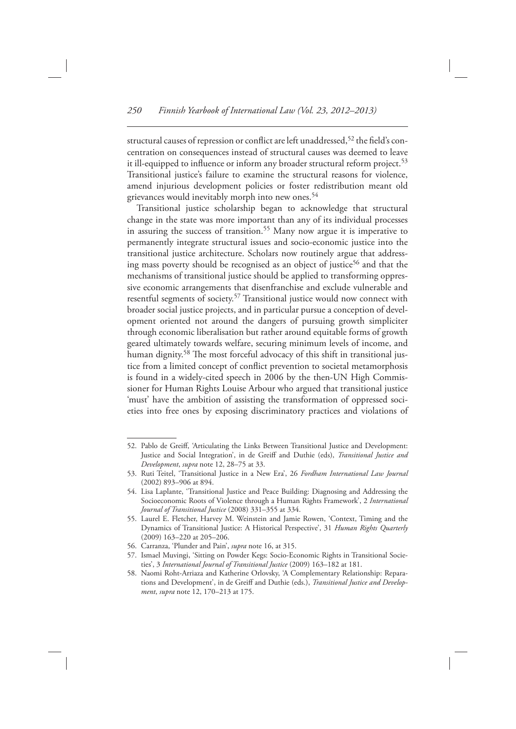structural causes of repression or conflict are left unaddressed,[52] the field's concentration on consequences instead of structural causes was deemed to leave it ill-equipped to influence or inform any broader structural reform project.[53] Transitional justice's failure to examine the structural reasons for violence, amend injurious development policies or foster redistribution meant old grievances would inevitably morph into new ones.[54]

Transitional justice scholarship began to acknowledge that structural change in the state was more important than any of its individual processes in assuring the success of transition.[55] Many now argue it is imperative to permanently integrate structural issues and socio-economic justice into the transitional justice architecture. Scholars now routinely argue that addressing mass poverty should be recognised as an object of justice[56] and that the mechanisms of transitional justice should be applied to transforming oppressive economic arrangements that disenfranchise and exclude vulnerable and resentful segments of society.[57] Transitional justice would now connect with broader social justice projects, and in particular pursue a conception of development oriented not around the dangers of pursuing growth simpliciter through economic liberalisation but rather around equitable forms of growth geared ultimately towards welfare, securing minimum levels of income, and human dignity.[58] The most forceful advocacy of this shift in transitional justice from a limited concept of conflict prevention to societal metamorphosis is found in a widely-cited speech in 2006 by the then-UN High Commissioner for Human Rights Louise Arbour who argued that transitional justice 'must' have the ambition of assisting the transformation of oppressed societies into free ones by exposing discriminatory practices and violations of

---

52. Pablo de Greiff, 'Articulating the Links Between Transitional Justice and Development: Justice and Social Integration', in de Greiff and Duthie (eds), *Transitional Justice and Development*, *supra* note 12, 28–75 at 33.
53. Ruti Teitel, 'Transitional Justice in a New Era', 26 *Fordham International Law Journal* (2002) 893–906 at 894.
54. Lisa Laplante, 'Transitional Justice and Peace Building: Diagnosing and Addressing the Socioeconomic Roots of Violence through a Human Rights Framework', 2 *International Journal of Transitional Justice* (2008) 331–355 at 334.
55. Laurel E. Fletcher, Harvey M. Weinstein and Jamie Rowen, 'Context, Timing and the Dynamics of Transitional Justice: A Historical Perspective', 31 *Human Rights Quarterly* (2009) 163–220 at 205–206.
56. Carranza, 'Plunder and Pain', *supra* note 16, at 315.
57. Ismael Muvingi, 'Sitting on Powder Kegs: Socio-Economic Rights in Transitional Societies', 3 *International Journal of Transitional Justice* (2009) 163–182 at 181.
58. Naomi Roht-Arriaza and Katherine Orlovsky, 'A Complementary Relationship: Reparations and Development', in de Greiff and Duthie (eds.), *Transitional Justice and Development*, *supra* note 12, 170–213 at 175.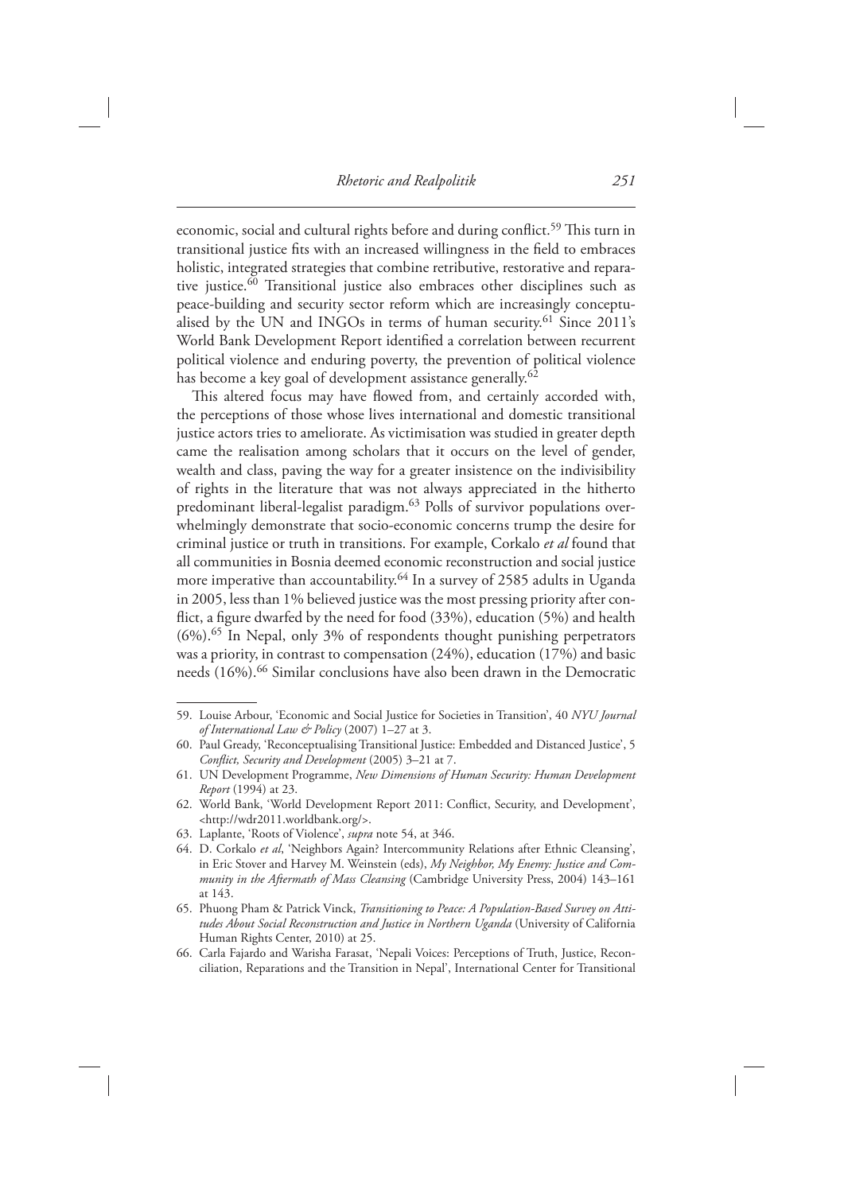economic, social and cultural rights before and during conflict.[59] This turn in transitional justice fits with an increased willingness in the field to embraces holistic, integrated strategies that combine retributive, restorative and reparative justice.[60] Transitional justice also embraces other disciplines such as peace-building and security sector reform which are increasingly conceptualised by the UN and INGOs in terms of human security.[61] Since 2011's World Bank Development Report identified a correlation between recurrent political violence and enduring poverty, the prevention of political violence has become a key goal of development assistance generally.[62]

This altered focus may have flowed from, and certainly accorded with, the perceptions of those whose lives international and domestic transitional justice actors tries to ameliorate. As victimisation was studied in greater depth came the realisation among scholars that it occurs on the level of gender, wealth and class, paving the way for a greater insistence on the indivisibility of rights in the literature that was not always appreciated in the hitherto predominant liberal-legalist paradigm.[63] Polls of survivor populations overwhelmingly demonstrate that socio-economic concerns trump the desire for criminal justice or truth in transitions. For example, Corkalo *et al* found that all communities in Bosnia deemed economic reconstruction and social justice more imperative than accountability.[64] In a survey of 2585 adults in Uganda in 2005, less than 1% believed justice was the most pressing priority after conflict, a figure dwarfed by the need for food (33%), education (5%) and health (6%).[65] In Nepal, only 3% of respondents thought punishing perpetrators was a priority, in contrast to compensation (24%), education (17%) and basic needs (16%).[66] Similar conclusions have also been drawn in the Democratic

---

59. Louise Arbour, 'Economic and Social Justice for Societies in Transition', 40 *NYU Journal of International Law & Policy* (2007) 1–27 at 3.
60. Paul Gready, 'Reconceptualising Transitional Justice: Embedded and Distanced Justice', 5 *Conflict, Security and Development* (2005) 3–21 at 7.
61. UN Development Programme, *New Dimensions of Human Security: Human Development Report* (1994) at 23.
62. World Bank, 'World Development Report 2011: Conflict, Security, and Development', <http://wdr2011.worldbank.org/>.
63. Laplante, 'Roots of Violence', *supra* note 54, at 346.
64. D. Corkalo *et al*, 'Neighbors Again? Intercommunity Relations after Ethnic Cleansing', in Eric Stover and Harvey M. Weinstein (eds), *My Neighbor, My Enemy: Justice and Community in the Aftermath of Mass Cleansing* (Cambridge University Press, 2004) 143–161 at 143.
65. Phuong Pham & Patrick Vinck, *Transitioning to Peace: A Population-Based Survey on Attitudes About Social Reconstruction and Justice in Northern Uganda* (University of California Human Rights Center, 2010) at 25.
66. Carla Fajardo and Warisha Farasat, 'Nepali Voices: Perceptions of Truth, Justice, Reconciliation, Reparations and the Transition in Nepal', International Center for Transitional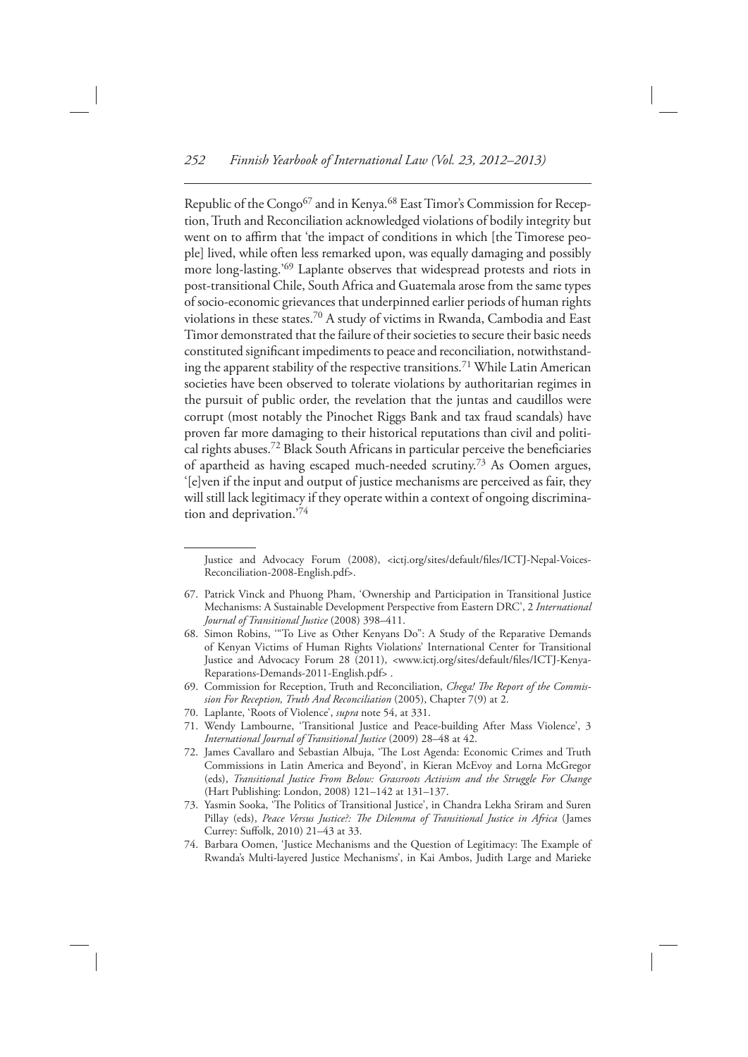Republic of the Congo[67] and in Kenya.[68] East Timor's Commission for Reception, Truth and Reconciliation acknowledged violations of bodily integrity but went on to affirm that 'the impact of conditions in which [the Timorese people] lived, while often less remarked upon, was equally damaging and possibly more long-lasting.'[69] Laplante observes that widespread protests and riots in post-transitional Chile, South Africa and Guatemala arose from the same types of socio-economic grievances that underpinned earlier periods of human rights violations in these states.[70] A study of victims in Rwanda, Cambodia and East Timor demonstrated that the failure of their societies to secure their basic needs constituted significant impediments to peace and reconciliation, notwithstanding the apparent stability of the respective transitions.[71] While Latin American societies have been observed to tolerate violations by authoritarian regimes in the pursuit of public order, the revelation that the juntas and caudillos were corrupt (most notably the Pinochet Riggs Bank and tax fraud scandals) have proven far more damaging to their historical reputations than civil and political rights abuses.[72] Black South Africans in particular perceive the beneficiaries of apartheid as having escaped much-needed scrutiny.[73] As Oomen argues, '[e]ven if the input and output of justice mechanisms are perceived as fair, they will still lack legitimacy if they operate within a context of ongoing discrimination and deprivation.'[74]

---

Justice and Advocacy Forum (2008), <ictj.org/sites/default/files/ICTJ-Nepal-Voices-Reconciliation-2008-English.pdf>.

67. Patrick Vinck and Phuong Pham, 'Ownership and Participation in Transitional Justice Mechanisms: A Sustainable Development Perspective from Eastern DRC', 2 *International Journal of Transitional Justice* (2008) 398–411.
68. Simon Robins, '"To Live as Other Kenyans Do": A Study of the Reparative Demands of Kenyan Victims of Human Rights Violations' International Center for Transitional Justice and Advocacy Forum 28 (2011), <www.ictj.org/sites/default/files/ICTJ-Kenya-Reparations-Demands-2011-English.pdf> .
69. Commission for Reception, Truth and Reconciliation, *Chega! The Report of the Commission For Reception, Truth And Reconciliation* (2005), Chapter 7(9) at 2.
70. Laplante, 'Roots of Violence', *supra* note 54, at 331.
71. Wendy Lambourne, 'Transitional Justice and Peace-building After Mass Violence', 3 *International Journal of Transitional Justice* (2009) 28–48 at 42.
72. James Cavallaro and Sebastian Albuja, 'The Lost Agenda: Economic Crimes and Truth Commissions in Latin America and Beyond', in Kieran McEvoy and Lorna McGregor (eds), *Transitional Justice From Below: Grassroots Activism and the Struggle For Change* (Hart Publishing: London, 2008) 121–142 at 131–137.
73. Yasmin Sooka, 'The Politics of Transitional Justice', in Chandra Lekha Sriram and Suren Pillay (eds), *Peace Versus Justice?: The Dilemma of Transitional Justice in Africa* (James Currey: Suffolk, 2010) 21–43 at 33.
74. Barbara Oomen, 'Justice Mechanisms and the Question of Legitimacy: The Example of Rwanda's Multi-layered Justice Mechanisms', in Kai Ambos, Judith Large and Marieke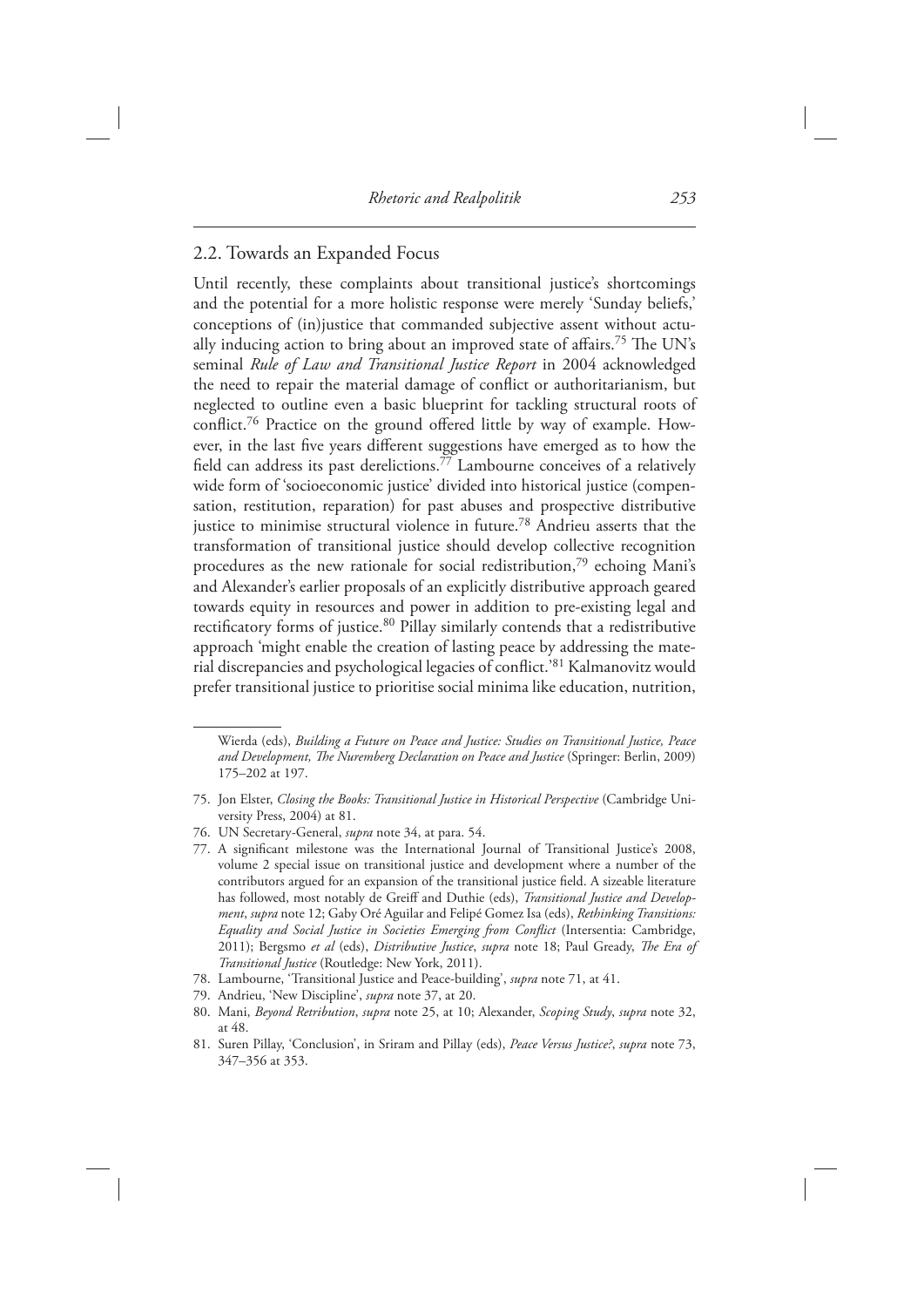## 2.2. Towards an Expanded Focus

Until recently, these complaints about transitional justice's shortcomings and the potential for a more holistic response were merely 'Sunday beliefs,' conceptions of (in)justice that commanded subjective assent without actually inducing action to bring about an improved state of affairs.[75] The UN's seminal *Rule of Law and Transitional Justice Report* in 2004 acknowledged the need to repair the material damage of conflict or authoritarianism, but neglected to outline even a basic blueprint for tackling structural roots of conflict.[76] Practice on the ground offered little by way of example. However, in the last five years different suggestions have emerged as to how the field can address its past derelictions.[77] Lambourne conceives of a relatively wide form of 'socioeconomic justice' divided into historical justice (compensation, restitution, reparation) for past abuses and prospective distributive justice to minimise structural violence in future.[78] Andrieu asserts that the transformation of transitional justice should develop collective recognition procedures as the new rationale for social redistribution,[79] echoing Mani's and Alexander's earlier proposals of an explicitly distributive approach geared towards equity in resources and power in addition to pre-existing legal and rectificatory forms of justice.[80] Pillay similarly contends that a redistributive approach 'might enable the creation of lasting peace by addressing the material discrepancies and psychological legacies of conflict.'[81] Kalmanovitz would prefer transitional justice to prioritise social minima like education, nutrition,

---

Wierda (eds), *Building a Future on Peace and Justice: Studies on Transitional Justice, Peace and Development, The Nuremberg Declaration on Peace and Justice* (Springer: Berlin, 2009) 175–202 at 197.

75. Jon Elster, *Closing the Books: Transitional Justice in Historical Perspective* (Cambridge University Press, 2004) at 81.

76. UN Secretary-General, *supra* note 34, at para. 54.

77. A significant milestone was the International Journal of Transitional Justice's 2008, volume 2 special issue on transitional justice and development where a number of the contributors argued for an expansion of the transitional justice field. A sizeable literature has followed, most notably de Greiff and Duthie (eds), *Transitional Justice and Development*, *supra* note 12; Gaby Oré Aguilar and Felipé Gomez Isa (eds), *Rethinking Transitions: Equality and Social Justice in Societies Emerging from Conflict* (Intersentia: Cambridge, 2011); Bergsmo *et al* (eds), *Distributive Justice*, *supra* note 18; Paul Gready, *The Era of Transitional Justice* (Routledge: New York, 2011).

78. Lambourne, 'Transitional Justice and Peace-building', *supra* note 71, at 41.

79. Andrieu, 'New Discipline', *supra* note 37, at 20.

80. Mani, *Beyond Retribution*, *supra* note 25, at 10; Alexander, *Scoping Study*, *supra* note 32, at 48.

81. Suren Pillay, 'Conclusion', in Sriram and Pillay (eds), *Peace Versus Justice?*, *supra* note 73, 347–356 at 353.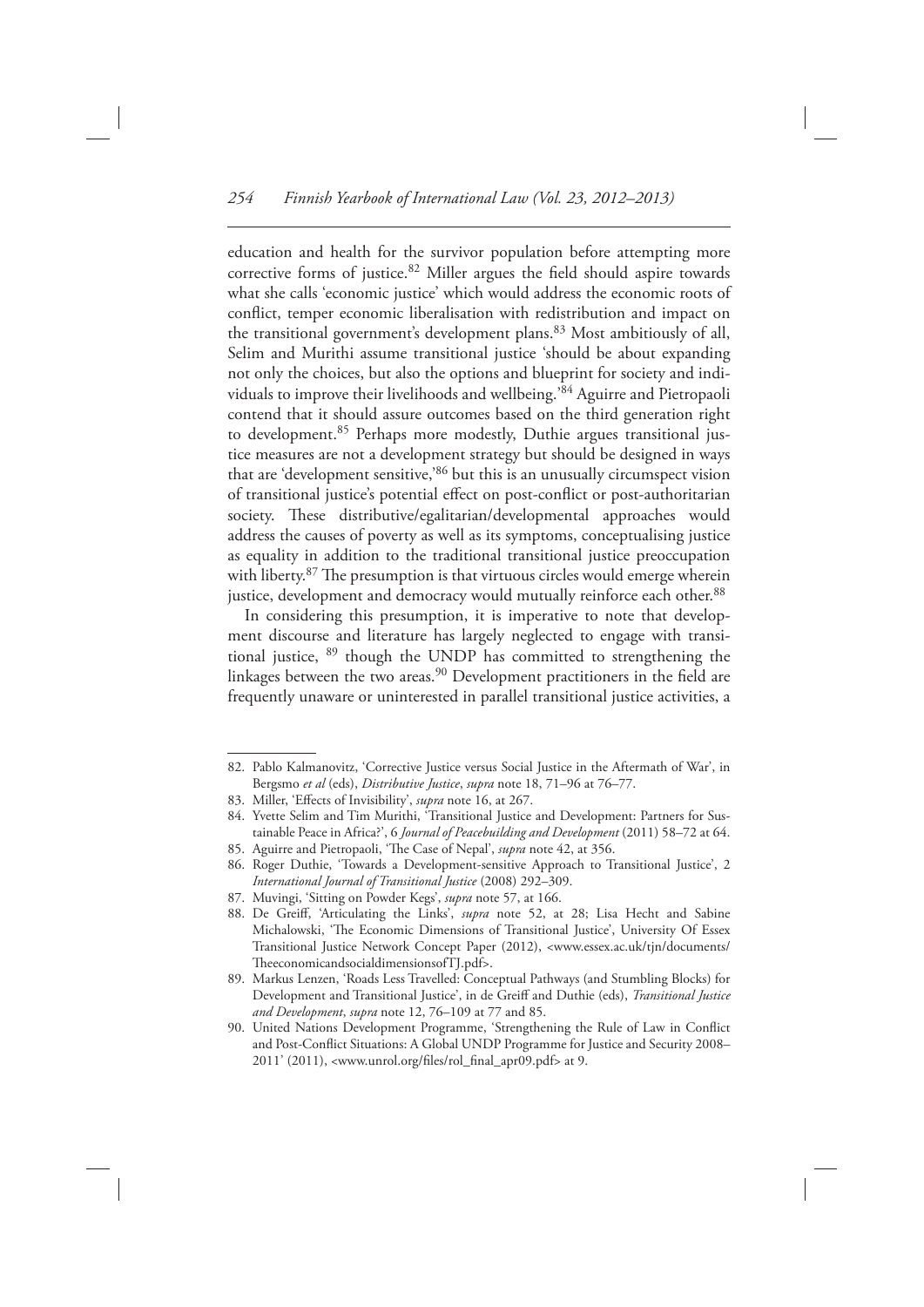education and health for the survivor population before attempting more corrective forms of justice.[82] Miller argues the field should aspire towards what she calls 'economic justice' which would address the economic roots of conflict, temper economic liberalisation with redistribution and impact on the transitional government's development plans.[83] Most ambitiously of all, Selim and Murithi assume transitional justice 'should be about expanding not only the choices, but also the options and blueprint for society and individuals to improve their livelihoods and wellbeing.'[84] Aguirre and Pietropaoli contend that it should assure outcomes based on the third generation right to development.[85] Perhaps more modestly, Duthie argues transitional justice measures are not a development strategy but should be designed in ways that are 'development sensitive,'[86] but this is an unusually circumspect vision of transitional justice's potential effect on post-conflict or post-authoritarian society. These distributive/egalitarian/developmental approaches would address the causes of poverty as well as its symptoms, conceptualising justice as equality in addition to the traditional transitional justice preoccupation with liberty.[87] The presumption is that virtuous circles would emerge wherein justice, development and democracy would mutually reinforce each other.[88]

In considering this presumption, it is imperative to note that development discourse and literature has largely neglected to engage with transitional justice, [89] though the UNDP has committed to strengthening the linkages between the two areas.[90] Development practitioners in the field are frequently unaware or uninterested in parallel transitional justice activities, a

---

82. Pablo Kalmanovitz, 'Corrective Justice versus Social Justice in the Aftermath of War', in Bergsmo *et al* (eds), *Distributive Justice*, *supra* note 18, 71–96 at 76–77.
83. Miller, 'Effects of Invisibility', *supra* note 16, at 267.
84. Yvette Selim and Tim Murithi, 'Transitional Justice and Development: Partners for Sustainable Peace in Africa?', 6 *Journal of Peacebuilding and Development* (2011) 58–72 at 64.
85. Aguirre and Pietropaoli, 'The Case of Nepal', *supra* note 42, at 356.
86. Roger Duthie, 'Towards a Development-sensitive Approach to Transitional Justice', 2 *International Journal of Transitional Justice* (2008) 292–309.
87. Muvingi, 'Sitting on Powder Kegs', *supra* note 57, at 166.
88. De Greiff, 'Articulating the Links', *supra* note 52, at 28; Lisa Hecht and Sabine Michalowski, 'The Economic Dimensions of Transitional Justice', University Of Essex Transitional Justice Network Concept Paper (2012), <www.essex.ac.uk/tjn/documents/TheeconomicandsocialdimensionsofTJ.pdf>.
89. Markus Lenzen, 'Roads Less Travelled: Conceptual Pathways (and Stumbling Blocks) for Development and Transitional Justice', in de Greiff and Duthie (eds), *Transitional Justice and Development*, *supra* note 12, 76–109 at 77 and 85.
90. United Nations Development Programme, 'Strengthening the Rule of Law in Conflict and Post-Conflict Situations: A Global UNDP Programme for Justice and Security 2008–2011' (2011), <www.unrol.org/files/rol_final_apr09.pdf> at 9.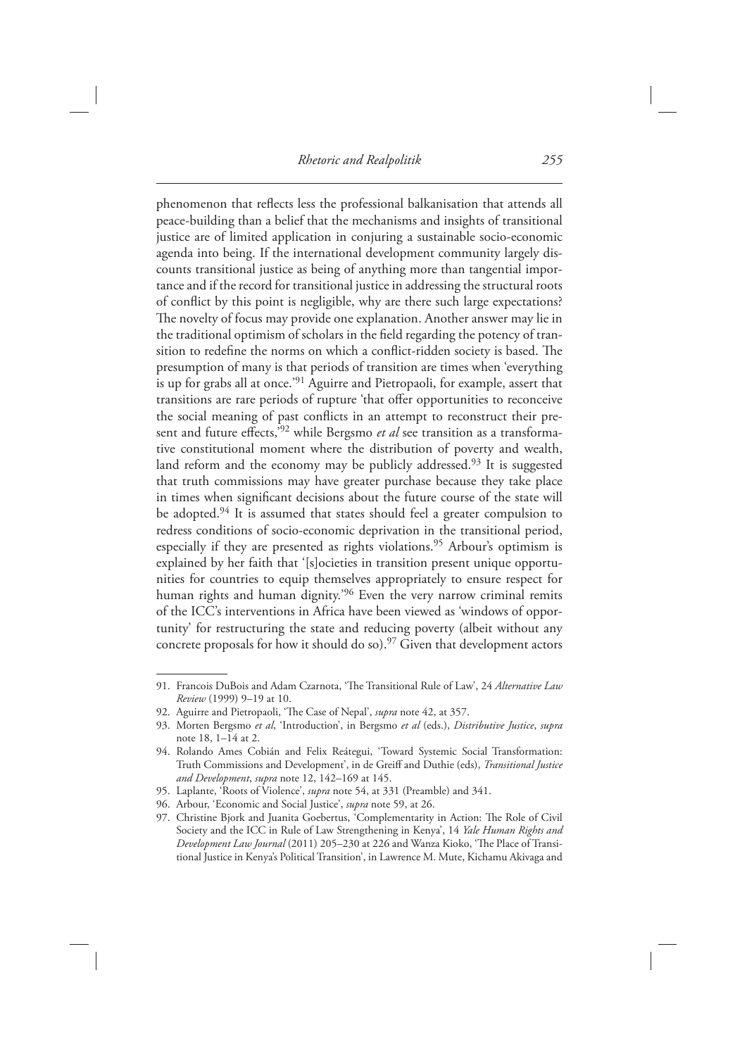phenomenon that reflects less the professional balkanisation that attends all peace-building than a belief that the mechanisms and insights of transitional justice are of limited application in conjuring a sustainable socio-economic agenda into being. If the international development community largely discounts transitional justice as being of anything more than tangential importance and if the record for transitional justice in addressing the structural roots of conflict by this point is negligible, why are there such large expectations? The novelty of focus may provide one explanation. Another answer may lie in the traditional optimism of scholars in the field regarding the potency of transition to redefine the norms on which a conflict-ridden society is based. The presumption of many is that periods of transition are times when 'everything is up for grabs all at once.'[91] Aguirre and Pietropaoli, for example, assert that transitions are rare periods of rupture 'that offer opportunities to reconceive the social meaning of past conflicts in an attempt to reconstruct their present and future effects,'[92] while Bergsmo *et al* see transition as a transformative constitutional moment where the distribution of poverty and wealth, land reform and the economy may be publicly addressed.[93] It is suggested that truth commissions may have greater purchase because they take place in times when significant decisions about the future course of the state will be adopted.[94] It is assumed that states should feel a greater compulsion to redress conditions of socio-economic deprivation in the transitional period, especially if they are presented as rights violations.[95] Arbour's optimism is explained by her faith that '[s]ocieties in transition present unique opportunities for countries to equip themselves appropriately to ensure respect for human rights and human dignity.'[96] Even the very narrow criminal remits of the ICC's interventions in Africa have been viewed as 'windows of opportunity' for restructuring the state and reducing poverty (albeit without any concrete proposals for how it should do so).[97] Given that development actors

91. Francois DuBois and Adam Czarnota, 'The Transitional Rule of Law', 24 *Alternative Law Review* (1999) 9–19 at 10.
92. Aguirre and Pietropaoli, 'The Case of Nepal', *supra* note 42, at 357.
93. Morten Bergsmo *et al*, 'Introduction', in Bergsmo *et al* (eds.), *Distributive Justice*, *supra* note 18, 1–14 at 2.
94. Rolando Ames Cobián and Felix Reátegui, 'Toward Systemic Social Transformation: Truth Commissions and Development', in de Greiff and Duthie (eds), *Transitional Justice and Development*, *supra* note 12, 142–169 at 145.
95. Laplante, 'Roots of Violence', *supra* note 54, at 331 (Preamble) and 341.
96. Arbour, 'Economic and Social Justice', *supra* note 59, at 26.
97. Christine Bjork and Juanita Goebertus, 'Complementarity in Action: The Role of Civil Society and the ICC in Rule of Law Strengthening in Kenya', 14 *Yale Human Rights and Development Law Journal* (2011) 205–230 at 226 and Wanza Kioko, 'The Place of Transitional Justice in Kenya's Political Transition', in Lawrence M. Mute, Kichamu Akivaga and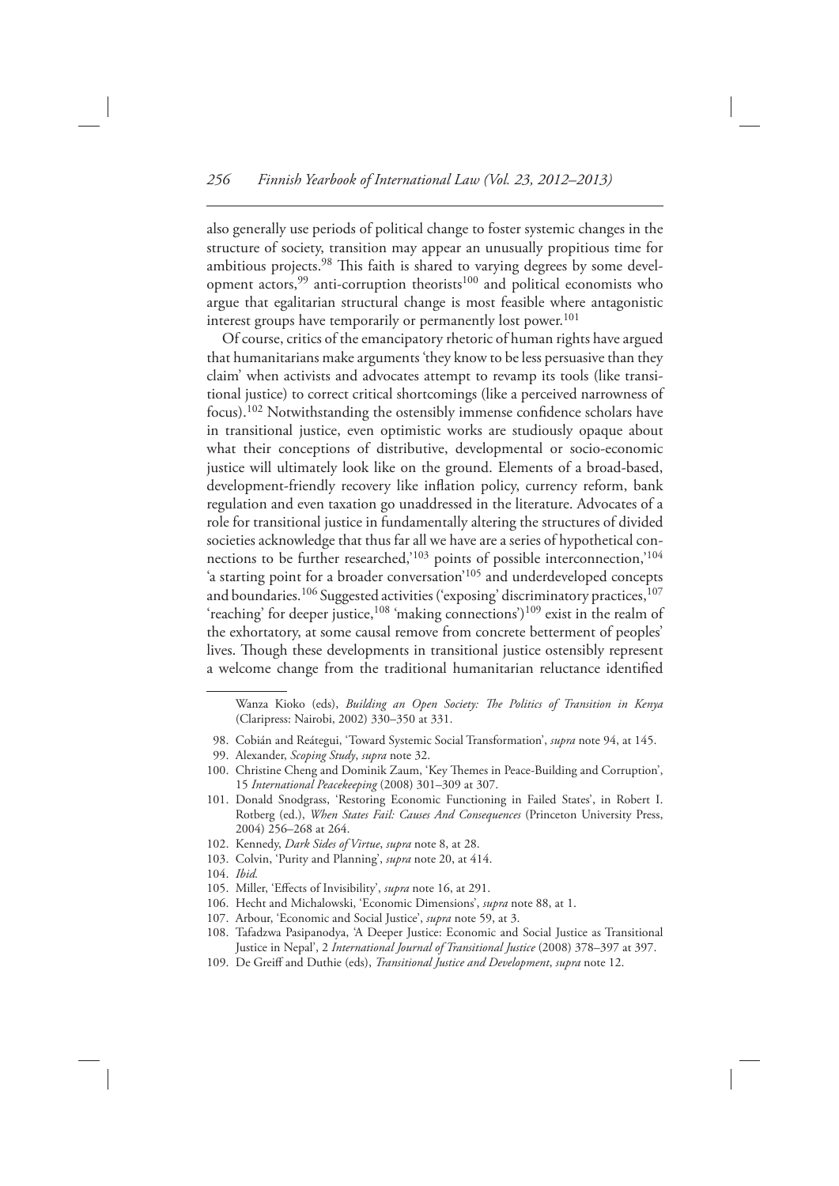also generally use periods of political change to foster systemic changes in the structure of society, transition may appear an unusually propitious time for ambitious projects.[98] This faith is shared to varying degrees by some development actors,[99] anti-corruption theorists[100] and political economists who argue that egalitarian structural change is most feasible where antagonistic interest groups have temporarily or permanently lost power.[101]

Of course, critics of the emancipatory rhetoric of human rights have argued that humanitarians make arguments 'they know to be less persuasive than they claim' when activists and advocates attempt to revamp its tools (like transitional justice) to correct critical shortcomings (like a perceived narrowness of focus).[102] Notwithstanding the ostensibly immense confidence scholars have in transitional justice, even optimistic works are studiously opaque about what their conceptions of distributive, developmental or socio-economic justice will ultimately look like on the ground. Elements of a broad-based, development-friendly recovery like inflation policy, currency reform, bank regulation and even taxation go unaddressed in the literature. Advocates of a role for transitional justice in fundamentally altering the structures of divided societies acknowledge that thus far all we have are a series of hypothetical connections to be further researched,'[103] points of possible interconnection,'[104] 'a starting point for a broader conversation'[105] and underdeveloped concepts and boundaries.[106] Suggested activities ('exposing' discriminatory practices,[107] 'reaching' for deeper justice,[108] 'making connections')[109] exist in the realm of the exhortatory, at some causal remove from concrete betterment of peoples' lives. Though these developments in transitional justice ostensibly represent a welcome change from the traditional humanitarian reluctance identified

---

Wanza Kioko (eds), *Building an Open Society: The Politics of Transition in Kenya* (Claripress: Nairobi, 2002) 330–350 at 331.

98. Cobián and Reátegui, 'Toward Systemic Social Transformation', *supra* note 94, at 145.
99. Alexander, *Scoping Study*, *supra* note 32.
100. Christine Cheng and Dominik Zaum, 'Key Themes in Peace-Building and Corruption', 15 *International Peacekeeping* (2008) 301–309 at 307.
101. Donald Snodgrass, 'Restoring Economic Functioning in Failed States', in Robert I. Rotberg (ed.), *When States Fail: Causes And Consequences* (Princeton University Press, 2004) 256–268 at 264.
102. Kennedy, *Dark Sides of Virtue*, *supra* note 8, at 28.
103. Colvin, 'Purity and Planning', *supra* note 20, at 414.
104. *Ibid.*
105. Miller, 'Effects of Invisibility', *supra* note 16, at 291.
106. Hecht and Michalowski, 'Economic Dimensions', *supra* note 88, at 1.
107. Arbour, 'Economic and Social Justice', *supra* note 59, at 3.
108. Tafadzwa Pasipanodya, 'A Deeper Justice: Economic and Social Justice as Transitional Justice in Nepal', 2 *International Journal of Transitional Justice* (2008) 378–397 at 397.
109. De Greiff and Duthie (eds), *Transitional Justice and Development*, *supra* note 12.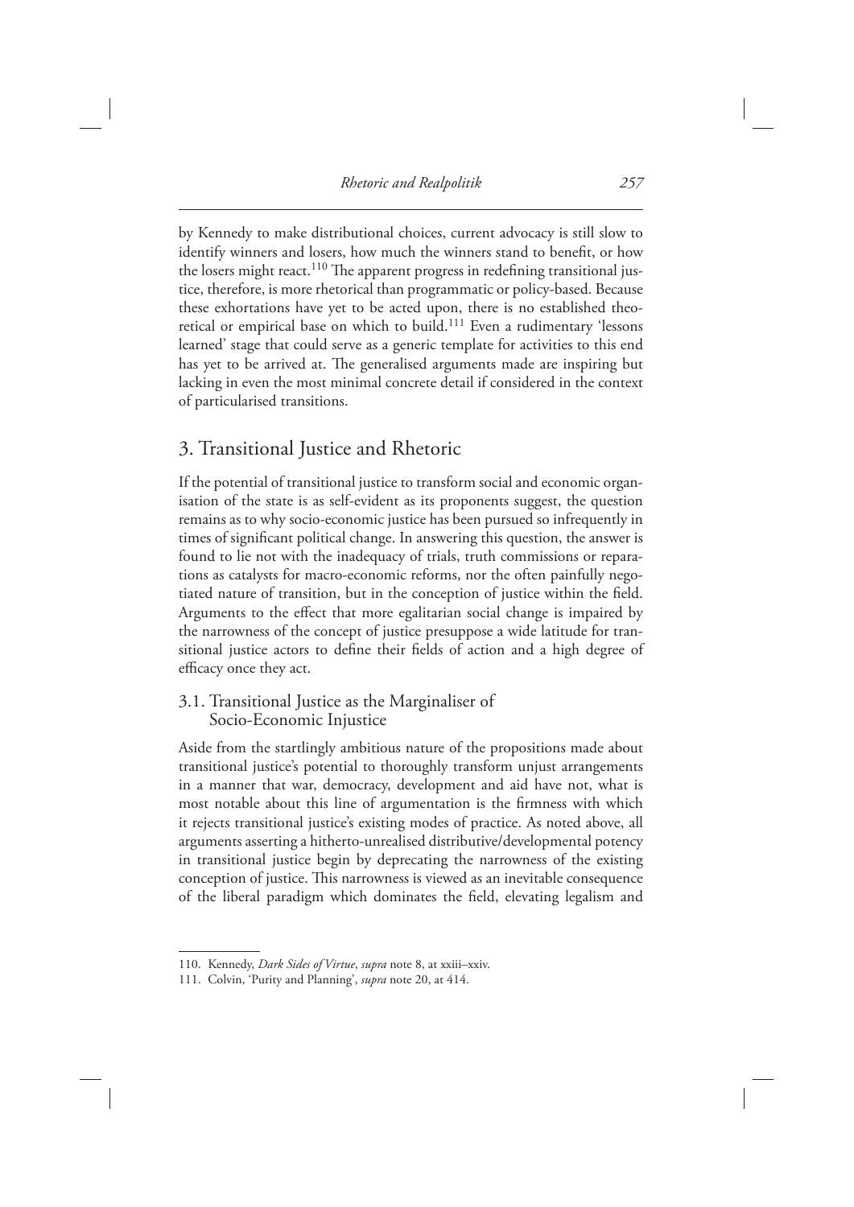by Kennedy to make distributional choices, current advocacy is still slow to identify winners and losers, how much the winners stand to benefit, or how the losers might react.[110] The apparent progress in redefining transitional justice, therefore, is more rhetorical than programmatic or policy-based. Because these exhortations have yet to be acted upon, there is no established theoretical or empirical base on which to build.[111] Even a rudimentary 'lessons learned' stage that could serve as a generic template for activities to this end has yet to be arrived at. The generalised arguments made are inspiring but lacking in even the most minimal concrete detail if considered in the context of particularised transitions.

## 3. Transitional Justice and Rhetoric

If the potential of transitional justice to transform social and economic organisation of the state is as self-evident as its proponents suggest, the question remains as to why socio-economic justice has been pursued so infrequently in times of significant political change. In answering this question, the answer is found to lie not with the inadequacy of trials, truth commissions or reparations as catalysts for macro-economic reforms, nor the often painfully negotiated nature of transition, but in the conception of justice within the field. Arguments to the effect that more egalitarian social change is impaired by the narrowness of the concept of justice presuppose a wide latitude for transitional justice actors to define their fields of action and a high degree of efficacy once they act.

### 3.1. Transitional Justice as the Marginaliser of Socio-Economic Injustice

Aside from the startlingly ambitious nature of the propositions made about transitional justice's potential to thoroughly transform unjust arrangements in a manner that war, democracy, development and aid have not, what is most notable about this line of argumentation is the firmness with which it rejects transitional justice's existing modes of practice. As noted above, all arguments asserting a hitherto-unrealised distributive/developmental potency in transitional justice begin by deprecating the narrowness of the existing conception of justice. This narrowness is viewed as an inevitable consequence of the liberal paradigm which dominates the field, elevating legalism and

110. Kennedy, *Dark Sides of Virtue*, *supra* note 8, at xxiii–xxiv.

111. Colvin, 'Purity and Planning', *supra* note 20, at 414.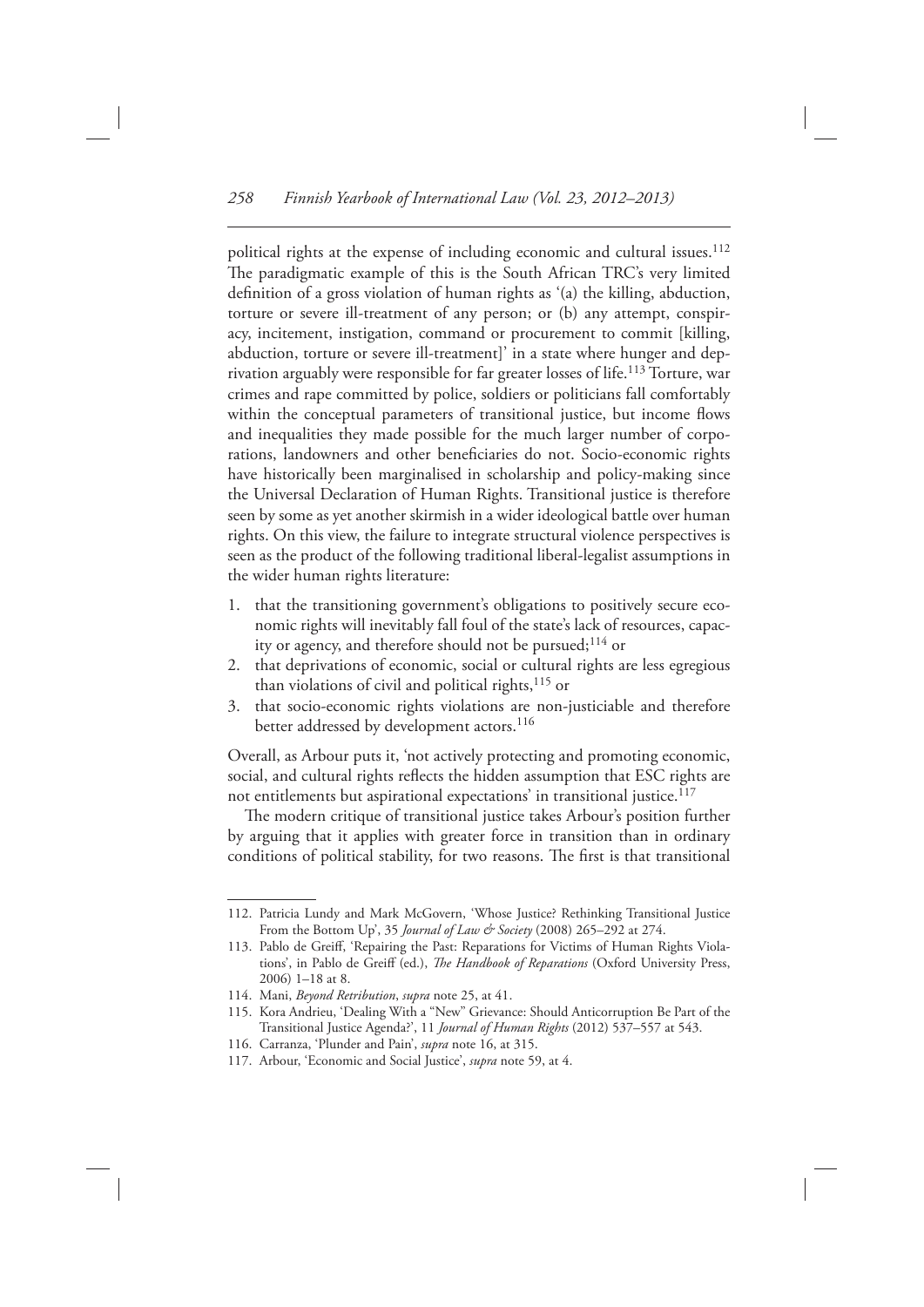political rights at the expense of including economic and cultural issues.[112] The paradigmatic example of this is the South African TRC's very limited definition of a gross violation of human rights as '(a) the killing, abduction, torture or severe ill-treatment of any person; or (b) any attempt, conspiracy, incitement, instigation, command or procurement to commit [killing, abduction, torture or severe ill-treatment]' in a state where hunger and deprivation arguably were responsible for far greater losses of life.[113] Torture, war crimes and rape committed by police, soldiers or politicians fall comfortably within the conceptual parameters of transitional justice, but income flows and inequalities they made possible for the much larger number of corporations, landowners and other beneficiaries do not. Socio-economic rights have historically been marginalised in scholarship and policy-making since the Universal Declaration of Human Rights. Transitional justice is therefore seen by some as yet another skirmish in a wider ideological battle over human rights. On this view, the failure to integrate structural violence perspectives is seen as the product of the following traditional liberal-legalist assumptions in the wider human rights literature:

1. that the transitioning government's obligations to positively secure economic rights will inevitably fall foul of the state's lack of resources, capacity or agency, and therefore should not be pursued;[114] or
2. that deprivations of economic, social or cultural rights are less egregious than violations of civil and political rights,[115] or
3. that socio-economic rights violations are non-justiciable and therefore better addressed by development actors.[116]

Overall, as Arbour puts it, 'not actively protecting and promoting economic, social, and cultural rights reflects the hidden assumption that ESC rights are not entitlements but aspirational expectations' in transitional justice.[117]

The modern critique of transitional justice takes Arbour's position further by arguing that it applies with greater force in transition than in ordinary conditions of political stability, for two reasons. The first is that transitional

112. Patricia Lundy and Mark McGovern, 'Whose Justice? Rethinking Transitional Justice From the Bottom Up', 35 *Journal of Law & Society* (2008) 265–292 at 274.

113. Pablo de Greiff, 'Repairing the Past: Reparations for Victims of Human Rights Violations', in Pablo de Greiff (ed.), *The Handbook of Reparations* (Oxford University Press, 2006) 1–18 at 8.

114. Mani, *Beyond Retribution*, *supra* note 25, at 41.

115. Kora Andrieu, 'Dealing With a "New" Grievance: Should Anticorruption Be Part of the Transitional Justice Agenda?', 11 *Journal of Human Rights* (2012) 537–557 at 543.

116. Carranza, 'Plunder and Pain', *supra* note 16, at 315.

117. Arbour, 'Economic and Social Justice', *supra* note 59, at 4.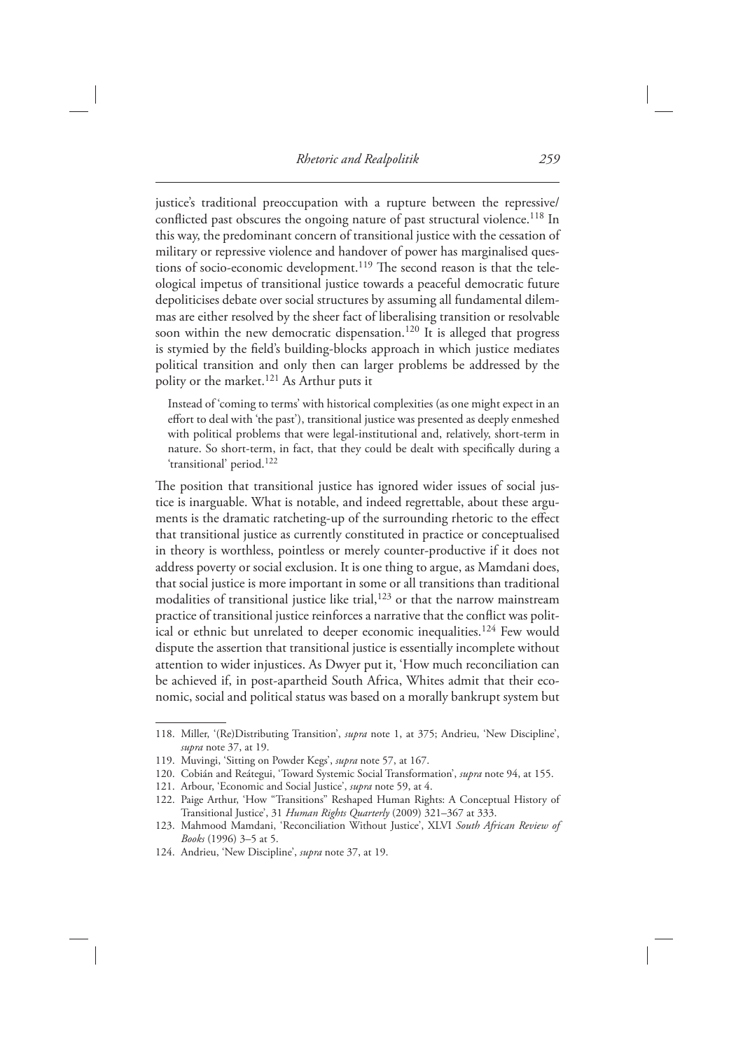justice's traditional preoccupation with a rupture between the repressive/conflicted past obscures the ongoing nature of past structural violence.[118] In this way, the predominant concern of transitional justice with the cessation of military or repressive violence and handover of power has marginalised questions of socio-economic development.[119] The second reason is that the teleological impetus of transitional justice towards a peaceful democratic future depoliticises debate over social structures by assuming all fundamental dilemmas are either resolved by the sheer fact of liberalising transition or resolvable soon within the new democratic dispensation.[120] It is alleged that progress is stymied by the field's building-blocks approach in which justice mediates political transition and only then can larger problems be addressed by the polity or the market.[121] As Arthur puts it

> Instead of 'coming to terms' with historical complexities (as one might expect in an effort to deal with 'the past'), transitional justice was presented as deeply enmeshed with political problems that were legal-institutional and, relatively, short-term in nature. So short-term, in fact, that they could be dealt with specifically during a 'transitional' period.[122]

The position that transitional justice has ignored wider issues of social justice is inarguable. What is notable, and indeed regrettable, about these arguments is the dramatic ratcheting-up of the surrounding rhetoric to the effect that transitional justice as currently constituted in practice or conceptualised in theory is worthless, pointless or merely counter-productive if it does not address poverty or social exclusion. It is one thing to argue, as Mamdani does, that social justice is more important in some or all transitions than traditional modalities of transitional justice like trial,[123] or that the narrow mainstream practice of transitional justice reinforces a narrative that the conflict was political or ethnic but unrelated to deeper economic inequalities.[124] Few would dispute the assertion that transitional justice is essentially incomplete without attention to wider injustices. As Dwyer put it, 'How much reconciliation can be achieved if, in post-apartheid South Africa, Whites admit that their economic, social and political status was based on a morally bankrupt system but

---

118. Miller, '(Re)Distributing Transition', *supra* note 1, at 375; Andrieu, 'New Discipline', *supra* note 37, at 19.

119. Muvingi, 'Sitting on Powder Kegs', *supra* note 57, at 167.

120. Cobián and Reátegui, 'Toward Systemic Social Transformation', *supra* note 94, at 155.

121. Arbour, 'Economic and Social Justice', *supra* note 59, at 4.

122. Paige Arthur, 'How "Transitions" Reshaped Human Rights: A Conceptual History of Transitional Justice', 31 *Human Rights Quarterly* (2009) 321–367 at 333.

123. Mahmood Mamdani, 'Reconciliation Without Justice', XLVI *South African Review of Books* (1996) 3–5 at 5.

124. Andrieu, 'New Discipline', *supra* note 37, at 19.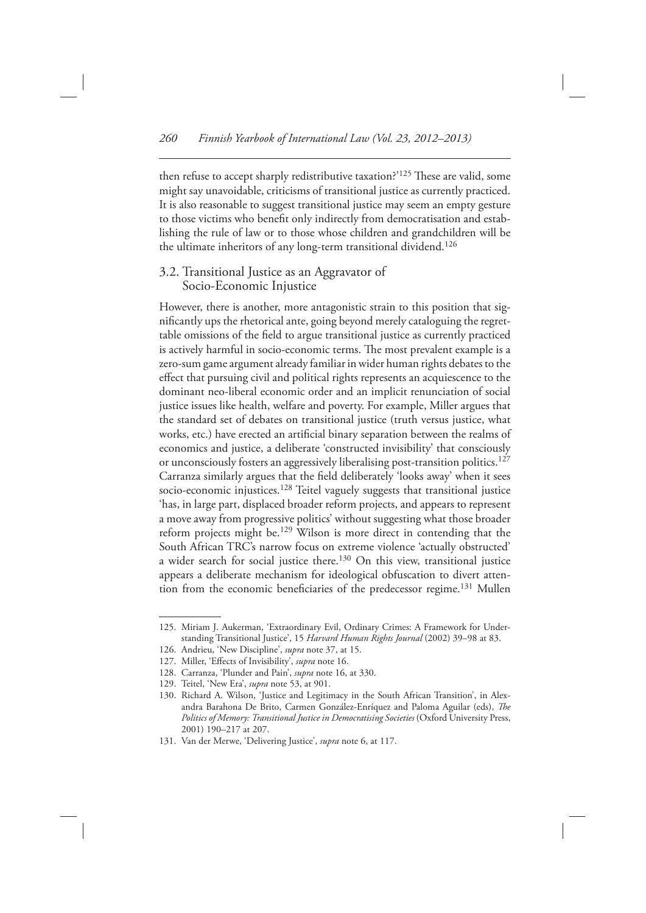then refuse to accept sharply redistributive taxation?'[125] These are valid, some might say unavoidable, criticisms of transitional justice as currently practiced. It is also reasonable to suggest transitional justice may seem an empty gesture to those victims who benefit only indirectly from democratisation and establishing the rule of law or to those whose children and grandchildren will be the ultimate inheritors of any long-term transitional dividend.[126]

## 3.2. Transitional Justice as an Aggravator of Socio-Economic Injustice

However, there is another, more antagonistic strain to this position that significantly ups the rhetorical ante, going beyond merely cataloguing the regrettable omissions of the field to argue transitional justice as currently practiced is actively harmful in socio-economic terms. The most prevalent example is a zero-sum game argument already familiar in wider human rights debates to the effect that pursuing civil and political rights represents an acquiescence to the dominant neo-liberal economic order and an implicit renunciation of social justice issues like health, welfare and poverty. For example, Miller argues that the standard set of debates on transitional justice (truth versus justice, what works, etc.) have erected an artificial binary separation between the realms of economics and justice, a deliberate 'constructed invisibility' that consciously or unconsciously fosters an aggressively liberalising post-transition politics.[127] Carranza similarly argues that the field deliberately 'looks away' when it sees socio-economic injustices.[128] Teitel vaguely suggests that transitional justice 'has, in large part, displaced broader reform projects, and appears to represent a move away from progressive politics' without suggesting what those broader reform projects might be.[129] Wilson is more direct in contending that the South African TRC's narrow focus on extreme violence 'actually obstructed' a wider search for social justice there.[130] On this view, transitional justice appears a deliberate mechanism for ideological obfuscation to divert attention from the economic beneficiaries of the predecessor regime.[131] Mullen

---

125. Miriam J. Aukerman, 'Extraordinary Evil, Ordinary Crimes: A Framework for Understanding Transitional Justice', 15 *Harvard Human Rights Journal* (2002) 39–98 at 83.

126. Andrieu, 'New Discipline', *supra* note 37, at 15.

127. Miller, 'Effects of Invisibility', *supra* note 16.

128. Carranza, 'Plunder and Pain', *supra* note 16, at 330.

129. Teitel, 'New Era', *supra* note 53, at 901.

130. Richard A. Wilson, 'Justice and Legitimacy in the South African Transition', in Alexandra Barahona De Brito, Carmen González-Enríquez and Paloma Aguilar (eds), *The Politics of Memory: Transitional Justice in Democratising Societies* (Oxford University Press, 2001) 190–217 at 207.

131. Van der Merwe, 'Delivering Justice', *supra* note 6, at 117.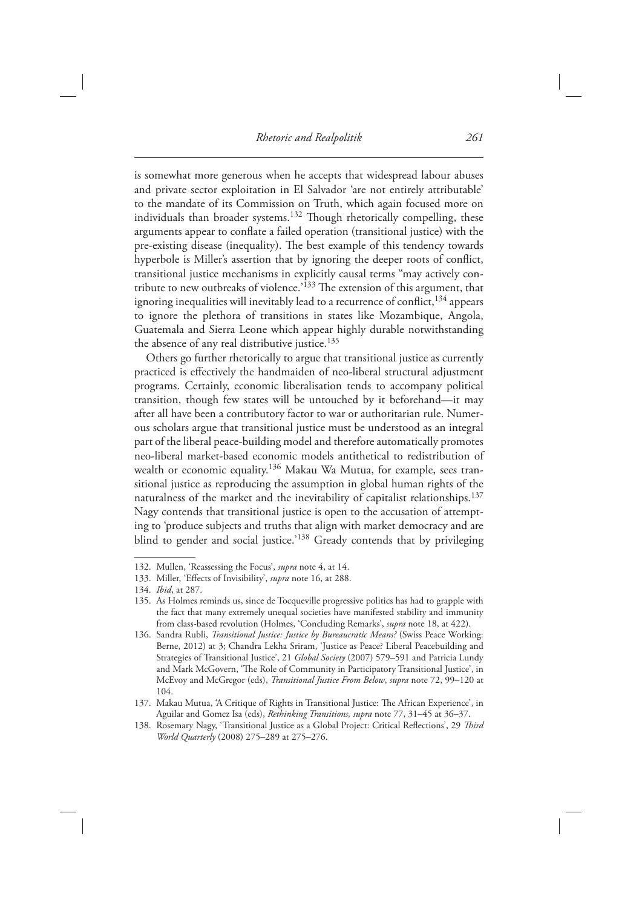is somewhat more generous when he accepts that widespread labour abuses and private sector exploitation in El Salvador 'are not entirely attributable' to the mandate of its Commission on Truth, which again focused more on individuals than broader systems.[132] Though rhetorically compelling, these arguments appear to conflate a failed operation (transitional justice) with the pre-existing disease (inequality). The best example of this tendency towards hyperbole is Miller's assertion that by ignoring the deeper roots of conflict, transitional justice mechanisms in explicitly causal terms "may actively contribute to new outbreaks of violence.'[133] The extension of this argument, that ignoring inequalities will inevitably lead to a recurrence of conflict,[134] appears to ignore the plethora of transitions in states like Mozambique, Angola, Guatemala and Sierra Leone which appear highly durable notwithstanding the absence of any real distributive justice.[135]

Others go further rhetorically to argue that transitional justice as currently practiced is effectively the handmaiden of neo-liberal structural adjustment programs. Certainly, economic liberalisation tends to accompany political transition, though few states will be untouched by it beforehand—it may after all have been a contributory factor to war or authoritarian rule. Numerous scholars argue that transitional justice must be understood as an integral part of the liberal peace-building model and therefore automatically promotes neo-liberal market-based economic models antithetical to redistribution of wealth or economic equality.[136] Makau Wa Mutua, for example, sees transitional justice as reproducing the assumption in global human rights of the naturalness of the market and the inevitability of capitalist relationships.[137] Nagy contends that transitional justice is open to the accusation of attempting to 'produce subjects and truths that align with market democracy and are blind to gender and social justice.'[138] Gready contends that by privileging

---

132. Mullen, 'Reassessing the Focus', *supra* note 4, at 14.

133. Miller, 'Effects of Invisibility', *supra* note 16, at 288.

134. *Ibid*, at 287.

135. As Holmes reminds us, since de Tocqueville progressive politics has had to grapple with the fact that many extremely unequal societies have manifested stability and immunity from class-based revolution (Holmes, 'Concluding Remarks', *supra* note 18, at 422).

136. Sandra Rubli, *Transitional Justice: Justice by Bureaucratic Means?* (Swiss Peace Working: Berne, 2012) at 3; Chandra Lekha Sriram, 'Justice as Peace? Liberal Peacebuilding and Strategies of Transitional Justice', 21 *Global Society* (2007) 579–591 and Patricia Lundy and Mark McGovern, 'The Role of Community in Participatory Transitional Justice', in McEvoy and McGregor (eds), *Transitional Justice From Below*, *supra* note 72, 99–120 at 104.

137. Makau Mutua, 'A Critique of Rights in Transitional Justice: The African Experience', in Aguilar and Gomez Isa (eds), *Rethinking Transitions, supra* note 77, 31–45 at 36–37.

138. Rosemary Nagy, 'Transitional Justice as a Global Project: Critical Reflections', 29 *Third World Quarterly* (2008) 275–289 at 275–276.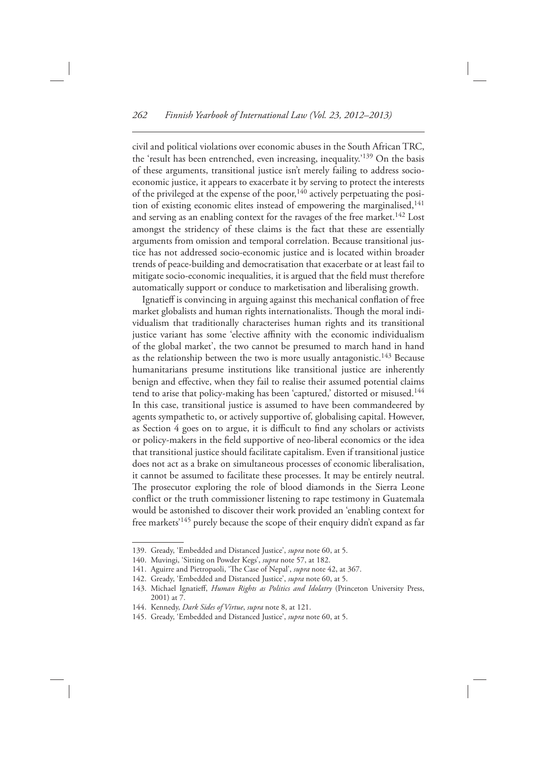civil and political violations over economic abuses in the South African TRC, the 'result has been entrenched, even increasing, inequality.'[139] On the basis of these arguments, transitional justice isn't merely failing to address socio-economic justice, it appears to exacerbate it by serving to protect the interests of the privileged at the expense of the poor,[140] actively perpetuating the position of existing economic elites instead of empowering the marginalised,[141] and serving as an enabling context for the ravages of the free market.[142] Lost amongst the stridency of these claims is the fact that these are essentially arguments from omission and temporal correlation. Because transitional justice has not addressed socio-economic justice and is located within broader trends of peace-building and democratisation that exacerbate or at least fail to mitigate socio-economic inequalities, it is argued that the field must therefore automatically support or conduce to marketisation and liberalising growth.

Ignatieff is convincing in arguing against this mechanical conflation of free market globalists and human rights internationalists. Though the moral individualism that traditionally characterises human rights and its transitional justice variant has some 'elective affinity with the economic individualism of the global market', the two cannot be presumed to march hand in hand as the relationship between the two is more usually antagonistic.[143] Because humanitarians presume institutions like transitional justice are inherently benign and effective, when they fail to realise their assumed potential claims tend to arise that policy-making has been 'captured,' distorted or misused.[144] In this case, transitional justice is assumed to have been commandeered by agents sympathetic to, or actively supportive of, globalising capital. However, as Section 4 goes on to argue, it is difficult to find any scholars or activists or policy-makers in the field supportive of neo-liberal economics or the idea that transitional justice should facilitate capitalism. Even if transitional justice does not act as a brake on simultaneous processes of economic liberalisation, it cannot be assumed to facilitate these processes. It may be entirely neutral. The prosecutor exploring the role of blood diamonds in the Sierra Leone conflict or the truth commissioner listening to rape testimony in Guatemala would be astonished to discover their work provided an 'enabling context for free markets'[145] purely because the scope of their enquiry didn't expand as far

139. Gready, 'Embedded and Distanced Justice', *supra* note 60, at 5.
140. Muvingi, 'Sitting on Powder Kegs', *supra* note 57, at 182.
141. Aguirre and Pietropaoli, 'The Case of Nepal', *supra* note 42, at 367.
142. Gready, 'Embedded and Distanced Justice', *supra* note 60, at 5.
143. Michael Ignatieff, *Human Rights as Politics and Idolatry* (Princeton University Press, 2001) at 7.
144. Kennedy, *Dark Sides of Virtue*, *supra* note 8, at 121.
145. Gready, 'Embedded and Distanced Justice', *supra* note 60, at 5.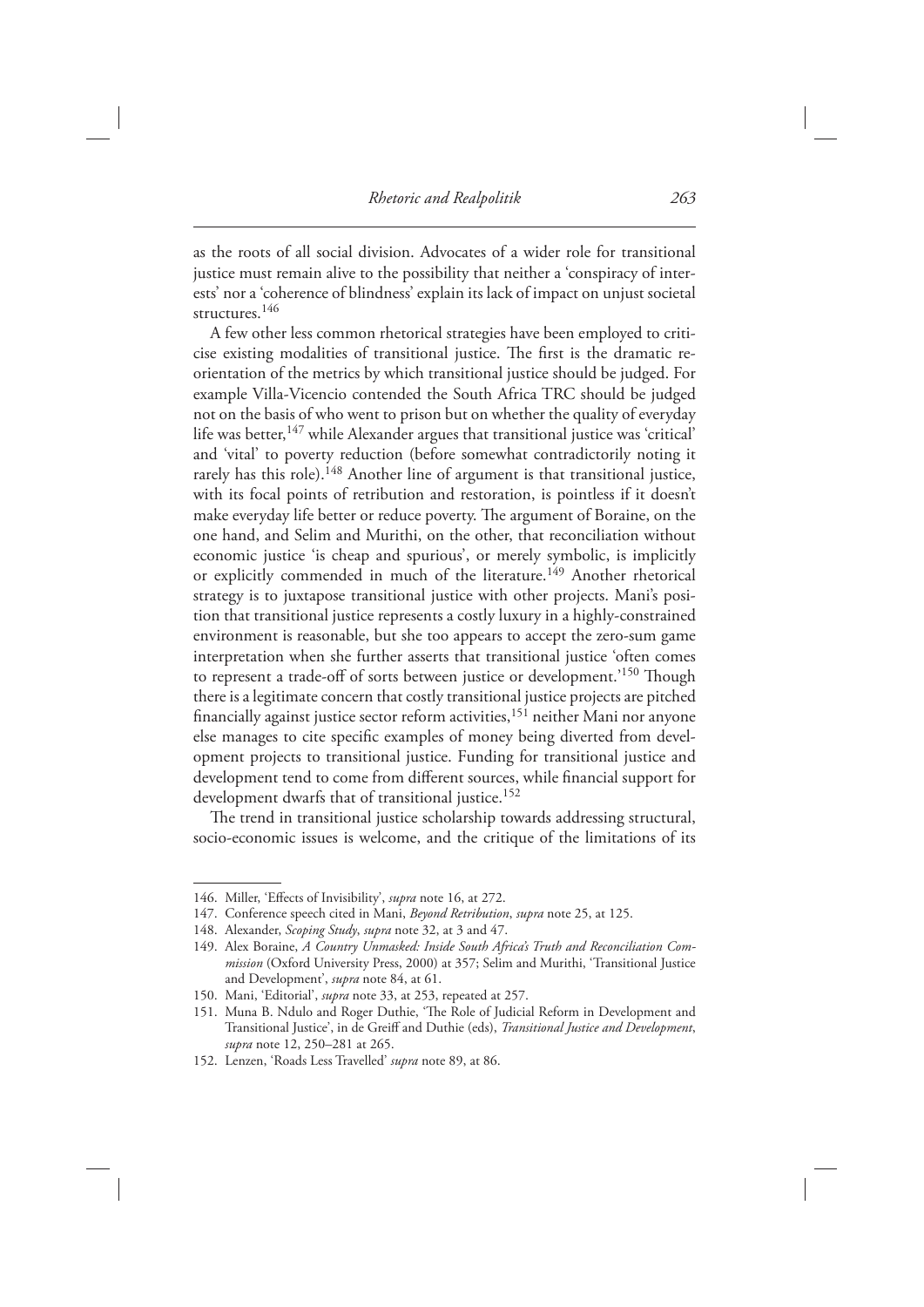as the roots of all social division. Advocates of a wider role for transitional justice must remain alive to the possibility that neither a 'conspiracy of interests' nor a 'coherence of blindness' explain its lack of impact on unjust societal structures.[146]

A few other less common rhetorical strategies have been employed to criticise existing modalities of transitional justice. The first is the dramatic re-orientation of the metrics by which transitional justice should be judged. For example Villa-Vicencio contended the South Africa TRC should be judged not on the basis of who went to prison but on whether the quality of everyday life was better,[147] while Alexander argues that transitional justice was 'critical' and 'vital' to poverty reduction (before somewhat contradictorily noting it rarely has this role).[148] Another line of argument is that transitional justice, with its focal points of retribution and restoration, is pointless if it doesn't make everyday life better or reduce poverty. The argument of Boraine, on the one hand, and Selim and Murithi, on the other, that reconciliation without economic justice 'is cheap and spurious', or merely symbolic, is implicitly or explicitly commended in much of the literature.[149] Another rhetorical strategy is to juxtapose transitional justice with other projects. Mani's position that transitional justice represents a costly luxury in a highly-constrained environment is reasonable, but she too appears to accept the zero-sum game interpretation when she further asserts that transitional justice 'often comes to represent a trade-off of sorts between justice or development.'[150] Though there is a legitimate concern that costly transitional justice projects are pitched financially against justice sector reform activities,[151] neither Mani nor anyone else manages to cite specific examples of money being diverted from development projects to transitional justice. Funding for transitional justice and development tend to come from different sources, while financial support for development dwarfs that of transitional justice.[152]

The trend in transitional justice scholarship towards addressing structural, socio-economic issues is welcome, and the critique of the limitations of its

---

146. Miller, 'Effects of Invisibility', *supra* note 16, at 272.

147. Conference speech cited in Mani, *Beyond Retribution*, *supra* note 25, at 125.

148. Alexander, *Scoping Study*, *supra* note 32, at 3 and 47.

149. Alex Boraine, *A Country Unmasked: Inside South Africa's Truth and Reconciliation Commission* (Oxford University Press, 2000) at 357; Selim and Murithi, 'Transitional Justice and Development', *supra* note 84, at 61.

150. Mani, 'Editorial', *supra* note 33, at 253, repeated at 257.

151. Muna B. Ndulo and Roger Duthie, 'The Role of Judicial Reform in Development and Transitional Justice', in de Greiff and Duthie (eds), *Transitional Justice and Development*, *supra* note 12, 250–281 at 265.

152. Lenzen, 'Roads Less Travelled' *supra* note 89, at 86.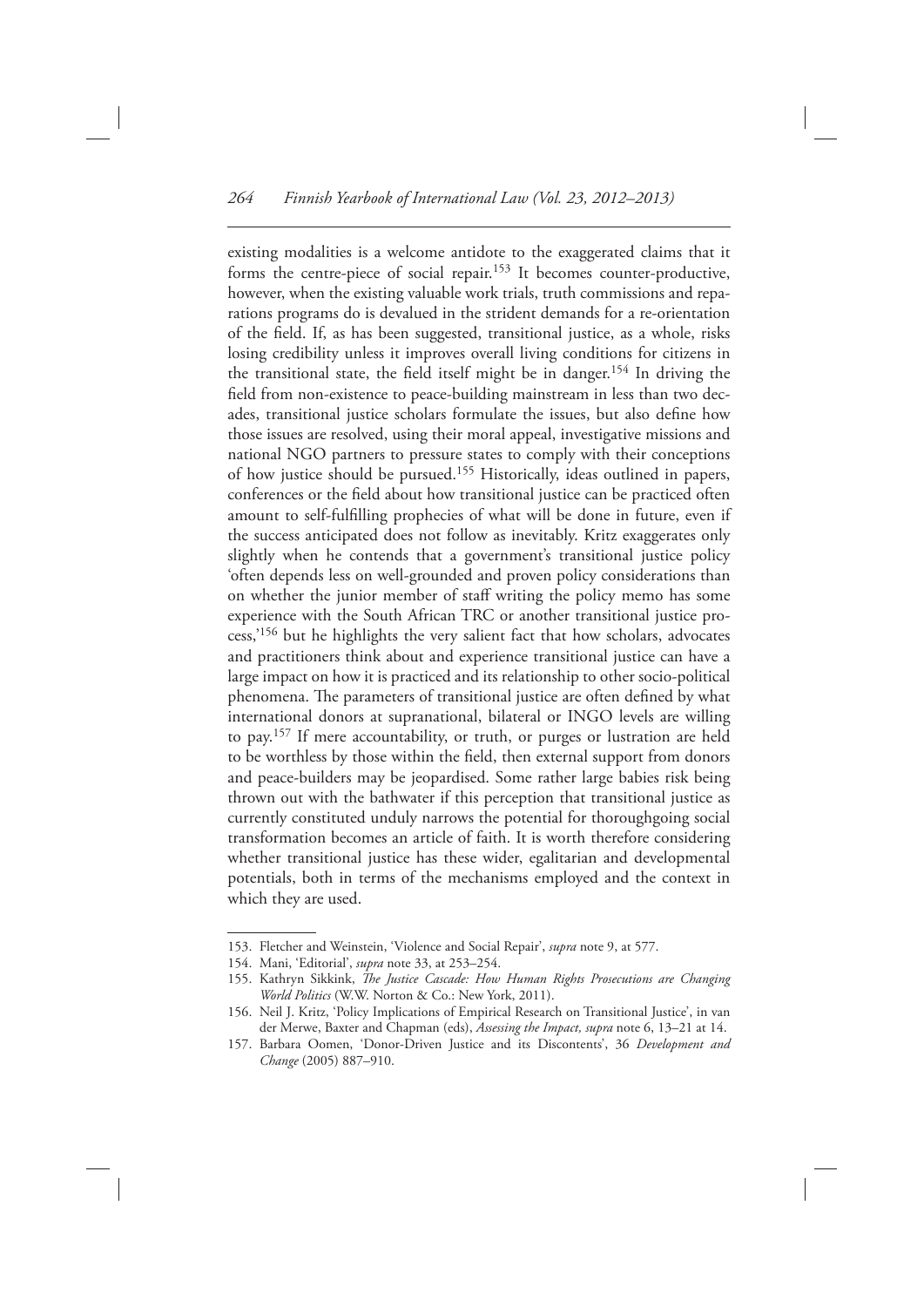existing modalities is a welcome antidote to the exaggerated claims that it forms the centre-piece of social repair.[153] It becomes counter-productive, however, when the existing valuable work trials, truth commissions and reparations programs do is devalued in the strident demands for a re-orientation of the field. If, as has been suggested, transitional justice, as a whole, risks losing credibility unless it improves overall living conditions for citizens in the transitional state, the field itself might be in danger.[154] In driving the field from non-existence to peace-building mainstream in less than two decades, transitional justice scholars formulate the issues, but also define how those issues are resolved, using their moral appeal, investigative missions and national NGO partners to pressure states to comply with their conceptions of how justice should be pursued.[155] Historically, ideas outlined in papers, conferences or the field about how transitional justice can be practiced often amount to self-fulfilling prophecies of what will be done in future, even if the success anticipated does not follow as inevitably. Kritz exaggerates only slightly when he contends that a government's transitional justice policy 'often depends less on well-grounded and proven policy considerations than on whether the junior member of staff writing the policy memo has some experience with the South African TRC or another transitional justice process,'[156] but he highlights the very salient fact that how scholars, advocates and practitioners think about and experience transitional justice can have a large impact on how it is practiced and its relationship to other socio-political phenomena. The parameters of transitional justice are often defined by what international donors at supranational, bilateral or INGO levels are willing to pay.[157] If mere accountability, or truth, or purges or lustration are held to be worthless by those within the field, then external support from donors and peace-builders may be jeopardised. Some rather large babies risk being thrown out with the bathwater if this perception that transitional justice as currently constituted unduly narrows the potential for thoroughgoing social transformation becomes an article of faith. It is worth therefore considering whether transitional justice has these wider, egalitarian and developmental potentials, both in terms of the mechanisms employed and the context in which they are used.

---

153. Fletcher and Weinstein, 'Violence and Social Repair', *supra* note 9, at 577.

154. Mani, 'Editorial', *supra* note 33, at 253–254.

155. Kathryn Sikkink, *The Justice Cascade: How Human Rights Prosecutions are Changing World Politics* (W.W. Norton & Co.: New York, 2011).

156. Neil J. Kritz, 'Policy Implications of Empirical Research on Transitional Justice', in van der Merwe, Baxter and Chapman (eds), *Assessing the Impact, supra* note 6, 13–21 at 14.

157. Barbara Oomen, 'Donor-Driven Justice and its Discontents', 36 *Development and Change* (2005) 887–910.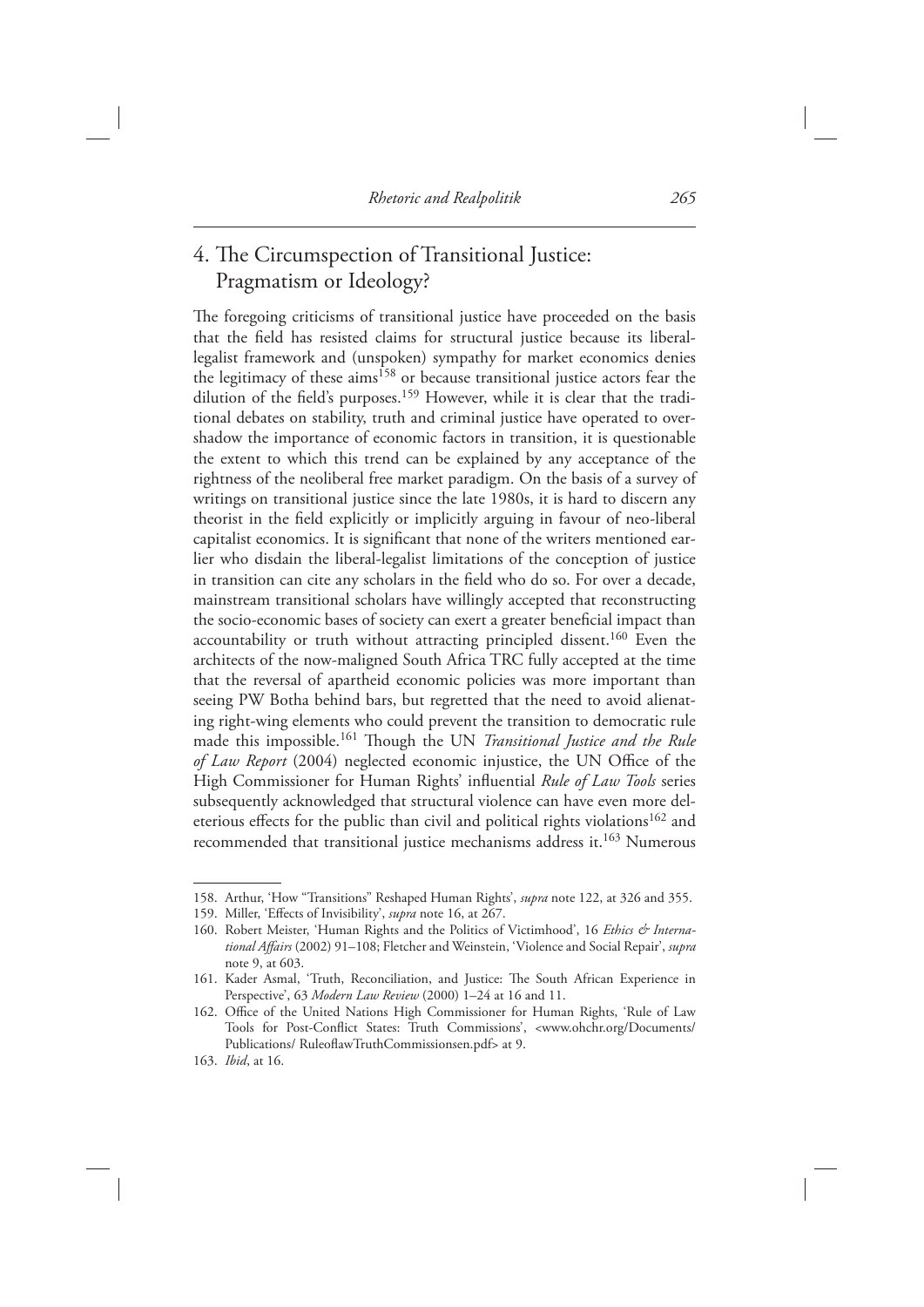## 4. The Circumspection of Transitional Justice: Pragmatism or Ideology?

The foregoing criticisms of transitional justice have proceeded on the basis that the field has resisted claims for structural justice because its liberal-legalist framework and (unspoken) sympathy for market economics denies the legitimacy of these aims[158] or because transitional justice actors fear the dilution of the field's purposes.[159] However, while it is clear that the traditional debates on stability, truth and criminal justice have operated to overshadow the importance of economic factors in transition, it is questionable the extent to which this trend can be explained by any acceptance of the rightness of the neoliberal free market paradigm. On the basis of a survey of writings on transitional justice since the late 1980s, it is hard to discern any theorist in the field explicitly or implicitly arguing in favour of neo-liberal capitalist economics. It is significant that none of the writers mentioned earlier who disdain the liberal-legalist limitations of the conception of justice in transition can cite any scholars in the field who do so. For over a decade, mainstream transitional scholars have willingly accepted that reconstructing the socio-economic bases of society can exert a greater beneficial impact than accountability or truth without attracting principled dissent.[160] Even the architects of the now-maligned South Africa TRC fully accepted at the time that the reversal of apartheid economic policies was more important than seeing PW Botha behind bars, but regretted that the need to avoid alienating right-wing elements who could prevent the transition to democratic rule made this impossible.[161] Though the UN *Transitional Justice and the Rule of Law Report* (2004) neglected economic injustice, the UN Office of the High Commissioner for Human Rights' influential *Rule of Law Tools* series subsequently acknowledged that structural violence can have even more deleterious effects for the public than civil and political rights violations[162] and recommended that transitional justice mechanisms address it.[163] Numerous

---

158. Arthur, 'How "Transitions" Reshaped Human Rights', *supra* note 122, at 326 and 355.
159. Miller, 'Effects of Invisibility', *supra* note 16, at 267.
160. Robert Meister, 'Human Rights and the Politics of Victimhood', 16 *Ethics & International Affairs* (2002) 91–108; Fletcher and Weinstein, 'Violence and Social Repair', *supra* note 9, at 603.
161. Kader Asmal, 'Truth, Reconciliation, and Justice: The South African Experience in Perspective', 63 *Modern Law Review* (2000) 1–24 at 16 and 11.
162. Office of the United Nations High Commissioner for Human Rights, 'Rule of Law Tools for Post-Conflict States: Truth Commissions', <www.ohchr.org/Documents/Publications/ RuleoflawTruthCommissionsen.pdf> at 9.
163. *Ibid*, at 16.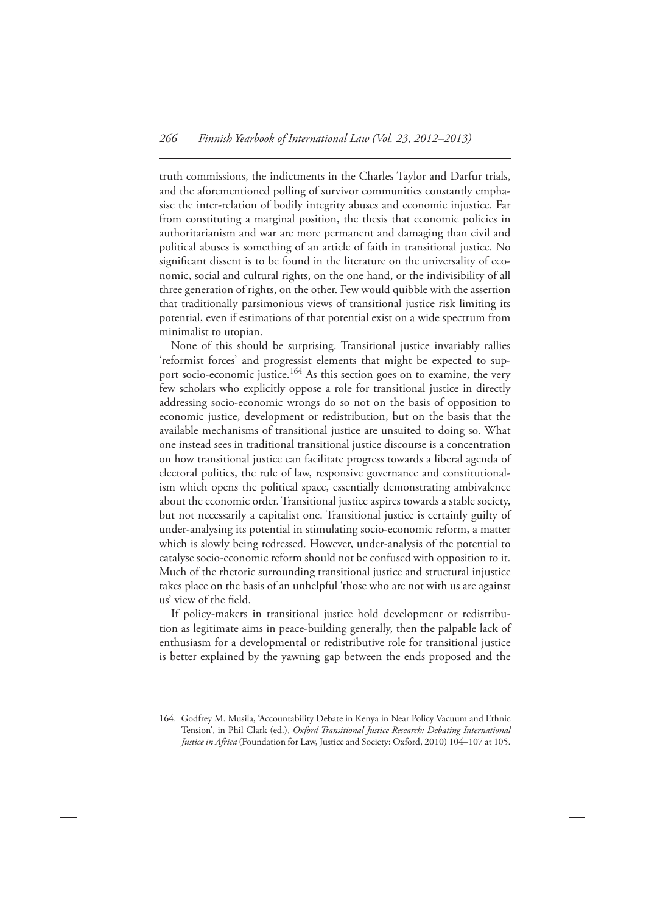truth commissions, the indictments in the Charles Taylor and Darfur trials, and the aforementioned polling of survivor communities constantly emphasise the inter-relation of bodily integrity abuses and economic injustice. Far from constituting a marginal position, the thesis that economic policies in authoritarianism and war are more permanent and damaging than civil and political abuses is something of an article of faith in transitional justice. No significant dissent is to be found in the literature on the universality of economic, social and cultural rights, on the one hand, or the indivisibility of all three generation of rights, on the other. Few would quibble with the assertion that traditionally parsimonious views of transitional justice risk limiting its potential, even if estimations of that potential exist on a wide spectrum from minimalist to utopian.

None of this should be surprising. Transitional justice invariably rallies 'reformist forces' and progressist elements that might be expected to support socio-economic justice.[164] As this section goes on to examine, the very few scholars who explicitly oppose a role for transitional justice in directly addressing socio-economic wrongs do so not on the basis of opposition to economic justice, development or redistribution, but on the basis that the available mechanisms of transitional justice are unsuited to doing so. What one instead sees in traditional transitional justice discourse is a concentration on how transitional justice can facilitate progress towards a liberal agenda of electoral politics, the rule of law, responsive governance and constitutionalism which opens the political space, essentially demonstrating ambivalence about the economic order. Transitional justice aspires towards a stable society, but not necessarily a capitalist one. Transitional justice is certainly guilty of under-analysing its potential in stimulating socio-economic reform, a matter which is slowly being redressed. However, under-analysis of the potential to catalyse socio-economic reform should not be confused with opposition to it. Much of the rhetoric surrounding transitional justice and structural injustice takes place on the basis of an unhelpful 'those who are not with us are against us' view of the field.

If policy-makers in transitional justice hold development or redistribution as legitimate aims in peace-building generally, then the palpable lack of enthusiasm for a developmental or redistributive role for transitional justice is better explained by the yawning gap between the ends proposed and the

---

164. Godfrey M. Musila, 'Accountability Debate in Kenya in Near Policy Vacuum and Ethnic Tension', in Phil Clark (ed.), *Oxford Transitional Justice Research: Debating International Justice in Africa* (Foundation for Law, Justice and Society: Oxford, 2010) 104–107 at 105.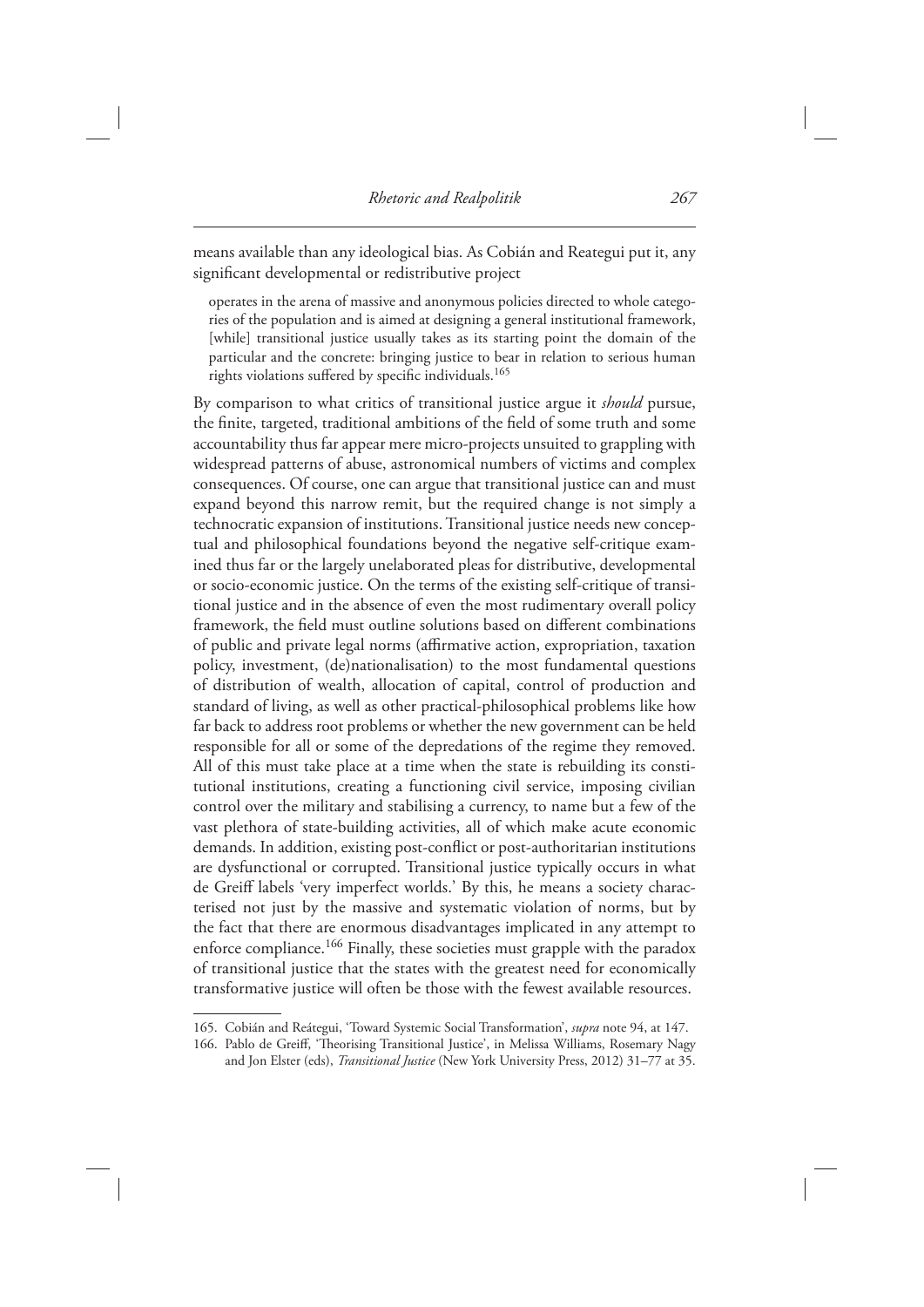means available than any ideological bias. As Cobián and Reategui put it, any significant developmental or redistributive project

> operates in the arena of massive and anonymous policies directed to whole categories of the population and is aimed at designing a general institutional framework, [while] transitional justice usually takes as its starting point the domain of the particular and the concrete: bringing justice to bear in relation to serious human rights violations suffered by specific individuals.[165]

By comparison to what critics of transitional justice argue it *should* pursue, the finite, targeted, traditional ambitions of the field of some truth and some accountability thus far appear mere micro-projects unsuited to grappling with widespread patterns of abuse, astronomical numbers of victims and complex consequences. Of course, one can argue that transitional justice can and must expand beyond this narrow remit, but the required change is not simply a technocratic expansion of institutions. Transitional justice needs new conceptual and philosophical foundations beyond the negative self-critique examined thus far or the largely unelaborated pleas for distributive, developmental or socio-economic justice. On the terms of the existing self-critique of transitional justice and in the absence of even the most rudimentary overall policy framework, the field must outline solutions based on different combinations of public and private legal norms (affirmative action, expropriation, taxation policy, investment, (de)nationalisation) to the most fundamental questions of distribution of wealth, allocation of capital, control of production and standard of living, as well as other practical-philosophical problems like how far back to address root problems or whether the new government can be held responsible for all or some of the depredations of the regime they removed. All of this must take place at a time when the state is rebuilding its constitutional institutions, creating a functioning civil service, imposing civilian control over the military and stabilising a currency, to name but a few of the vast plethora of state-building activities, all of which make acute economic demands. In addition, existing post-conflict or post-authoritarian institutions are dysfunctional or corrupted. Transitional justice typically occurs in what de Greiff labels 'very imperfect worlds.' By this, he means a society characterised not just by the massive and systematic violation of norms, but by the fact that there are enormous disadvantages implicated in any attempt to enforce compliance.[166] Finally, these societies must grapple with the paradox of transitional justice that the states with the greatest need for economically transformative justice will often be those with the fewest available resources.

---

165. Cobián and Reátegui, 'Toward Systemic Social Transformation', *supra* note 94, at 147.
166. Pablo de Greiff, 'Theorising Transitional Justice', in Melissa Williams, Rosemary Nagy and Jon Elster (eds), *Transitional Justice* (New York University Press, 2012) 31–77 at 35.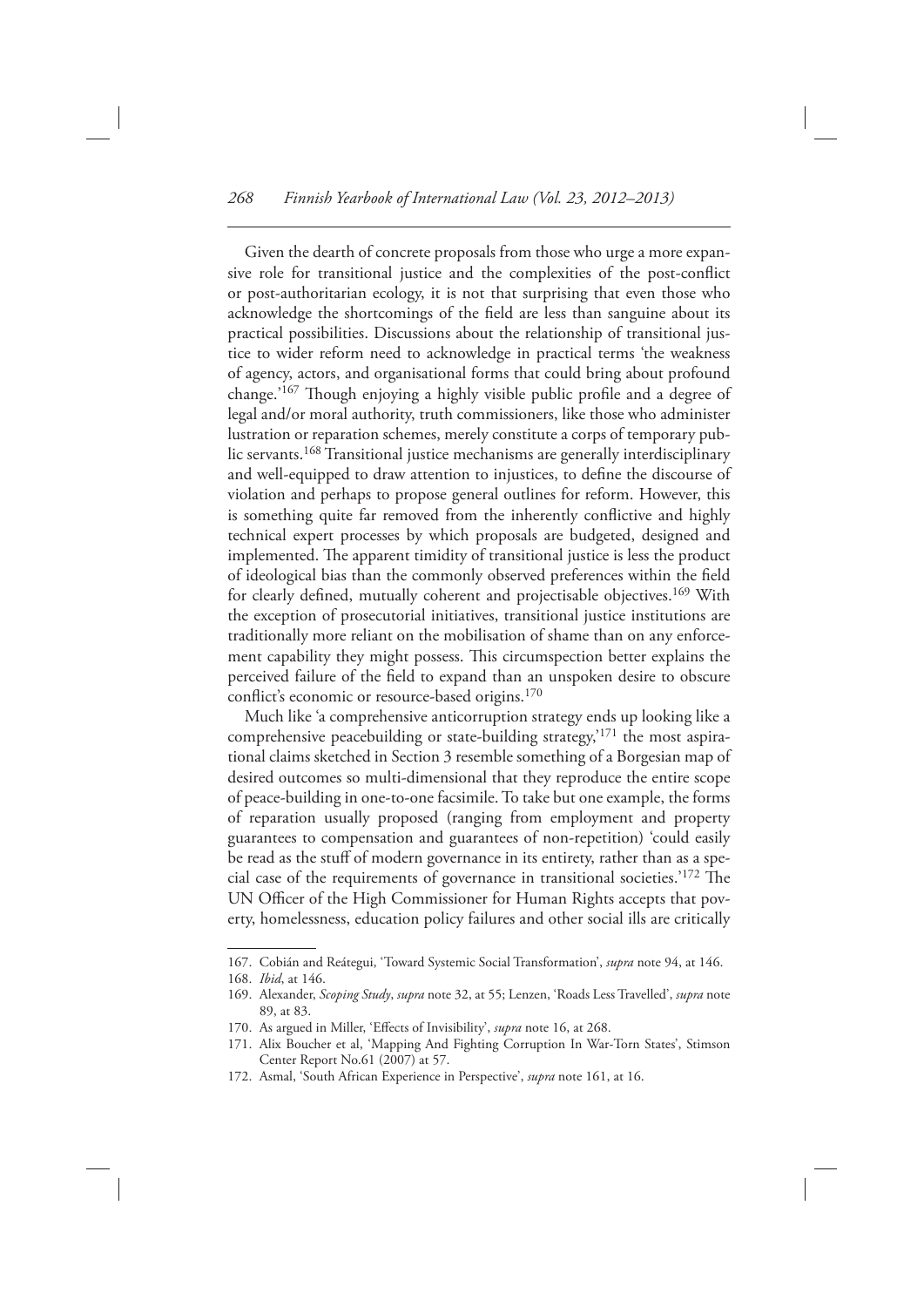Given the dearth of concrete proposals from those who urge a more expansive role for transitional justice and the complexities of the post-conflict or post-authoritarian ecology, it is not that surprising that even those who acknowledge the shortcomings of the field are less than sanguine about its practical possibilities. Discussions about the relationship of transitional justice to wider reform need to acknowledge in practical terms 'the weakness of agency, actors, and organisational forms that could bring about profound change.'[167] Though enjoying a highly visible public profile and a degree of legal and/or moral authority, truth commissioners, like those who administer lustration or reparation schemes, merely constitute a corps of temporary public servants.[168] Transitional justice mechanisms are generally interdisciplinary and well-equipped to draw attention to injustices, to define the discourse of violation and perhaps to propose general outlines for reform. However, this is something quite far removed from the inherently conflictive and highly technical expert processes by which proposals are budgeted, designed and implemented. The apparent timidity of transitional justice is less the product of ideological bias than the commonly observed preferences within the field for clearly defined, mutually coherent and projectisable objectives.[169] With the exception of prosecutorial initiatives, transitional justice institutions are traditionally more reliant on the mobilisation of shame than on any enforcement capability they might possess. This circumspection better explains the perceived failure of the field to expand than an unspoken desire to obscure conflict's economic or resource-based origins.[170]

Much like 'a comprehensive anticorruption strategy ends up looking like a comprehensive peacebuilding or state-building strategy,'[171] the most aspirational claims sketched in Section 3 resemble something of a Borgesian map of desired outcomes so multi-dimensional that they reproduce the entire scope of peace-building in one-to-one facsimile. To take but one example, the forms of reparation usually proposed (ranging from employment and property guarantees to compensation and guarantees of non-repetition) 'could easily be read as the stuff of modern governance in its entirety, rather than as a special case of the requirements of governance in transitional societies.'[172] The UN Officer of the High Commissioner for Human Rights accepts that poverty, homelessness, education policy failures and other social ills are critically

---

167. Cobián and Reátegui, 'Toward Systemic Social Transformation', *supra* note 94, at 146.

168. *Ibid*, at 146.

169. Alexander, *Scoping Study*, *supra* note 32, at 55; Lenzen, 'Roads Less Travelled', *supra* note 89, at 83.

170. As argued in Miller, 'Effects of Invisibility', *supra* note 16, at 268.

171. Alix Boucher et al, 'Mapping And Fighting Corruption In War-Torn States', Stimson Center Report No.61 (2007) at 57.

172. Asmal, 'South African Experience in Perspective', *supra* note 161, at 16.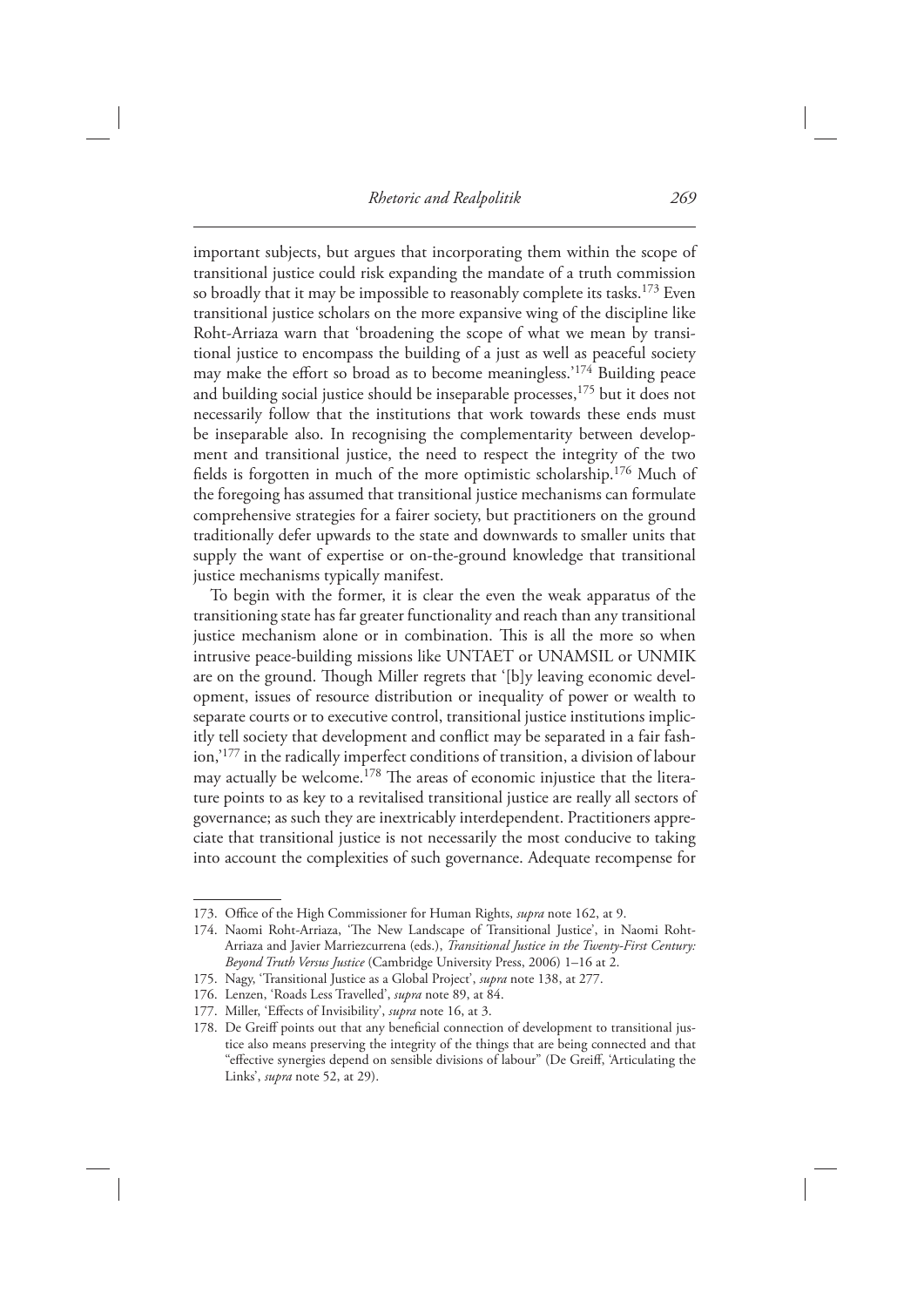important subjects, but argues that incorporating them within the scope of transitional justice could risk expanding the mandate of a truth commission so broadly that it may be impossible to reasonably complete its tasks.[173] Even transitional justice scholars on the more expansive wing of the discipline like Roht-Arriaza warn that 'broadening the scope of what we mean by transitional justice to encompass the building of a just as well as peaceful society may make the effort so broad as to become meaningless.'[174] Building peace and building social justice should be inseparable processes,[175] but it does not necessarily follow that the institutions that work towards these ends must be inseparable also. In recognising the complementarity between development and transitional justice, the need to respect the integrity of the two fields is forgotten in much of the more optimistic scholarship.[176] Much of the foregoing has assumed that transitional justice mechanisms can formulate comprehensive strategies for a fairer society, but practitioners on the ground traditionally defer upwards to the state and downwards to smaller units that supply the want of expertise or on-the-ground knowledge that transitional justice mechanisms typically manifest.

To begin with the former, it is clear the even the weak apparatus of the transitioning state has far greater functionality and reach than any transitional justice mechanism alone or in combination. This is all the more so when intrusive peace-building missions like UNTAET or UNAMSIL or UNMIK are on the ground. Though Miller regrets that '[b]y leaving economic development, issues of resource distribution or inequality of power or wealth to separate courts or to executive control, transitional justice institutions implicitly tell society that development and conflict may be separated in a fair fashion,'[177] in the radically imperfect conditions of transition, a division of labour may actually be welcome.[178] The areas of economic injustice that the literature points to as key to a revitalised transitional justice are really all sectors of governance; as such they are inextricably interdependent. Practitioners appreciate that transitional justice is not necessarily the most conducive to taking into account the complexities of such governance. Adequate recompense for

---

173. Office of the High Commissioner for Human Rights, *supra* note 162, at 9.

174. Naomi Roht-Arriaza, 'The New Landscape of Transitional Justice', in Naomi Roht-Arriaza and Javier Marriezcurrena (eds.), *Transitional Justice in the Twenty-First Century: Beyond Truth Versus Justice* (Cambridge University Press, 2006) 1–16 at 2.

175. Nagy, 'Transitional Justice as a Global Project', *supra* note 138, at 277.

176. Lenzen, 'Roads Less Travelled', *supra* note 89, at 84.

177. Miller, 'Effects of Invisibility', *supra* note 16, at 3.

178. De Greiff points out that any beneficial connection of development to transitional justice also means preserving the integrity of the things that are being connected and that "effective synergies depend on sensible divisions of labour" (De Greiff, 'Articulating the Links', *supra* note 52, at 29).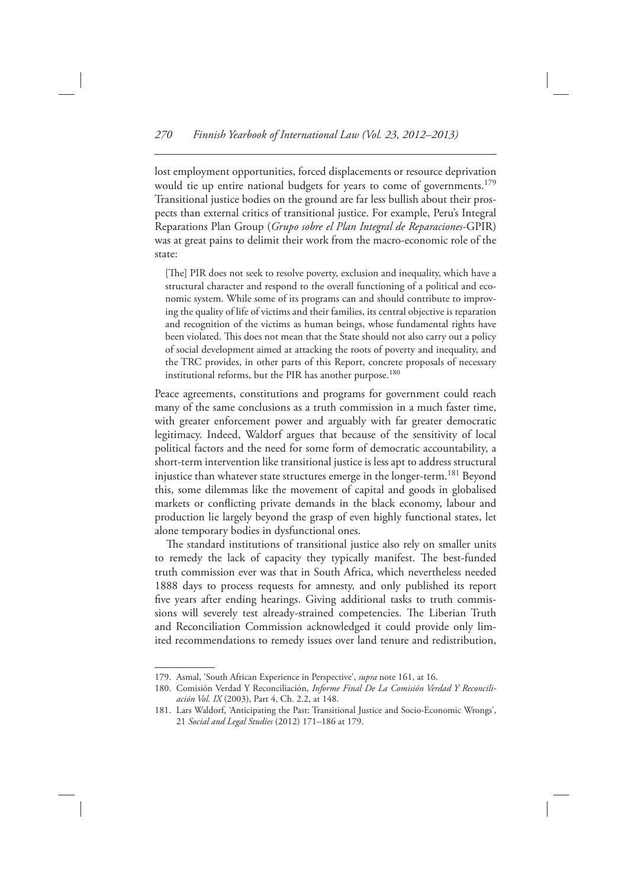lost employment opportunities, forced displacements or resource deprivation would tie up entire national budgets for years to come of governments.[179] Transitional justice bodies on the ground are far less bullish about their prospects than external critics of transitional justice. For example, Peru's Integral Reparations Plan Group (*Grupo sobre el Plan Integral de Reparaciones*-GPIR) was at great pains to delimit their work from the macro-economic role of the state:

> [The] PIR does not seek to resolve poverty, exclusion and inequality, which have a structural character and respond to the overall functioning of a political and economic system. While some of its programs can and should contribute to improving the quality of life of victims and their families, its central objective is reparation and recognition of the victims as human beings, whose fundamental rights have been violated. This does not mean that the State should not also carry out a policy of social development aimed at attacking the roots of poverty and inequality, and the TRC provides, in other parts of this Report, concrete proposals of necessary institutional reforms, but the PIR has another purpose.[180]

Peace agreements, constitutions and programs for government could reach many of the same conclusions as a truth commission in a much faster time, with greater enforcement power and arguably with far greater democratic legitimacy. Indeed, Waldorf argues that because of the sensitivity of local political factors and the need for some form of democratic accountability, a short-term intervention like transitional justice is less apt to address structural injustice than whatever state structures emerge in the longer-term.[181] Beyond this, some dilemmas like the movement of capital and goods in globalised markets or conflicting private demands in the black economy, labour and production lie largely beyond the grasp of even highly functional states, let alone temporary bodies in dysfunctional ones.

The standard institutions of transitional justice also rely on smaller units to remedy the lack of capacity they typically manifest. The best-funded truth commission ever was that in South Africa, which nevertheless needed 1888 days to process requests for amnesty, and only published its report five years after ending hearings. Giving additional tasks to truth commissions will severely test already-strained competencies. The Liberian Truth and Reconciliation Commission acknowledged it could provide only limited recommendations to remedy issues over land tenure and redistribution,

---

179. Asmal, 'South African Experience in Perspective', *supra* note 161, at 16.

180. Comisión Verdad Y Reconciliación, *Informe Final De La Comisión Verdad Y Reconciliación Vol. IX* (2003), Part 4, Ch. 2.2, at 148.

181. Lars Waldorf, 'Anticipating the Past: Transitional Justice and Socio-Economic Wrongs', 21 *Social and Legal Studies* (2012) 171–186 at 179.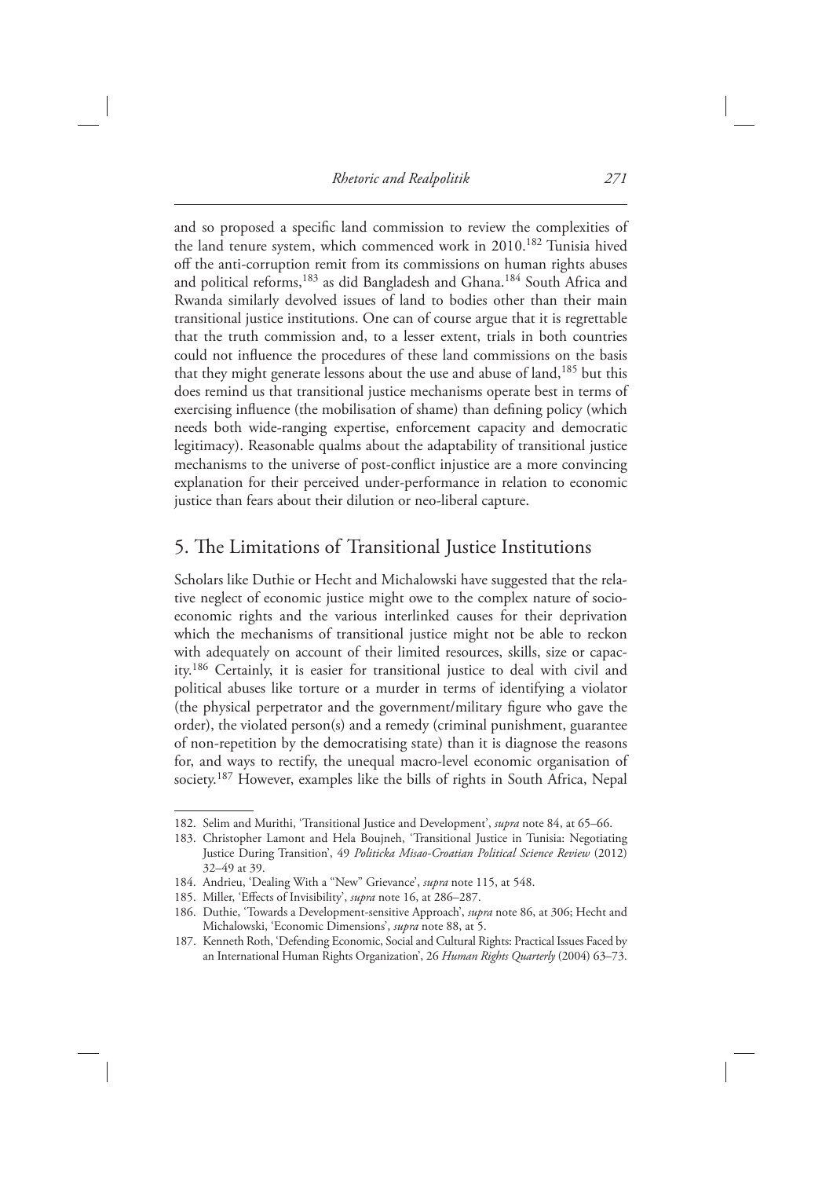and so proposed a specific land commission to review the complexities of the land tenure system, which commenced work in 2010.[182] Tunisia hived off the anti-corruption remit from its commissions on human rights abuses and political reforms,[183] as did Bangladesh and Ghana.[184] South Africa and Rwanda similarly devolved issues of land to bodies other than their main transitional justice institutions. One can of course argue that it is regrettable that the truth commission and, to a lesser extent, trials in both countries could not influence the procedures of these land commissions on the basis that they might generate lessons about the use and abuse of land,[185] but this does remind us that transitional justice mechanisms operate best in terms of exercising influence (the mobilisation of shame) than defining policy (which needs both wide-ranging expertise, enforcement capacity and democratic legitimacy). Reasonable qualms about the adaptability of transitional justice mechanisms to the universe of post-conflict injustice are a more convincing explanation for their perceived under-performance in relation to economic justice than fears about their dilution or neo-liberal capture.

## 5. The Limitations of Transitional Justice Institutions

Scholars like Duthie or Hecht and Michalowski have suggested that the relative neglect of economic justice might owe to the complex nature of socio-economic rights and the various interlinked causes for their deprivation which the mechanisms of transitional justice might not be able to reckon with adequately on account of their limited resources, skills, size or capacity.[186] Certainly, it is easier for transitional justice to deal with civil and political abuses like torture or a murder in terms of identifying a violator (the physical perpetrator and the government/military figure who gave the order), the violated person(s) and a remedy (criminal punishment, guarantee of non-repetition by the democratising state) than it is diagnose the reasons for, and ways to rectify, the unequal macro-level economic organisation of society.[187] However, examples like the bills of rights in South Africa, Nepal

---

182. Selim and Murithi, 'Transitional Justice and Development', *supra* note 84, at 65–66.
183. Christopher Lamont and Hela Boujneh, 'Transitional Justice in Tunisia: Negotiating Justice During Transition', 49 *Politicka Misao-Croatian Political Science Review* (2012) 32–49 at 39.
184. Andrieu, 'Dealing With a "New" Grievance', *supra* note 115, at 548.
185. Miller, 'Effects of Invisibility', *supra* note 16, at 286–287.
186. Duthie, 'Towards a Development-sensitive Approach', *supra* note 86, at 306; Hecht and Michalowski, 'Economic Dimensions', *supra* note 88, at 5.
187. Kenneth Roth, 'Defending Economic, Social and Cultural Rights: Practical Issues Faced by an International Human Rights Organization', 26 *Human Rights Quarterly* (2004) 63–73.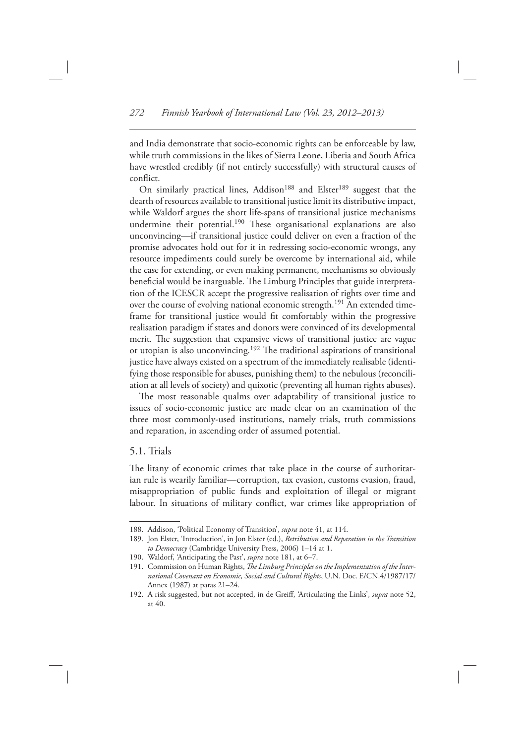and India demonstrate that socio-economic rights can be enforceable by law, while truth commissions in the likes of Sierra Leone, Liberia and South Africa have wrestled credibly (if not entirely successfully) with structural causes of conflict.

On similarly practical lines, Addison[188] and Elster[189] suggest that the dearth of resources available to transitional justice limit its distributive impact, while Waldorf argues the short life-spans of transitional justice mechanisms undermine their potential.[190] These organisational explanations are also unconvincing—if transitional justice could deliver on even a fraction of the promise advocates hold out for it in redressing socio-economic wrongs, any resource impediments could surely be overcome by international aid, while the case for extending, or even making permanent, mechanisms so obviously beneficial would be inarguable. The Limburg Principles that guide interpretation of the ICESCR accept the progressive realisation of rights over time and over the course of evolving national economic strength.[191] An extended timeframe for transitional justice would fit comfortably within the progressive realisation paradigm if states and donors were convinced of its developmental merit. The suggestion that expansive views of transitional justice are vague or utopian is also unconvincing.[192] The traditional aspirations of transitional justice have always existed on a spectrum of the immediately realisable (identifying those responsible for abuses, punishing them) to the nebulous (reconciliation at all levels of society) and quixotic (preventing all human rights abuses).

The most reasonable qualms over adaptability of transitional justice to issues of socio-economic justice are made clear on an examination of the three most commonly-used institutions, namely trials, truth commissions and reparation, in ascending order of assumed potential.

## 5.1. Trials

The litany of economic crimes that take place in the course of authoritarian rule is wearily familiar—corruption, tax evasion, customs evasion, fraud, misappropriation of public funds and exploitation of illegal or migrant labour. In situations of military conflict, war crimes like appropriation of

---

188. Addison, 'Political Economy of Transition', *supra* note 41, at 114.

189. Jon Elster, 'Introduction', in Jon Elster (ed.), *Retribution and Reparation in the Transition to Democracy* (Cambridge University Press, 2006) 1–14 at 1.

190. Waldorf, 'Anticipating the Past', *supra* note 181, at 6–7.

191. Commission on Human Rights, *The Limburg Principles on the Implementation of the International Covenant on Economic, Social and Cultural Rights*, U.N. Doc. E/CN.4/1987/17/Annex (1987) at paras 21–24.

192. A risk suggested, but not accepted, in de Greiff, 'Articulating the Links', *supra* note 52, at 40.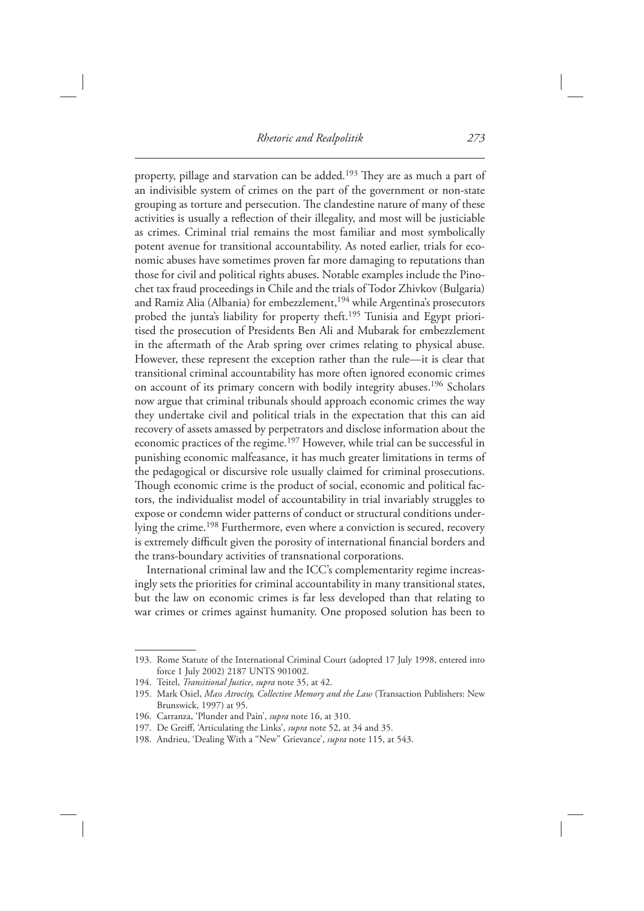property, pillage and starvation can be added.[193] They are as much a part of an indivisible system of crimes on the part of the government or non-state grouping as torture and persecution. The clandestine nature of many of these activities is usually a reflection of their illegality, and most will be justiciable as crimes. Criminal trial remains the most familiar and most symbolically potent avenue for transitional accountability. As noted earlier, trials for economic abuses have sometimes proven far more damaging to reputations than those for civil and political rights abuses. Notable examples include the Pinochet tax fraud proceedings in Chile and the trials of Todor Zhivkov (Bulgaria) and Ramiz Alia (Albania) for embezzlement,[194] while Argentina's prosecutors probed the junta's liability for property theft.[195] Tunisia and Egypt prioritised the prosecution of Presidents Ben Ali and Mubarak for embezzlement in the aftermath of the Arab spring over crimes relating to physical abuse. However, these represent the exception rather than the rule—it is clear that transitional criminal accountability has more often ignored economic crimes on account of its primary concern with bodily integrity abuses.[196] Scholars now argue that criminal tribunals should approach economic crimes the way they undertake civil and political trials in the expectation that this can aid recovery of assets amassed by perpetrators and disclose information about the economic practices of the regime.[197] However, while trial can be successful in punishing economic malfeasance, it has much greater limitations in terms of the pedagogical or discursive role usually claimed for criminal prosecutions. Though economic crime is the product of social, economic and political factors, the individualist model of accountability in trial invariably struggles to expose or condemn wider patterns of conduct or structural conditions underlying the crime.[198] Furthermore, even where a conviction is secured, recovery is extremely difficult given the porosity of international financial borders and the trans-boundary activities of transnational corporations.

International criminal law and the ICC's complementarity regime increasingly sets the priorities for criminal accountability in many transitional states, but the law on economic crimes is far less developed than that relating to war crimes or crimes against humanity. One proposed solution has been to

193. Rome Statute of the International Criminal Court (adopted 17 July 1998, entered into force 1 July 2002) 2187 UNTS 901002.

194. Teitel, *Transitional Justice*, *supra* note 35, at 42.

195. Mark Osiel, *Mass Atrocity, Collective Memory and the Law* (Transaction Publishers: New Brunswick, 1997) at 95.

196. Carranza, 'Plunder and Pain', *supra* note 16, at 310.

197. De Greiff, 'Articulating the Links', *supra* note 52, at 34 and 35.

198. Andrieu, 'Dealing With a "New" Grievance', *supra* note 115, at 543.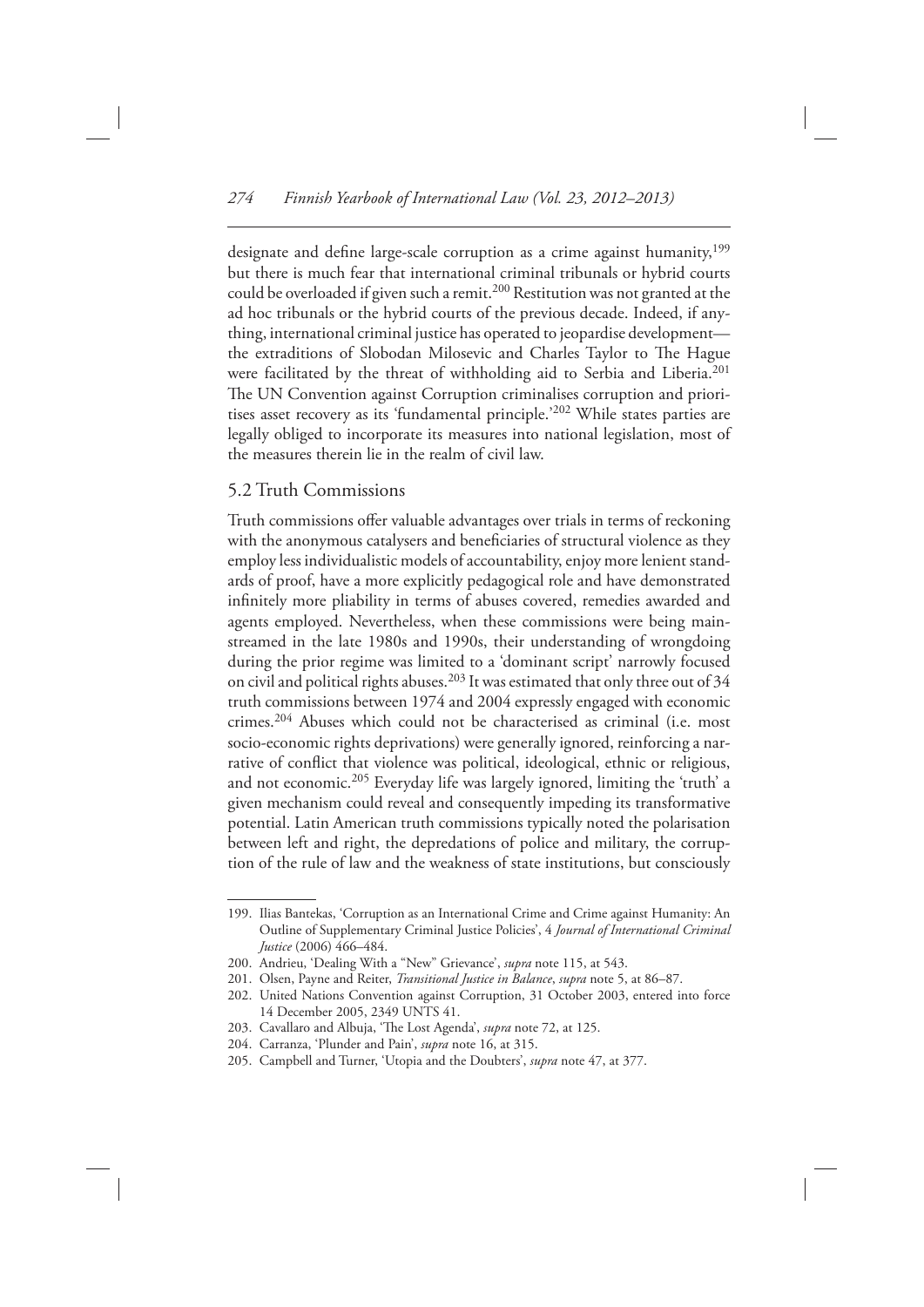designate and define large-scale corruption as a crime against humanity,[199] but there is much fear that international criminal tribunals or hybrid courts could be overloaded if given such a remit.[200] Restitution was not granted at the ad hoc tribunals or the hybrid courts of the previous decade. Indeed, if anything, international criminal justice has operated to jeopardise development—the extraditions of Slobodan Milosevic and Charles Taylor to The Hague were facilitated by the threat of withholding aid to Serbia and Liberia.[201] The UN Convention against Corruption criminalises corruption and prioritises asset recovery as its 'fundamental principle.'[202] While states parties are legally obliged to incorporate its measures into national legislation, most of the measures therein lie in the realm of civil law.

## 5.2 Truth Commissions

Truth commissions offer valuable advantages over trials in terms of reckoning with the anonymous catalysers and beneficiaries of structural violence as they employ less individualistic models of accountability, enjoy more lenient standards of proof, have a more explicitly pedagogical role and have demonstrated infinitely more pliability in terms of abuses covered, remedies awarded and agents employed. Nevertheless, when these commissions were being mainstreamed in the late 1980s and 1990s, their understanding of wrongdoing during the prior regime was limited to a 'dominant script' narrowly focused on civil and political rights abuses.[203] It was estimated that only three out of 34 truth commissions between 1974 and 2004 expressly engaged with economic crimes.[204] Abuses which could not be characterised as criminal (i.e. most socio-economic rights deprivations) were generally ignored, reinforcing a narrative of conflict that violence was political, ideological, ethnic or religious, and not economic.[205] Everyday life was largely ignored, limiting the 'truth' a given mechanism could reveal and consequently impeding its transformative potential. Latin American truth commissions typically noted the polarisation between left and right, the depredations of police and military, the corruption of the rule of law and the weakness of state institutions, but consciously

---

199. Ilias Bantekas, 'Corruption as an International Crime and Crime against Humanity: An Outline of Supplementary Criminal Justice Policies', 4 *Journal of International Criminal Justice* (2006) 466–484.

200. Andrieu, 'Dealing With a "New" Grievance', *supra* note 115, at 543.

201. Olsen, Payne and Reiter, *Transitional Justice in Balance*, *supra* note 5, at 86–87.

202. United Nations Convention against Corruption, 31 October 2003, entered into force 14 December 2005, 2349 UNTS 41.

203. Cavallaro and Albuja, 'The Lost Agenda', *supra* note 72, at 125.

204. Carranza, 'Plunder and Pain', *supra* note 16, at 315.

205. Campbell and Turner, 'Utopia and the Doubters', *supra* note 47, at 377.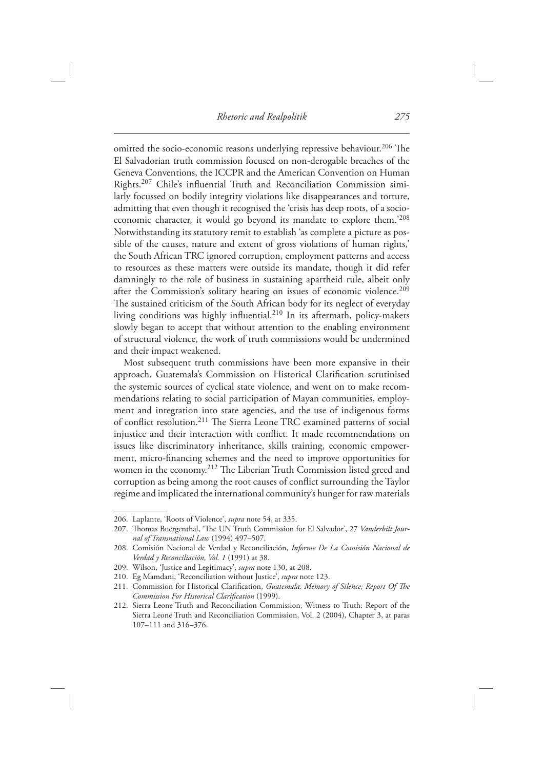omitted the socio-economic reasons underlying repressive behaviour.[206] The El Salvadorian truth commission focused on non-derogable breaches of the Geneva Conventions, the ICCPR and the American Convention on Human Rights.[207] Chile's influential Truth and Reconciliation Commission similarly focussed on bodily integrity violations like disappearances and torture, admitting that even though it recognised the 'crisis has deep roots, of a socio-economic character, it would go beyond its mandate to explore them.'[208] Notwithstanding its statutory remit to establish 'as complete a picture as possible of the causes, nature and extent of gross violations of human rights,' the South African TRC ignored corruption, employment patterns and access to resources as these matters were outside its mandate, though it did refer damningly to the role of business in sustaining apartheid rule, albeit only after the Commission's solitary hearing on issues of economic violence.[209] The sustained criticism of the South African body for its neglect of everyday living conditions was highly influential.[210] In its aftermath, policy-makers slowly began to accept that without attention to the enabling environment of structural violence, the work of truth commissions would be undermined and their impact weakened.

Most subsequent truth commissions have been more expansive in their approach. Guatemala's Commission on Historical Clarification scrutinised the systemic sources of cyclical state violence, and went on to make recommendations relating to social participation of Mayan communities, employment and integration into state agencies, and the use of indigenous forms of conflict resolution.[211] The Sierra Leone TRC examined patterns of social injustice and their interaction with conflict. It made recommendations on issues like discriminatory inheritance, skills training, economic empowerment, micro-financing schemes and the need to improve opportunities for women in the economy.[212] The Liberian Truth Commission listed greed and corruption as being among the root causes of conflict surrounding the Taylor regime and implicated the international community's hunger for raw materials

---

206. Laplante, 'Roots of Violence', *supra* note 54, at 335.

207. Thomas Buergenthal, 'The UN Truth Commission for El Salvador', 27 *Vanderbilt Journal of Transnational Law* (1994) 497–507.

208. Comisión Nacional de Verdad y Reconciliación, *Informe De La Comisión Nacional de Verdad y Reconciliación, Vol. 1* (1991) at 38.

209. Wilson, 'Justice and Legitimacy', *supra* note 130, at 208.

210. Eg Mamdani, 'Reconciliation without Justice', *supra* note 123.

211. Commission for Historical Clarification, *Guatemala: Memory of Silence; Report Of The Commission For Historical Clarification* (1999).

212. Sierra Leone Truth and Reconciliation Commission, Witness to Truth: Report of the Sierra Leone Truth and Reconciliation Commission, Vol. 2 (2004), Chapter 3, at paras 107–111 and 316–376.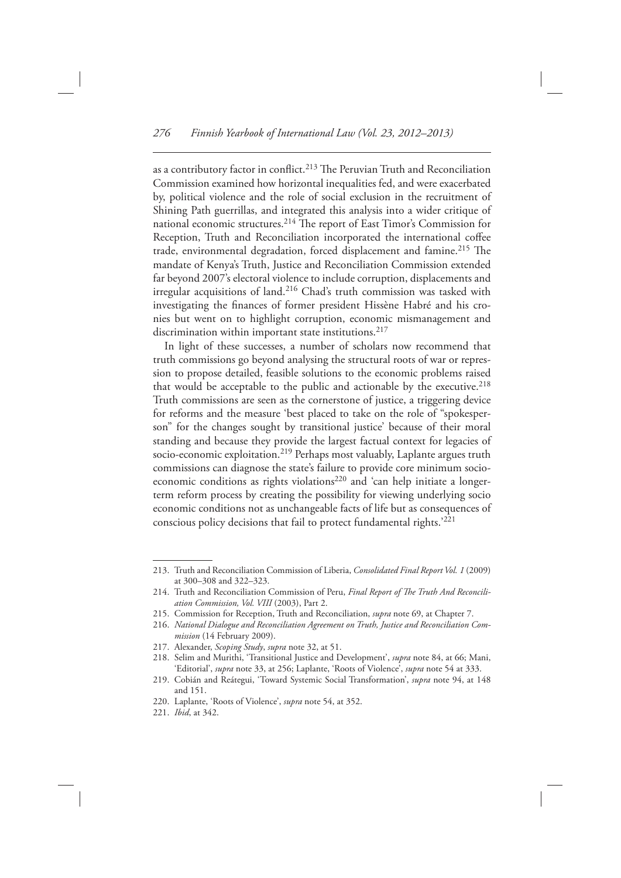as a contributory factor in conflict.[213] The Peruvian Truth and Reconciliation Commission examined how horizontal inequalities fed, and were exacerbated by, political violence and the role of social exclusion in the recruitment of Shining Path guerrillas, and integrated this analysis into a wider critique of national economic structures.[214] The report of East Timor's Commission for Reception, Truth and Reconciliation incorporated the international coffee trade, environmental degradation, forced displacement and famine.[215] The mandate of Kenya's Truth, Justice and Reconciliation Commission extended far beyond 2007's electoral violence to include corruption, displacements and irregular acquisitions of land.[216] Chad's truth commission was tasked with investigating the finances of former president Hissène Habré and his cronies but went on to highlight corruption, economic mismanagement and discrimination within important state institutions.[217]

In light of these successes, a number of scholars now recommend that truth commissions go beyond analysing the structural roots of war or repression to propose detailed, feasible solutions to the economic problems raised that would be acceptable to the public and actionable by the executive.[218] Truth commissions are seen as the cornerstone of justice, a triggering device for reforms and the measure 'best placed to take on the role of "spokesperson" for the changes sought by transitional justice' because of their moral standing and because they provide the largest factual context for legacies of socio-economic exploitation.[219] Perhaps most valuably, Laplante argues truth commissions can diagnose the state's failure to provide core minimum socio-economic conditions as rights violations[220] and 'can help initiate a longer-term reform process by creating the possibility for viewing underlying socio economic conditions not as unchangeable facts of life but as consequences of conscious policy decisions that fail to protect fundamental rights.'[221]

---

213. Truth and Reconciliation Commission of Liberia, *Consolidated Final Report Vol. 1* (2009) at 300–308 and 322–323.

214. Truth and Reconciliation Commission of Peru, *Final Report of The Truth And Reconciliation Commission, Vol. VIII* (2003), Part 2.

215. Commission for Reception, Truth and Reconciliation, *supra* note 69, at Chapter 7.

216. *National Dialogue and Reconciliation Agreement on Truth, Justice and Reconciliation Commission* (14 February 2009).

217. Alexander, *Scoping Study*, *supra* note 32, at 51.

218. Selim and Murithi, 'Transitional Justice and Development', *supra* note 84, at 66; Mani, 'Editorial', *supra* note 33, at 256; Laplante, 'Roots of Violence', *supra* note 54 at 333.

219. Cobián and Reátegui, 'Toward Systemic Social Transformation', *supra* note 94, at 148 and 151.

220. Laplante, 'Roots of Violence', *supra* note 54, at 352.

221. *Ibid*, at 342.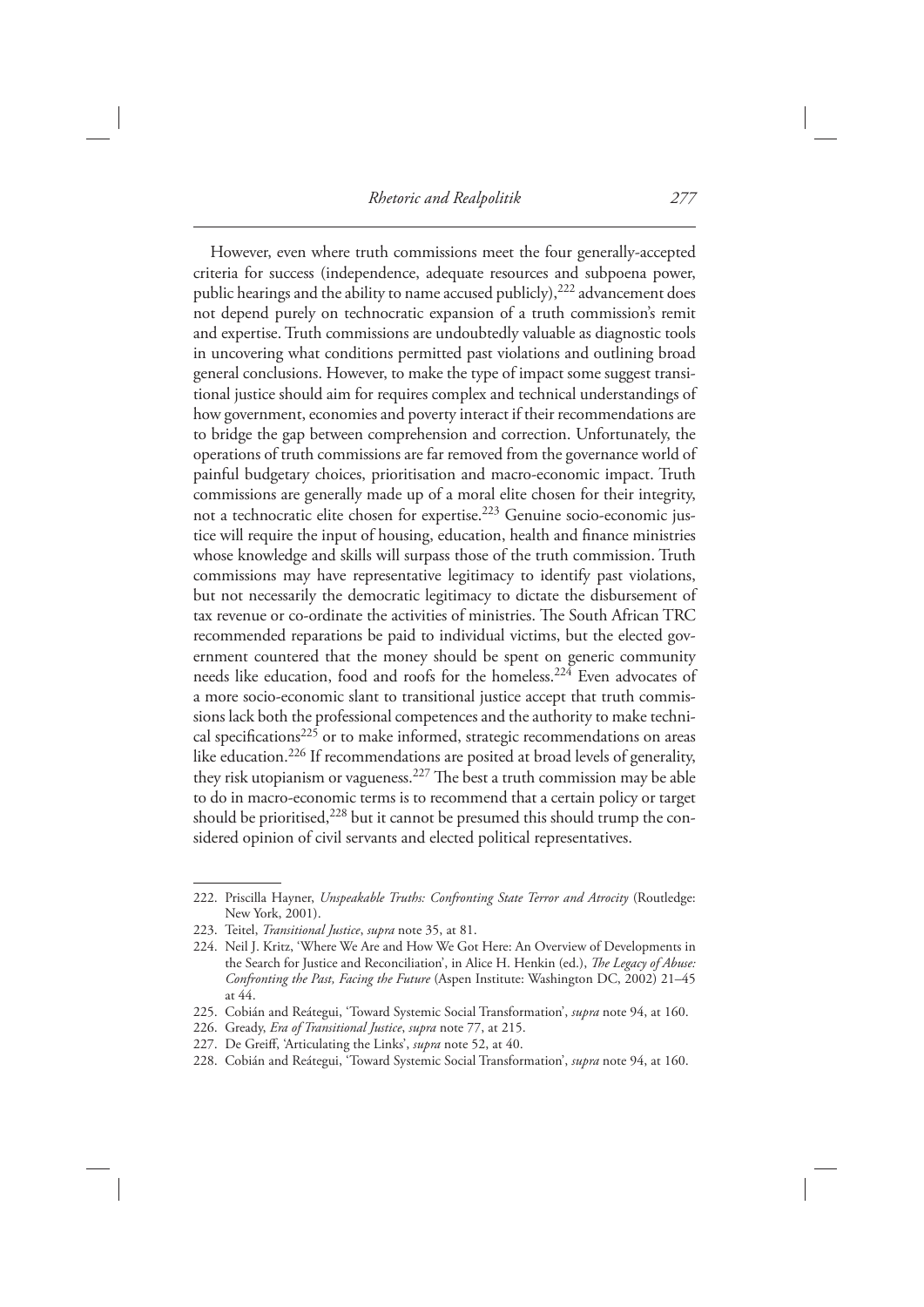However, even where truth commissions meet the four generally-accepted criteria for success (independence, adequate resources and subpoena power, public hearings and the ability to name accused publicly),[222] advancement does not depend purely on technocratic expansion of a truth commission's remit and expertise. Truth commissions are undoubtedly valuable as diagnostic tools in uncovering what conditions permitted past violations and outlining broad general conclusions. However, to make the type of impact some suggest transitional justice should aim for requires complex and technical understandings of how government, economies and poverty interact if their recommendations are to bridge the gap between comprehension and correction. Unfortunately, the operations of truth commissions are far removed from the governance world of painful budgetary choices, prioritisation and macro-economic impact. Truth commissions are generally made up of a moral elite chosen for their integrity, not a technocratic elite chosen for expertise.[223] Genuine socio-economic justice will require the input of housing, education, health and finance ministries whose knowledge and skills will surpass those of the truth commission. Truth commissions may have representative legitimacy to identify past violations, but not necessarily the democratic legitimacy to dictate the disbursement of tax revenue or co-ordinate the activities of ministries. The South African TRC recommended reparations be paid to individual victims, but the elected government countered that the money should be spent on generic community needs like education, food and roofs for the homeless.[224] Even advocates of a more socio-economic slant to transitional justice accept that truth commissions lack both the professional competences and the authority to make technical specifications[225] or to make informed, strategic recommendations on areas like education.[226] If recommendations are posited at broad levels of generality, they risk utopianism or vagueness.[227] The best a truth commission may be able to do in macro-economic terms is to recommend that a certain policy or target should be prioritised,[228] but it cannot be presumed this should trump the considered opinion of civil servants and elected political representatives.

---

222. Priscilla Hayner, *Unspeakable Truths: Confronting State Terror and Atrocity* (Routledge: New York, 2001).
223. Teitel, *Transitional Justice*, *supra* note 35, at 81.
224. Neil J. Kritz, 'Where We Are and How We Got Here: An Overview of Developments in the Search for Justice and Reconciliation', in Alice H. Henkin (ed.), *The Legacy of Abuse: Confronting the Past, Facing the Future* (Aspen Institute: Washington DC, 2002) 21–45 at 44.
225. Cobián and Reátegui, 'Toward Systemic Social Transformation', *supra* note 94, at 160.
226. Gready, *Era of Transitional Justice*, *supra* note 77, at 215.
227. De Greiff, 'Articulating the Links', *supra* note 52, at 40.
228. Cobián and Reátegui, 'Toward Systemic Social Transformation', *supra* note 94, at 160.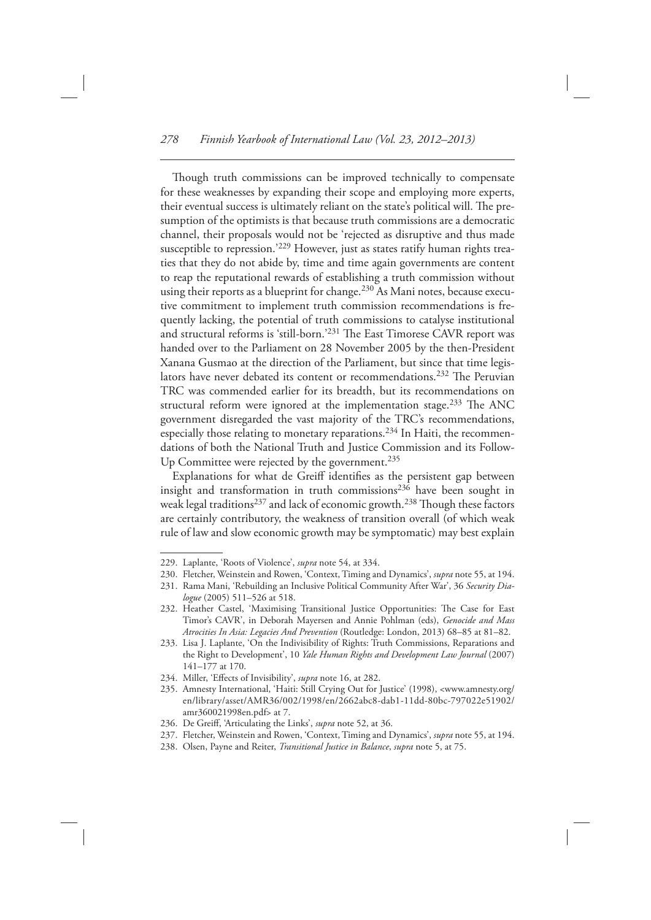Though truth commissions can be improved technically to compensate for these weaknesses by expanding their scope and employing more experts, their eventual success is ultimately reliant on the state's political will. The presumption of the optimists is that because truth commissions are a democratic channel, their proposals would not be 'rejected as disruptive and thus made susceptible to repression.'[229] However, just as states ratify human rights treaties that they do not abide by, time and time again governments are content to reap the reputational rewards of establishing a truth commission without using their reports as a blueprint for change.[230] As Mani notes, because executive commitment to implement truth commission recommendations is frequently lacking, the potential of truth commissions to catalyse institutional and structural reforms is 'still-born.'[231] The East Timorese CAVR report was handed over to the Parliament on 28 November 2005 by the then-President Xanana Gusmao at the direction of the Parliament, but since that time legislators have never debated its content or recommendations.[232] The Peruvian TRC was commended earlier for its breadth, but its recommendations on structural reform were ignored at the implementation stage.[233] The ANC government disregarded the vast majority of the TRC's recommendations, especially those relating to monetary reparations.[234] In Haiti, the recommendations of both the National Truth and Justice Commission and its Follow-Up Committee were rejected by the government.[235]

Explanations for what de Greiff identifies as the persistent gap between insight and transformation in truth commissions[236] have been sought in weak legal traditions[237] and lack of economic growth.[238] Though these factors are certainly contributory, the weakness of transition overall (of which weak rule of law and slow economic growth may be symptomatic) may best explain

---

229. Laplante, 'Roots of Violence', *supra* note 54, at 334.

230. Fletcher, Weinstein and Rowen, 'Context, Timing and Dynamics', *supra* note 55, at 194.

231. Rama Mani, 'Rebuilding an Inclusive Political Community After War', 36 *Security Dialogue* (2005) 511–526 at 518.

232. Heather Castel, 'Maximising Transitional Justice Opportunities: The Case for East Timor's CAVR', in Deborah Mayersen and Annie Pohlman (eds), *Genocide and Mass Atrocities In Asia: Legacies And Prevention* (Routledge: London, 2013) 68–85 at 81–82.

233. Lisa J. Laplante, 'On the Indivisibility of Rights: Truth Commissions, Reparations and the Right to Development', 10 *Yale Human Rights and Development Law Journal* (2007) 141–177 at 170.

234. Miller, 'Effects of Invisibility', *supra* note 16, at 282.

235. Amnesty International, 'Haiti: Still Crying Out for Justice' (1998), <www.amnesty.org/en/library/asset/AMR36/002/1998/en/2662abc8-dab1-11dd-80bc-797022e51902/amr360021998en.pdf> at 7.

236. De Greiff, 'Articulating the Links', *supra* note 52, at 36.

237. Fletcher, Weinstein and Rowen, 'Context, Timing and Dynamics', *supra* note 55, at 194.

238. Olsen, Payne and Reiter, *Transitional Justice in Balance*, *supra* note 5, at 75.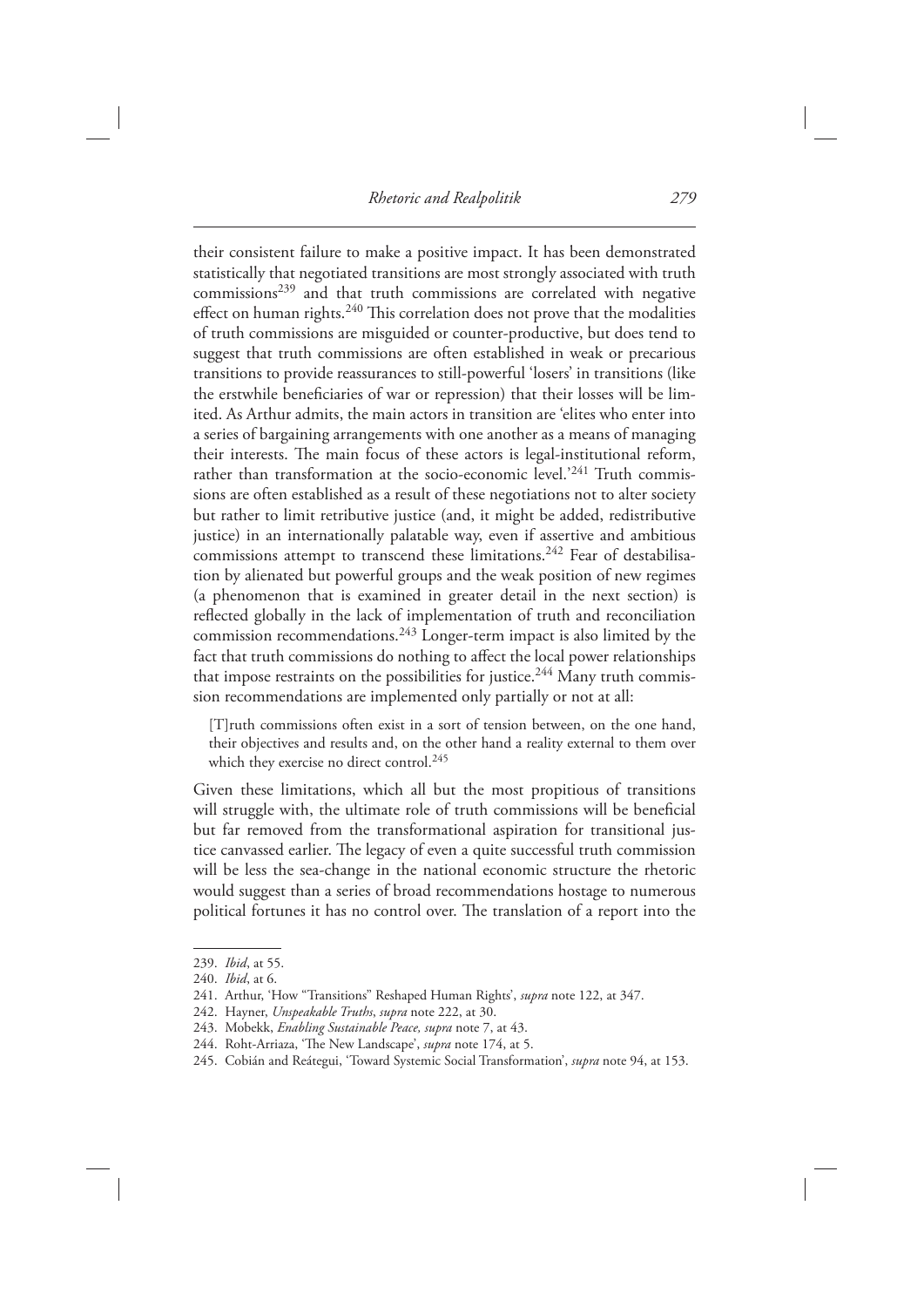their consistent failure to make a positive impact. It has been demonstrated statistically that negotiated transitions are most strongly associated with truth commissions[239] and that truth commissions are correlated with negative effect on human rights.[240] This correlation does not prove that the modalities of truth commissions are misguided or counter-productive, but does tend to suggest that truth commissions are often established in weak or precarious transitions to provide reassurances to still-powerful 'losers' in transitions (like the erstwhile beneficiaries of war or repression) that their losses will be limited. As Arthur admits, the main actors in transition are 'elites who enter into a series of bargaining arrangements with one another as a means of managing their interests. The main focus of these actors is legal-institutional reform, rather than transformation at the socio-economic level.'[241] Truth commissions are often established as a result of these negotiations not to alter society but rather to limit retributive justice (and, it might be added, redistributive justice) in an internationally palatable way, even if assertive and ambitious commissions attempt to transcend these limitations.[242] Fear of destabilisation by alienated but powerful groups and the weak position of new regimes (a phenomenon that is examined in greater detail in the next section) is reflected globally in the lack of implementation of truth and reconciliation commission recommendations.[243] Longer-term impact is also limited by the fact that truth commissions do nothing to affect the local power relationships that impose restraints on the possibilities for justice.[244] Many truth commission recommendations are implemented only partially or not at all:

> [T]ruth commissions often exist in a sort of tension between, on the one hand, their objectives and results and, on the other hand a reality external to them over which they exercise no direct control.[245]

Given these limitations, which all but the most propitious of transitions will struggle with, the ultimate role of truth commissions will be beneficial but far removed from the transformational aspiration for transitional justice canvassed earlier. The legacy of even a quite successful truth commission will be less the sea-change in the national economic structure the rhetoric would suggest than a series of broad recommendations hostage to numerous political fortunes it has no control over. The translation of a report into the

239. *Ibid*, at 55.
240. *Ibid*, at 6.
241. Arthur, 'How "Transitions" Reshaped Human Rights', *supra* note 122, at 347.
242. Hayner, *Unspeakable Truths*, *supra* note 222, at 30.
243. Mobekk, *Enabling Sustainable Peace, supra* note 7, at 43.
244. Roht-Arriaza, 'The New Landscape', *supra* note 174, at 5.
245. Cobián and Reátegui, 'Toward Systemic Social Transformation', *supra* note 94, at 153.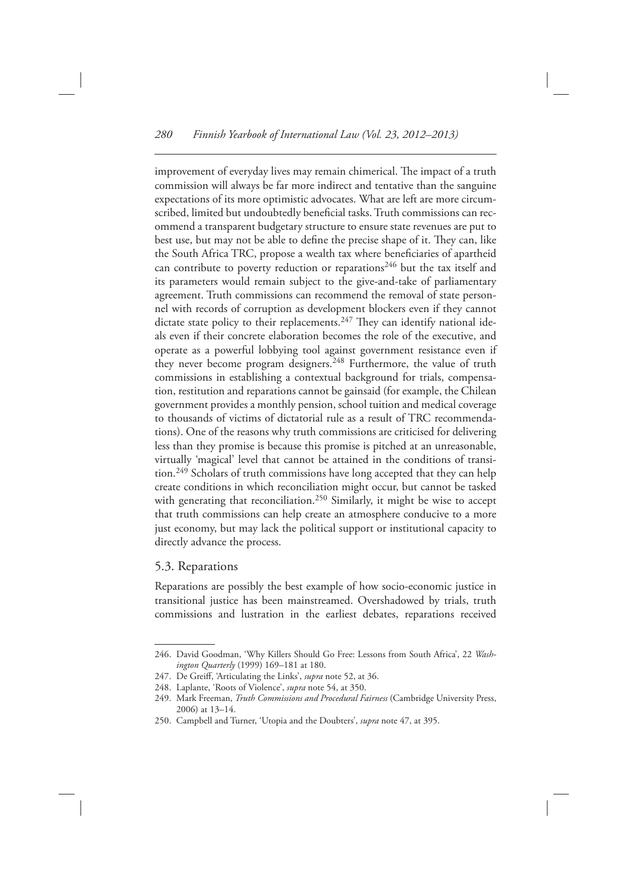improvement of everyday lives may remain chimerical. The impact of a truth commission will always be far more indirect and tentative than the sanguine expectations of its more optimistic advocates. What are left are more circumscribed, limited but undoubtedly beneficial tasks. Truth commissions can recommend a transparent budgetary structure to ensure state revenues are put to best use, but may not be able to define the precise shape of it. They can, like the South Africa TRC, propose a wealth tax where beneficiaries of apartheid can contribute to poverty reduction or reparations[246] but the tax itself and its parameters would remain subject to the give-and-take of parliamentary agreement. Truth commissions can recommend the removal of state personnel with records of corruption as development blockers even if they cannot dictate state policy to their replacements.[247] They can identify national ideals even if their concrete elaboration becomes the role of the executive, and operate as a powerful lobbying tool against government resistance even if they never become program designers.[248] Furthermore, the value of truth commissions in establishing a contextual background for trials, compensation, restitution and reparations cannot be gainsaid (for example, the Chilean government provides a monthly pension, school tuition and medical coverage to thousands of victims of dictatorial rule as a result of TRC recommendations). One of the reasons why truth commissions are criticised for delivering less than they promise is because this promise is pitched at an unreasonable, virtually 'magical' level that cannot be attained in the conditions of transition.[249] Scholars of truth commissions have long accepted that they can help create conditions in which reconciliation might occur, but cannot be tasked with generating that reconciliation.[250] Similarly, it might be wise to accept that truth commissions can help create an atmosphere conducive to a more just economy, but may lack the political support or institutional capacity to directly advance the process.

### 5.3. Reparations

Reparations are possibly the best example of how socio-economic justice in transitional justice has been mainstreamed. Overshadowed by trials, truth commissions and lustration in the earliest debates, reparations received

---

246. David Goodman, 'Why Killers Should Go Free: Lessons from South Africa', 22 *Washington Quarterly* (1999) 169–181 at 180.

247. De Greiff, 'Articulating the Links', *supra* note 52, at 36.

248. Laplante, 'Roots of Violence', *supra* note 54, at 350.

249. Mark Freeman, *Truth Commissions and Procedural Fairness* (Cambridge University Press, 2006) at 13–14.

250. Campbell and Turner, 'Utopia and the Doubters', *supra* note 47, at 395.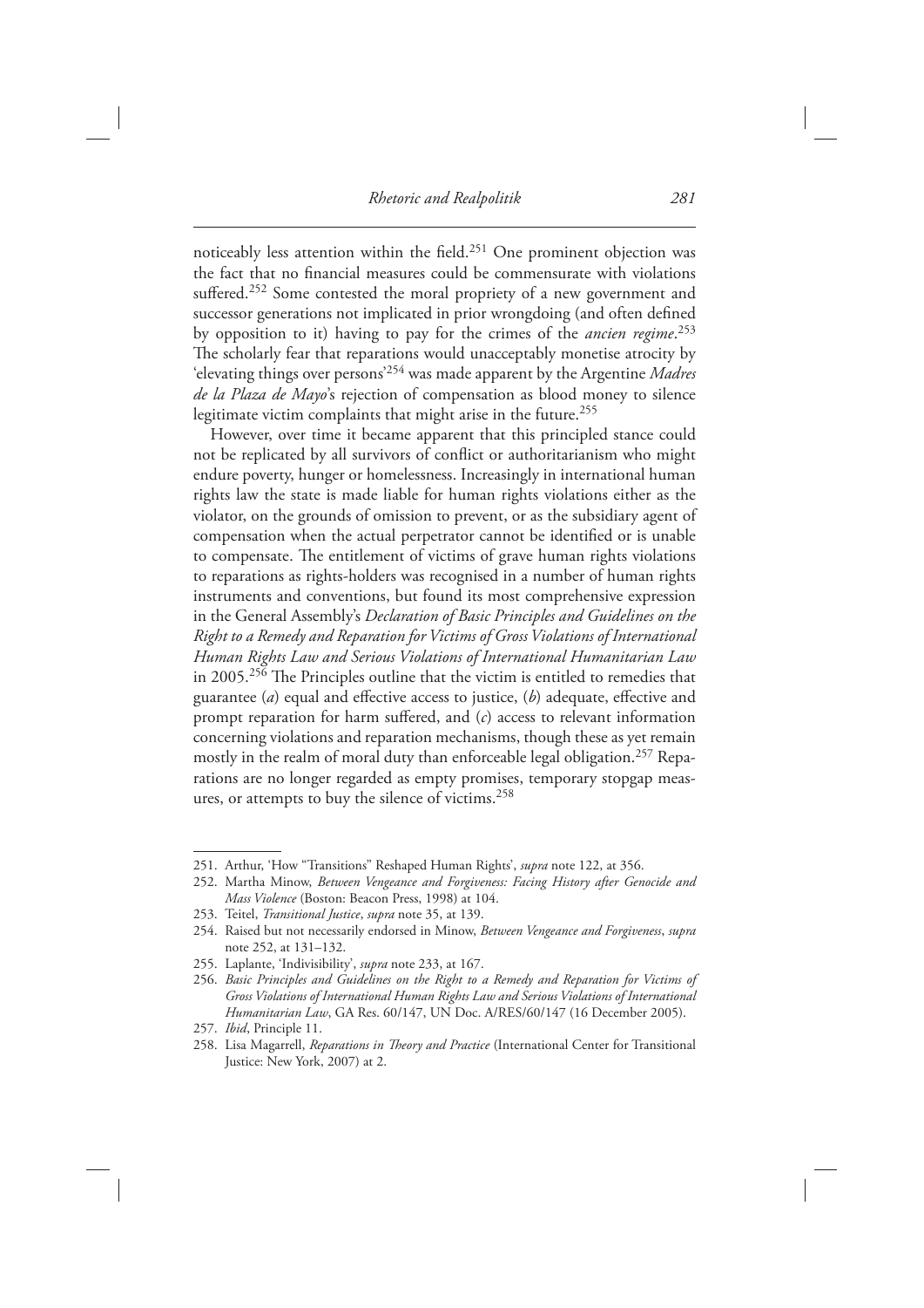noticeably less attention within the field.[251] One prominent objection was the fact that no financial measures could be commensurate with violations suffered.[252] Some contested the moral propriety of a new government and successor generations not implicated in prior wrongdoing (and often defined by opposition to it) having to pay for the crimes of the *ancien regime*.[253] The scholarly fear that reparations would unacceptably monetise atrocity by 'elevating things over persons'[254] was made apparent by the Argentine *Madres de la Plaza de Mayo*'s rejection of compensation as blood money to silence legitimate victim complaints that might arise in the future.[255]

However, over time it became apparent that this principled stance could not be replicated by all survivors of conflict or authoritarianism who might endure poverty, hunger or homelessness. Increasingly in international human rights law the state is made liable for human rights violations either as the violator, on the grounds of omission to prevent, or as the subsidiary agent of compensation when the actual perpetrator cannot be identified or is unable to compensate. The entitlement of victims of grave human rights violations to reparations as rights-holders was recognised in a number of human rights instruments and conventions, but found its most comprehensive expression in the General Assembly's *Declaration of Basic Principles and Guidelines on the Right to a Remedy and Reparation for Victims of Gross Violations of International Human Rights Law and Serious Violations of International Humanitarian Law* in 2005.[256] The Principles outline that the victim is entitled to remedies that guarantee (*a*) equal and effective access to justice, (*b*) adequate, effective and prompt reparation for harm suffered, and (*c*) access to relevant information concerning violations and reparation mechanisms, though these as yet remain mostly in the realm of moral duty than enforceable legal obligation.[257] Reparations are no longer regarded as empty promises, temporary stopgap measures, or attempts to buy the silence of victims.[258]

---

251. Arthur, 'How "Transitions" Reshaped Human Rights', *supra* note 122, at 356.
252. Martha Minow, *Between Vengeance and Forgiveness: Facing History after Genocide and Mass Violence* (Boston: Beacon Press, 1998) at 104.
253. Teitel, *Transitional Justice*, *supra* note 35, at 139.
254. Raised but not necessarily endorsed in Minow, *Between Vengeance and Forgiveness*, *supra* note 252, at 131–132.
255. Laplante, 'Indivisibility', *supra* note 233, at 167.
256. *Basic Principles and Guidelines on the Right to a Remedy and Reparation for Victims of Gross Violations of International Human Rights Law and Serious Violations of International Humanitarian Law*, GA Res. 60/147, UN Doc. A/RES/60/147 (16 December 2005).
257. *Ibid*, Principle 11.
258. Lisa Magarrell, *Reparations in Theory and Practice* (International Center for Transitional Justice: New York, 2007) at 2.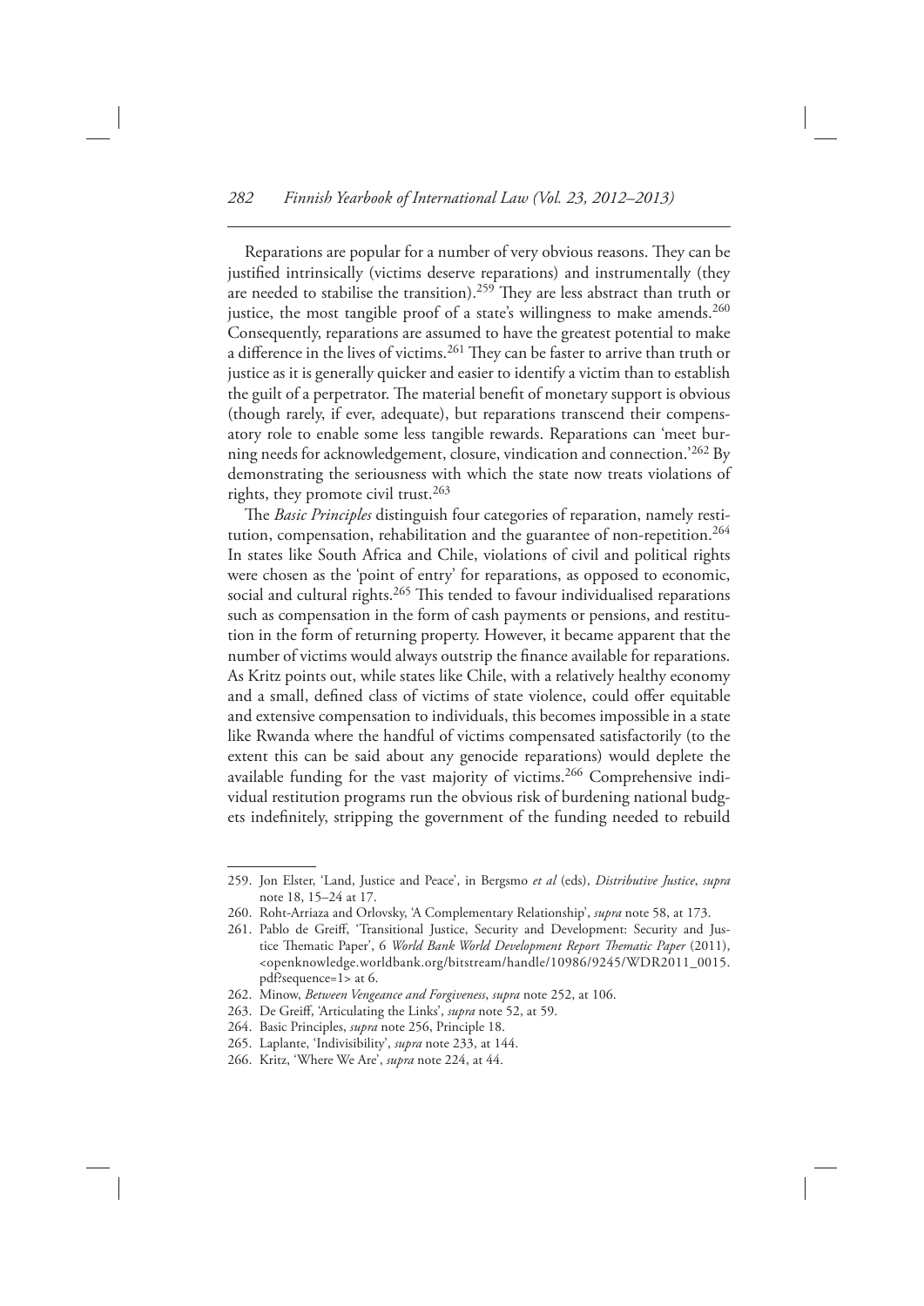Reparations are popular for a number of very obvious reasons. They can be justified intrinsically (victims deserve reparations) and instrumentally (they are needed to stabilise the transition).[259] They are less abstract than truth or justice, the most tangible proof of a state's willingness to make amends.[260] Consequently, reparations are assumed to have the greatest potential to make a difference in the lives of victims.[261] They can be faster to arrive than truth or justice as it is generally quicker and easier to identify a victim than to establish the guilt of a perpetrator. The material benefit of monetary support is obvious (though rarely, if ever, adequate), but reparations transcend their compensatory role to enable some less tangible rewards. Reparations can 'meet burning needs for acknowledgement, closure, vindication and connection.'[262] By demonstrating the seriousness with which the state now treats violations of rights, they promote civil trust.[263]

The *Basic Principles* distinguish four categories of reparation, namely restitution, compensation, rehabilitation and the guarantee of non-repetition.[264] In states like South Africa and Chile, violations of civil and political rights were chosen as the 'point of entry' for reparations, as opposed to economic, social and cultural rights.[265] This tended to favour individualised reparations such as compensation in the form of cash payments or pensions, and restitution in the form of returning property. However, it became apparent that the number of victims would always outstrip the finance available for reparations. As Kritz points out, while states like Chile, with a relatively healthy economy and a small, defined class of victims of state violence, could offer equitable and extensive compensation to individuals, this becomes impossible in a state like Rwanda where the handful of victims compensated satisfactorily (to the extent this can be said about any genocide reparations) would deplete the available funding for the vast majority of victims.[266] Comprehensive individual restitution programs run the obvious risk of burdening national budgets indefinitely, stripping the government of the funding needed to rebuild

---

259. Jon Elster, 'Land, Justice and Peace', in Bergsmo *et al* (eds), *Distributive Justice*, *supra* note 18, 15–24 at 17.
260. Roht-Arriaza and Orlovsky, 'A Complementary Relationship', *supra* note 58, at 173.
261. Pablo de Greiff, 'Transitional Justice, Security and Development: Security and Justice Thematic Paper', 6 *World Bank World Development Report Thematic Paper* (2011), <openknowledge.worldbank.org/bitstream/handle/10986/9245/WDR2011_0015.pdf?sequence=1> at 6.
262. Minow, *Between Vengeance and Forgiveness*, *supra* note 252, at 106.
263. De Greiff, 'Articulating the Links', *supra* note 52, at 59.
264. Basic Principles, *supra* note 256, Principle 18.
265. Laplante, 'Indivisibility', *supra* note 233, at 144.
266. Kritz, 'Where We Are', *supra* note 224, at 44.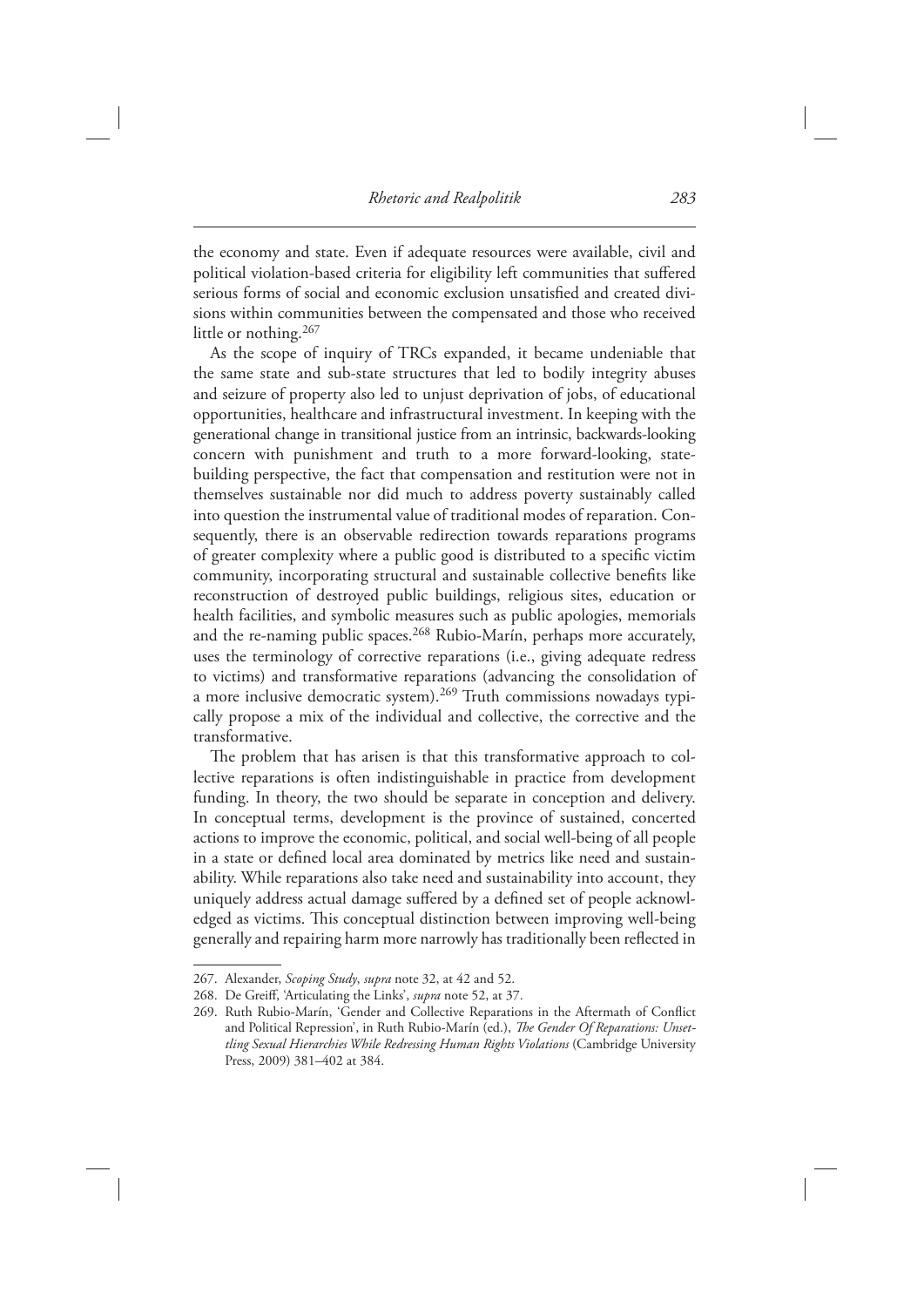the economy and state. Even if adequate resources were available, civil and political violation-based criteria for eligibility left communities that suffered serious forms of social and economic exclusion unsatisfied and created divisions within communities between the compensated and those who received little or nothing.[267]

As the scope of inquiry of TRCs expanded, it became undeniable that the same state and sub-state structures that led to bodily integrity abuses and seizure of property also led to unjust deprivation of jobs, of educational opportunities, healthcare and infrastructural investment. In keeping with the generational change in transitional justice from an intrinsic, backwards-looking concern with punishment and truth to a more forward-looking, state-building perspective, the fact that compensation and restitution were not in themselves sustainable nor did much to address poverty sustainably called into question the instrumental value of traditional modes of reparation. Consequently, there is an observable redirection towards reparations programs of greater complexity where a public good is distributed to a specific victim community, incorporating structural and sustainable collective benefits like reconstruction of destroyed public buildings, religious sites, education or health facilities, and symbolic measures such as public apologies, memorials and the re-naming public spaces.[268] Rubio-Marín, perhaps more accurately, uses the terminology of corrective reparations (i.e., giving adequate redress to victims) and transformative reparations (advancing the consolidation of a more inclusive democratic system).[269] Truth commissions nowadays typically propose a mix of the individual and collective, the corrective and the transformative.

The problem that has arisen is that this transformative approach to collective reparations is often indistinguishable in practice from development funding. In theory, the two should be separate in conception and delivery. In conceptual terms, development is the province of sustained, concerted actions to improve the economic, political, and social well-being of all people in a state or defined local area dominated by metrics like need and sustainability. While reparations also take need and sustainability into account, they uniquely address actual damage suffered by a defined set of people acknowledged as victims. This conceptual distinction between improving well-being generally and repairing harm more narrowly has traditionally been reflected in

---

267. Alexander, *Scoping Study*, *supra* note 32, at 42 and 52.

268. De Greiff, 'Articulating the Links', *supra* note 52, at 37.

269. Ruth Rubio-Marín, 'Gender and Collective Reparations in the Aftermath of Conflict and Political Repression', in Ruth Rubio-Marín (ed.), *The Gender Of Reparations: Unsettling Sexual Hierarchies While Redressing Human Rights Violations* (Cambridge University Press, 2009) 381–402 at 384.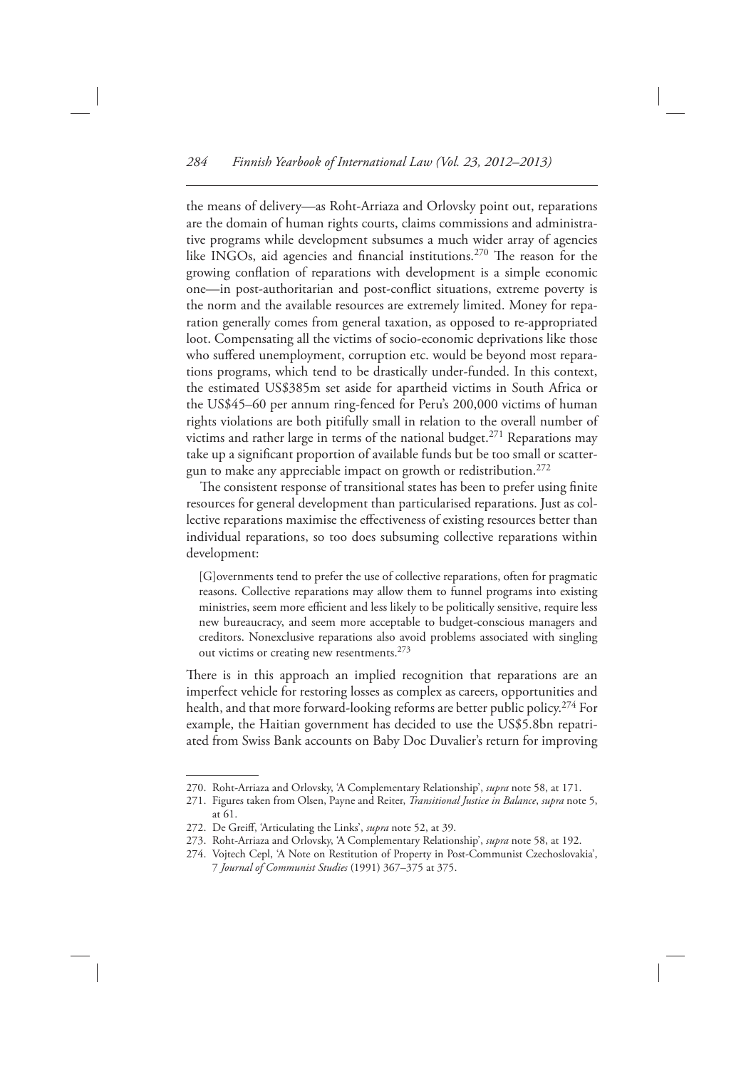the means of delivery—as Roht-Arriaza and Orlovsky point out, reparations are the domain of human rights courts, claims commissions and administrative programs while development subsumes a much wider array of agencies like INGOs, aid agencies and financial institutions.[270] The reason for the growing conflation of reparations with development is a simple economic one—in post-authoritarian and post-conflict situations, extreme poverty is the norm and the available resources are extremely limited. Money for reparation generally comes from general taxation, as opposed to re-appropriated loot. Compensating all the victims of socio-economic deprivations like those who suffered unemployment, corruption etc. would be beyond most reparations programs, which tend to be drastically under-funded. In this context, the estimated US$385m set aside for apartheid victims in South Africa or the US$45–60 per annum ring-fenced for Peru's 200,000 victims of human rights violations are both pitifully small in relation to the overall number of victims and rather large in terms of the national budget.[271] Reparations may take up a significant proportion of available funds but be too small or scatter-gun to make any appreciable impact on growth or redistribution.[272]

The consistent response of transitional states has been to prefer using finite resources for general development than particularised reparations. Just as collective reparations maximise the effectiveness of existing resources better than individual reparations, so too does subsuming collective reparations within development:

> [G]overnments tend to prefer the use of collective reparations, often for pragmatic reasons. Collective reparations may allow them to funnel programs into existing ministries, seem more efficient and less likely to be politically sensitive, require less new bureaucracy, and seem more acceptable to budget-conscious managers and creditors. Nonexclusive reparations also avoid problems associated with singling out victims or creating new resentments.[273]

There is in this approach an implied recognition that reparations are an imperfect vehicle for restoring losses as complex as careers, opportunities and health, and that more forward-looking reforms are better public policy.[274] For example, the Haitian government has decided to use the US$5.8bn repatriated from Swiss Bank accounts on Baby Doc Duvalier's return for improving

---

270. Roht-Arriaza and Orlovsky, 'A Complementary Relationship', *supra* note 58, at 171.
271. Figures taken from Olsen, Payne and Reiter, *Transitional Justice in Balance*, *supra* note 5, at 61.
272. De Greiff, 'Articulating the Links', *supra* note 52, at 39.
273. Roht-Arriaza and Orlovsky, 'A Complementary Relationship', *supra* note 58, at 192.
274. Vojtech Cepl, 'A Note on Restitution of Property in Post-Communist Czechoslovakia', 7 *Journal of Communist Studies* (1991) 367–375 at 375.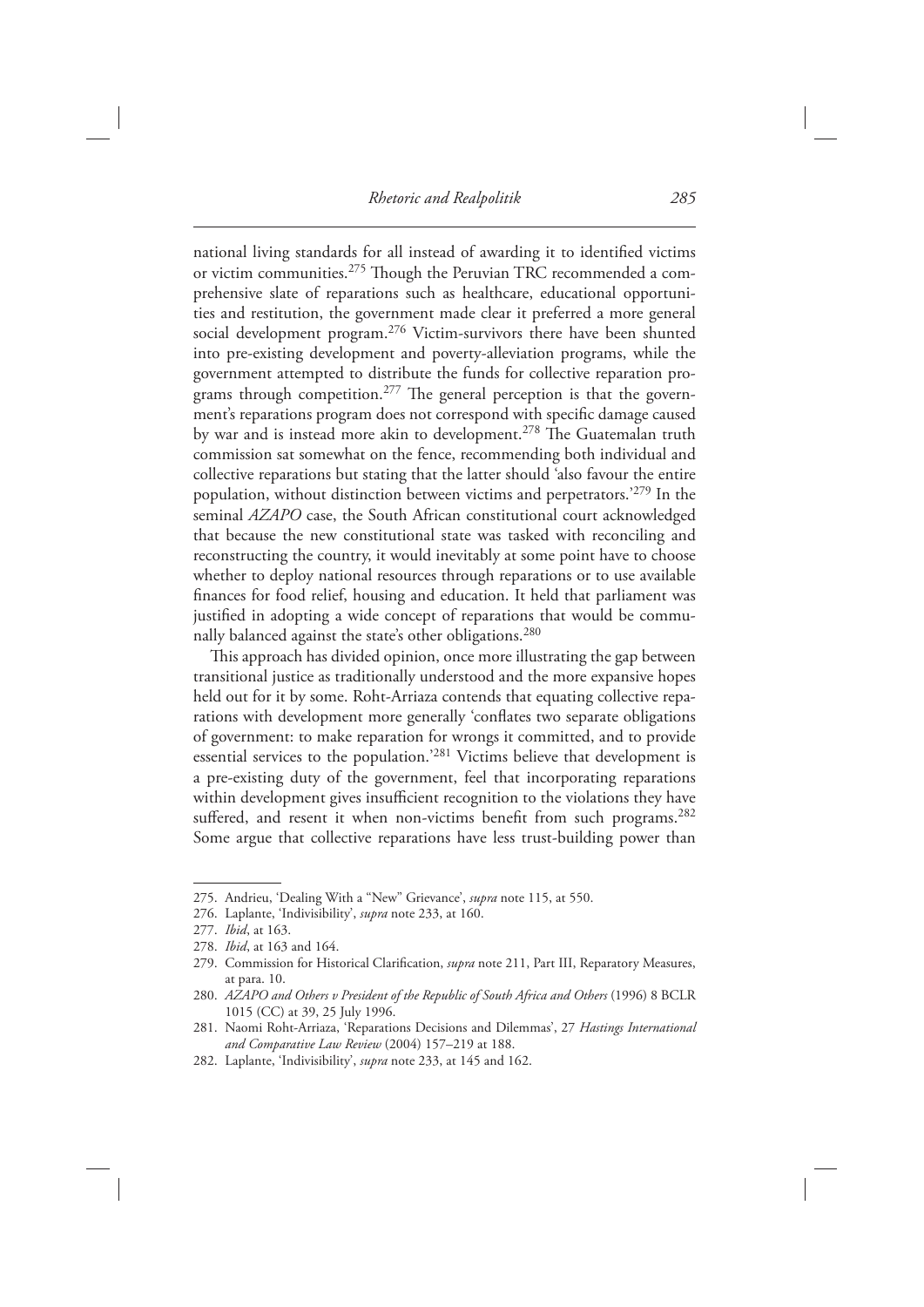national living standards for all instead of awarding it to identified victims or victim communities.[275] Though the Peruvian TRC recommended a comprehensive slate of reparations such as healthcare, educational opportunities and restitution, the government made clear it preferred a more general social development program.[276] Victim-survivors there have been shunted into pre-existing development and poverty-alleviation programs, while the government attempted to distribute the funds for collective reparation programs through competition.[277] The general perception is that the government's reparations program does not correspond with specific damage caused by war and is instead more akin to development.[278] The Guatemalan truth commission sat somewhat on the fence, recommending both individual and collective reparations but stating that the latter should 'also favour the entire population, without distinction between victims and perpetrators.'[279] In the seminal *AZAPO* case, the South African constitutional court acknowledged that because the new constitutional state was tasked with reconciling and reconstructing the country, it would inevitably at some point have to choose whether to deploy national resources through reparations or to use available finances for food relief, housing and education. It held that parliament was justified in adopting a wide concept of reparations that would be communally balanced against the state's other obligations.[280]

This approach has divided opinion, once more illustrating the gap between transitional justice as traditionally understood and the more expansive hopes held out for it by some. Roht-Arriaza contends that equating collective reparations with development more generally 'conflates two separate obligations of government: to make reparation for wrongs it committed, and to provide essential services to the population.'[281] Victims believe that development is a pre-existing duty of the government, feel that incorporating reparations within development gives insufficient recognition to the violations they have suffered, and resent it when non-victims benefit from such programs.[282] Some argue that collective reparations have less trust-building power than

275. Andrieu, 'Dealing With a "New" Grievance', *supra* note 115, at 550.

276. Laplante, 'Indivisibility', *supra* note 233, at 160.

277. *Ibid*, at 163.

278. *Ibid*, at 163 and 164.

279. Commission for Historical Clarification, *supra* note 211, Part III, Reparatory Measures, at para. 10.

280. *AZAPO and Others v President of the Republic of South Africa and Others* (1996) 8 BCLR 1015 (CC) at 39, 25 July 1996.

281. Naomi Roht-Arriaza, 'Reparations Decisions and Dilemmas', 27 *Hastings International and Comparative Law Review* (2004) 157–219 at 188.

282. Laplante, 'Indivisibility', *supra* note 233, at 145 and 162.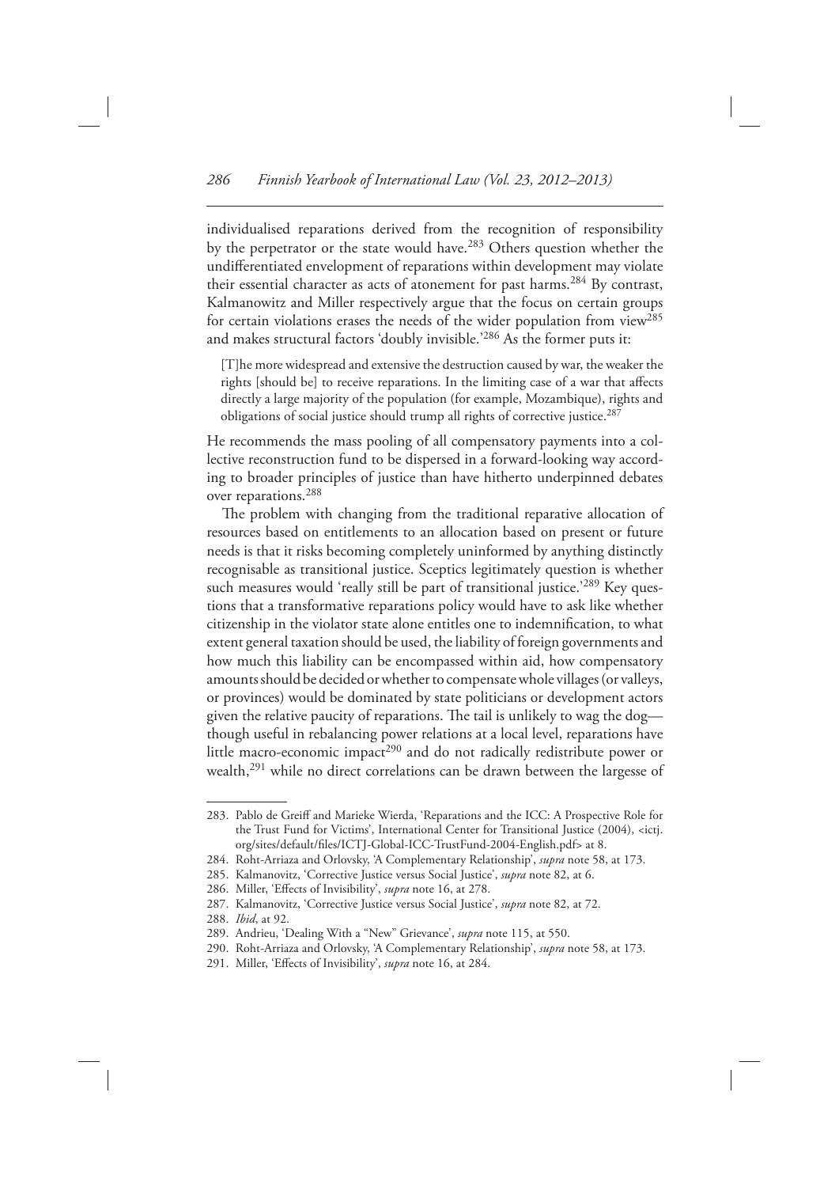individualised reparations derived from the recognition of responsibility by the perpetrator or the state would have.[283] Others question whether the undifferentiated envelopment of reparations within development may violate their essential character as acts of atonement for past harms.[284] By contrast, Kalmanowitz and Miller respectively argue that the focus on certain groups for certain violations erases the needs of the wider population from view[285] and makes structural factors 'doubly invisible.'[286] As the former puts it:

> [T]he more widespread and extensive the destruction caused by war, the weaker the rights [should be] to receive reparations. In the limiting case of a war that affects directly a large majority of the population (for example, Mozambique), rights and obligations of social justice should trump all rights of corrective justice.[287]

He recommends the mass pooling of all compensatory payments into a collective reconstruction fund to be dispersed in a forward-looking way according to broader principles of justice than have hitherto underpinned debates over reparations.[288]

The problem with changing from the traditional reparative allocation of resources based on entitlements to an allocation based on present or future needs is that it risks becoming completely uninformed by anything distinctly recognisable as transitional justice. Sceptics legitimately question is whether such measures would 'really still be part of transitional justice.'[289] Key questions that a transformative reparations policy would have to ask like whether citizenship in the violator state alone entitles one to indemnification, to what extent general taxation should be used, the liability of foreign governments and how much this liability can be encompassed within aid, how compensatory amounts should be decided or whether to compensate whole villages (or valleys, or provinces) would be dominated by state politicians or development actors given the relative paucity of reparations. The tail is unlikely to wag the dog—though useful in rebalancing power relations at a local level, reparations have little macro-economic impact[290] and do not radically redistribute power or wealth,[291] while no direct correlations can be drawn between the largesse of

---

283. Pablo de Greiff and Marieke Wierda, 'Reparations and the ICC: A Prospective Role for the Trust Fund for Victims', International Center for Transitional Justice (2004), <ictj.org/sites/default/files/ICTJ-Global-ICC-TrustFund-2004-English.pdf> at 8.
284. Roht-Arriaza and Orlovsky, 'A Complementary Relationship', *supra* note 58, at 173.
285. Kalmanovitz, 'Corrective Justice versus Social Justice', *supra* note 82, at 6.
286. Miller, 'Effects of Invisibility', *supra* note 16, at 278.
287. Kalmanovitz, 'Corrective Justice versus Social Justice', *supra* note 82, at 72.
288. *Ibid*, at 92.
289. Andrieu, 'Dealing With a "New" Grievance', *supra* note 115, at 550.
290. Roht-Arriaza and Orlovsky, 'A Complementary Relationship', *supra* note 58, at 173.
291. Miller, 'Effects of Invisibility', *supra* note 16, at 284.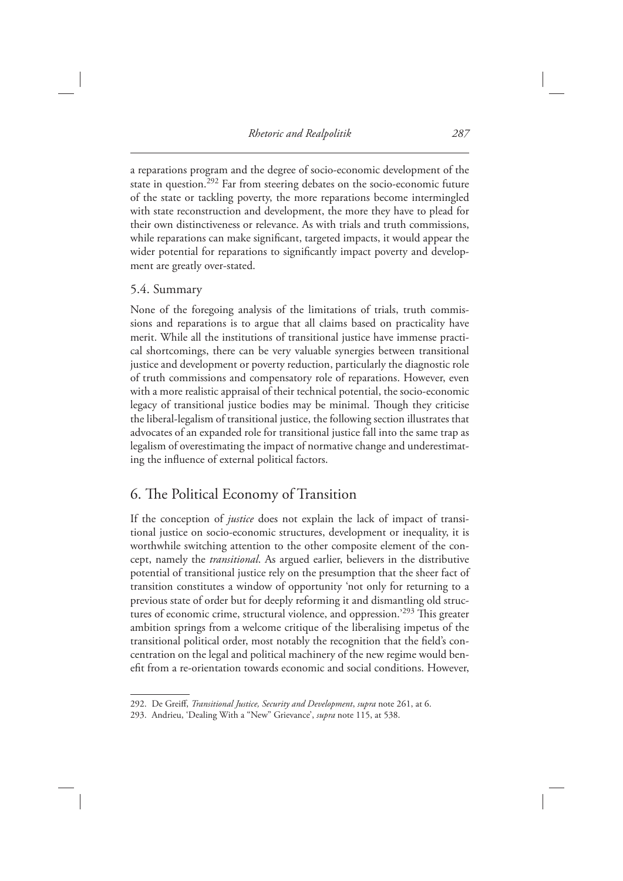a reparations program and the degree of socio-economic development of the state in question.[292] Far from steering debates on the socio-economic future of the state or tackling poverty, the more reparations become intermingled with state reconstruction and development, the more they have to plead for their own distinctiveness or relevance. As with trials and truth commissions, while reparations can make significant, targeted impacts, it would appear the wider potential for reparations to significantly impact poverty and development are greatly over-stated.

### 5.4. Summary

None of the foregoing analysis of the limitations of trials, truth commissions and reparations is to argue that all claims based on practicality have merit. While all the institutions of transitional justice have immense practical shortcomings, there can be very valuable synergies between transitional justice and development or poverty reduction, particularly the diagnostic role of truth commissions and compensatory role of reparations. However, even with a more realistic appraisal of their technical potential, the socio-economic legacy of transitional justice bodies may be minimal. Though they criticise the liberal-legalism of transitional justice, the following section illustrates that advocates of an expanded role for transitional justice fall into the same trap as legalism of overestimating the impact of normative change and underestimating the influence of external political factors.

## 6. The Political Economy of Transition

If the conception of *justice* does not explain the lack of impact of transitional justice on socio-economic structures, development or inequality, it is worthwhile switching attention to the other composite element of the concept, namely the *transitional*. As argued earlier, believers in the distributive potential of transitional justice rely on the presumption that the sheer fact of transition constitutes a window of opportunity 'not only for returning to a previous state of order but for deeply reforming it and dismantling old structures of economic crime, structural violence, and oppression.'[293] This greater ambition springs from a welcome critique of the liberalising impetus of the transitional political order, most notably the recognition that the field's concentration on the legal and political machinery of the new regime would benefit from a re-orientation towards economic and social conditions. However,

292. De Greiff, *Transitional Justice, Security and Development*, *supra* note 261, at 6.

293. Andrieu, 'Dealing With a "New" Grievance', *supra* note 115, at 538.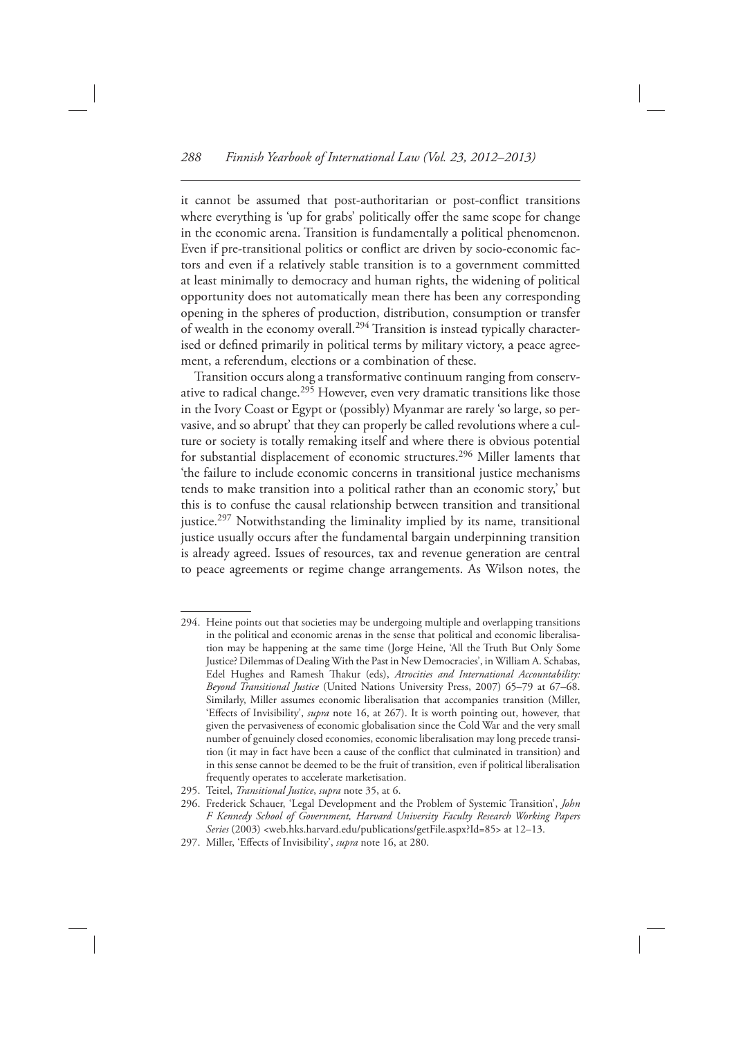it cannot be assumed that post-authoritarian or post-conflict transitions where everything is 'up for grabs' politically offer the same scope for change in the economic arena. Transition is fundamentally a political phenomenon. Even if pre-transitional politics or conflict are driven by socio-economic factors and even if a relatively stable transition is to a government committed at least minimally to democracy and human rights, the widening of political opportunity does not automatically mean there has been any corresponding opening in the spheres of production, distribution, consumption or transfer of wealth in the economy overall.[294] Transition is instead typically characterised or defined primarily in political terms by military victory, a peace agreement, a referendum, elections or a combination of these.

Transition occurs along a transformative continuum ranging from conservative to radical change.[295] However, even very dramatic transitions like those in the Ivory Coast or Egypt or (possibly) Myanmar are rarely 'so large, so pervasive, and so abrupt' that they can properly be called revolutions where a culture or society is totally remaking itself and where there is obvious potential for substantial displacement of economic structures.[296] Miller laments that 'the failure to include economic concerns in transitional justice mechanisms tends to make transition into a political rather than an economic story,' but this is to confuse the causal relationship between transition and transitional justice.[297] Notwithstanding the liminality implied by its name, transitional justice usually occurs after the fundamental bargain underpinning transition is already agreed. Issues of resources, tax and revenue generation are central to peace agreements or regime change arrangements. As Wilson notes, the

---

294. Heine points out that societies may be undergoing multiple and overlapping transitions in the political and economic arenas in the sense that political and economic liberalisation may be happening at the same time (Jorge Heine, 'All the Truth But Only Some Justice? Dilemmas of Dealing With the Past in New Democracies', in William A. Schabas, Edel Hughes and Ramesh Thakur (eds), *Atrocities and International Accountability: Beyond Transitional Justice* (United Nations University Press, 2007) 65–79 at 67–68. Similarly, Miller assumes economic liberalisation that accompanies transition (Miller, 'Effects of Invisibility', *supra* note 16, at 267). It is worth pointing out, however, that given the pervasiveness of economic globalisation since the Cold War and the very small number of genuinely closed economies, economic liberalisation may long precede transition (it may in fact have been a cause of the conflict that culminated in transition) and in this sense cannot be deemed to be the fruit of transition, even if political liberalisation frequently operates to accelerate marketisation.

295. Teitel, *Transitional Justice*, *supra* note 35, at 6.

296. Frederick Schauer, 'Legal Development and the Problem of Systemic Transition', *John F Kennedy School of Government, Harvard University Faculty Research Working Papers Series* (2003) <web.hks.harvard.edu/publications/getFile.aspx?Id=85> at 12–13.

297. Miller, 'Effects of Invisibility', *supra* note 16, at 280.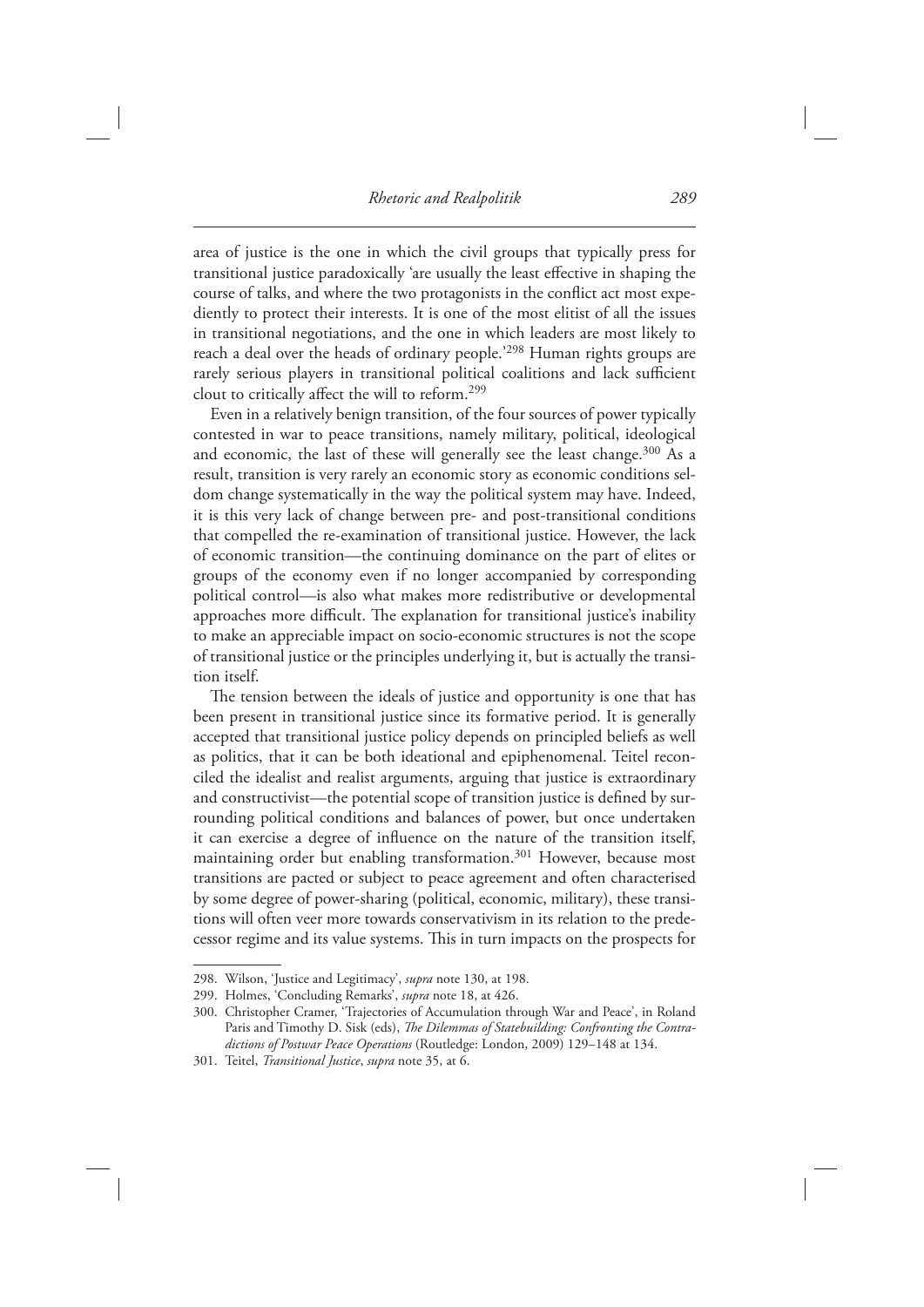area of justice is the one in which the civil groups that typically press for transitional justice paradoxically 'are usually the least effective in shaping the course of talks, and where the two protagonists in the conflict act most expediently to protect their interests. It is one of the most elitist of all the issues in transitional negotiations, and the one in which leaders are most likely to reach a deal over the heads of ordinary people.'[298] Human rights groups are rarely serious players in transitional political coalitions and lack sufficient clout to critically affect the will to reform.[299]

Even in a relatively benign transition, of the four sources of power typically contested in war to peace transitions, namely military, political, ideological and economic, the last of these will generally see the least change.[300] As a result, transition is very rarely an economic story as economic conditions seldom change systematically in the way the political system may have. Indeed, it is this very lack of change between pre- and post-transitional conditions that compelled the re-examination of transitional justice. However, the lack of economic transition—the continuing dominance on the part of elites or groups of the economy even if no longer accompanied by corresponding political control—is also what makes more redistributive or developmental approaches more difficult. The explanation for transitional justice's inability to make an appreciable impact on socio-economic structures is not the scope of transitional justice or the principles underlying it, but is actually the transition itself.

The tension between the ideals of justice and opportunity is one that has been present in transitional justice since its formative period. It is generally accepted that transitional justice policy depends on principled beliefs as well as politics, that it can be both ideational and epiphenomenal. Teitel reconciled the idealist and realist arguments, arguing that justice is extraordinary and constructivist—the potential scope of transition justice is defined by surrounding political conditions and balances of power, but once undertaken it can exercise a degree of influence on the nature of the transition itself, maintaining order but enabling transformation.[301] However, because most transitions are pacted or subject to peace agreement and often characterised by some degree of power-sharing (political, economic, military), these transitions will often veer more towards conservativism in its relation to the predecessor regime and its value systems. This in turn impacts on the prospects for

---

298. Wilson, 'Justice and Legitimacy', *supra* note 130, at 198.

299. Holmes, 'Concluding Remarks', *supra* note 18, at 426.

300. Christopher Cramer, 'Trajectories of Accumulation through War and Peace', in Roland Paris and Timothy D. Sisk (eds), *The Dilemmas of Statebuilding: Confronting the Contradictions of Postwar Peace Operations* (Routledge: London, 2009) 129–148 at 134.

301. Teitel, *Transitional Justice*, *supra* note 35, at 6.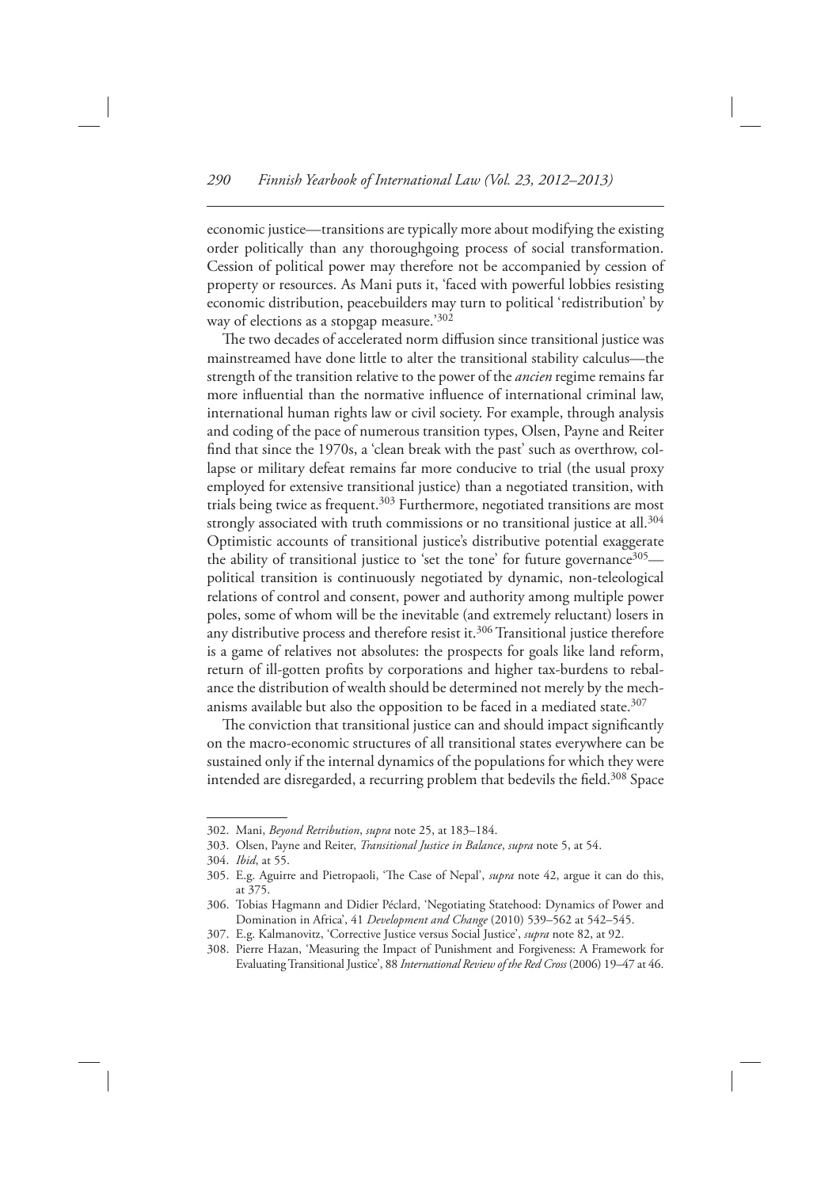economic justice—transitions are typically more about modifying the existing order politically than any thoroughgoing process of social transformation. Cession of political power may therefore not be accompanied by cession of property or resources. As Mani puts it, 'faced with powerful lobbies resisting economic distribution, peacebuilders may turn to political 'redistribution' by way of elections as a stopgap measure.'[302]

The two decades of accelerated norm diffusion since transitional justice was mainstreamed have done little to alter the transitional stability calculus—the strength of the transition relative to the power of the *ancien* regime remains far more influential than the normative influence of international criminal law, international human rights law or civil society. For example, through analysis and coding of the pace of numerous transition types, Olsen, Payne and Reiter find that since the 1970s, a 'clean break with the past' such as overthrow, collapse or military defeat remains far more conducive to trial (the usual proxy employed for extensive transitional justice) than a negotiated transition, with trials being twice as frequent.[303] Furthermore, negotiated transitions are most strongly associated with truth commissions or no transitional justice at all.[304] Optimistic accounts of transitional justice's distributive potential exaggerate the ability of transitional justice to 'set the tone' for future governance[305]—political transition is continuously negotiated by dynamic, non-teleological relations of control and consent, power and authority among multiple power poles, some of whom will be the inevitable (and extremely reluctant) losers in any distributive process and therefore resist it.[306] Transitional justice therefore is a game of relatives not absolutes: the prospects for goals like land reform, return of ill-gotten profits by corporations and higher tax-burdens to rebalance the distribution of wealth should be determined not merely by the mechanisms available but also the opposition to be faced in a mediated state.[307]

The conviction that transitional justice can and should impact significantly on the macro-economic structures of all transitional states everywhere can be sustained only if the internal dynamics of the populations for which they were intended are disregarded, a recurring problem that bedevils the field.[308] Space

---

302. Mani, *Beyond Retribution*, *supra* note 25, at 183–184.
303. Olsen, Payne and Reiter, *Transitional Justice in Balance*, *supra* note 5, at 54.
304. *Ibid*, at 55.
305. E.g. Aguirre and Pietropaoli, 'The Case of Nepal', *supra* note 42, argue it can do this, at 375.
306. Tobias Hagmann and Didier Péclard, 'Negotiating Statehood: Dynamics of Power and Domination in Africa', 41 *Development and Change* (2010) 539–562 at 542–545.
307. E.g. Kalmanovitz, 'Corrective Justice versus Social Justice', *supra* note 82, at 92.
308. Pierre Hazan, 'Measuring the Impact of Punishment and Forgiveness: A Framework for Evaluating Transitional Justice', 88 *International Review of the Red Cross* (2006) 19–47 at 46.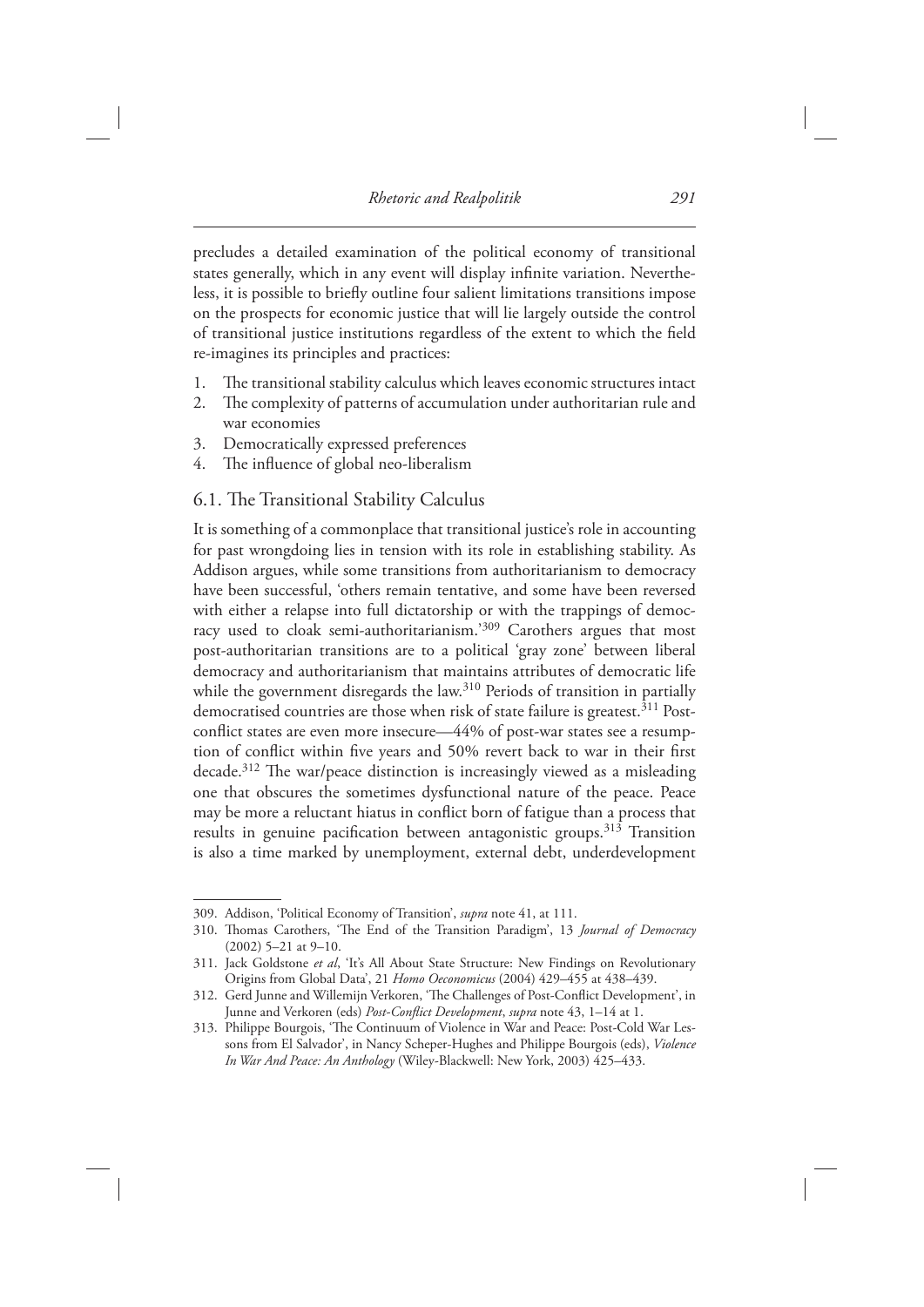precludes a detailed examination of the political economy of transitional states generally, which in any event will display infinite variation. Nevertheless, it is possible to briefly outline four salient limitations transitions impose on the prospects for economic justice that will lie largely outside the control of transitional justice institutions regardless of the extent to which the field re-imagines its principles and practices:

1. The transitional stability calculus which leaves economic structures intact
2. The complexity of patterns of accumulation under authoritarian rule and war economies
3. Democratically expressed preferences
4. The influence of global neo-liberalism

## 6.1. The Transitional Stability Calculus

It is something of a commonplace that transitional justice's role in accounting for past wrongdoing lies in tension with its role in establishing stability. As Addison argues, while some transitions from authoritarianism to democracy have been successful, 'others remain tentative, and some have been reversed with either a relapse into full dictatorship or with the trappings of democracy used to cloak semi-authoritarianism.'[309] Carothers argues that most post-authoritarian transitions are to a political 'gray zone' between liberal democracy and authoritarianism that maintains attributes of democratic life while the government disregards the law.[310] Periods of transition in partially democratised countries are those when risk of state failure is greatest.[311] Post-conflict states are even more insecure—44% of post-war states see a resumption of conflict within five years and 50% revert back to war in their first decade.[312] The war/peace distinction is increasingly viewed as a misleading one that obscures the sometimes dysfunctional nature of the peace. Peace may be more a reluctant hiatus in conflict born of fatigue than a process that results in genuine pacification between antagonistic groups.[313] Transition is also a time marked by unemployment, external debt, underdevelopment

309. Addison, 'Political Economy of Transition', *supra* note 41, at 111.
310. Thomas Carothers, 'The End of the Transition Paradigm', 13 *Journal of Democracy* (2002) 5–21 at 9–10.
311. Jack Goldstone *et al*, 'It's All About State Structure: New Findings on Revolutionary Origins from Global Data', 21 *Homo Oeconomicus* (2004) 429–455 at 438–439.
312. Gerd Junne and Willemijn Verkoren, 'The Challenges of Post-Conflict Development', in Junne and Verkoren (eds) *Post-Conflict Development*, *supra* note 43, 1–14 at 1.
313. Philippe Bourgois, 'The Continuum of Violence in War and Peace: Post-Cold War Lessons from El Salvador', in Nancy Scheper-Hughes and Philippe Bourgois (eds), *Violence In War And Peace: An Anthology* (Wiley-Blackwell: New York, 2003) 425–433.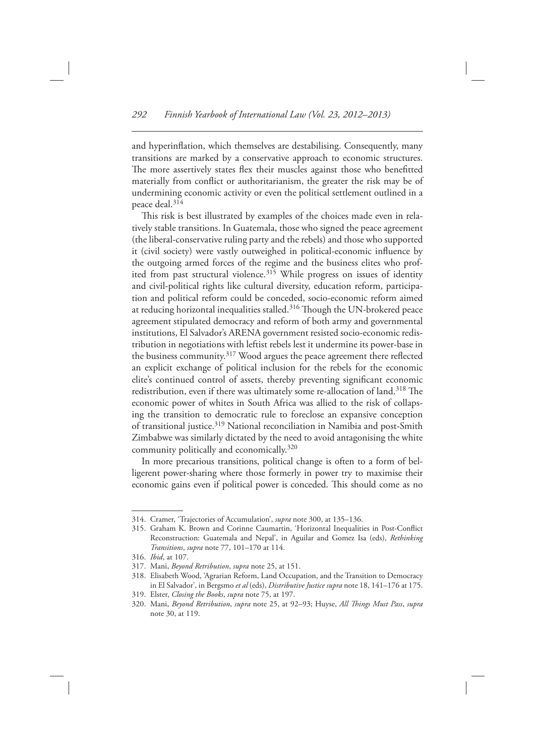and hyperinflation, which themselves are destabilising. Consequently, many transitions are marked by a conservative approach to economic structures. The more assertively states flex their muscles against those who benefitted materially from conflict or authoritarianism, the greater the risk may be of undermining economic activity or even the political settlement outlined in a peace deal.[314]

This risk is best illustrated by examples of the choices made even in relatively stable transitions. In Guatemala, those who signed the peace agreement (the liberal-conservative ruling party and the rebels) and those who supported it (civil society) were vastly outweighed in political-economic influence by the outgoing armed forces of the regime and the business elites who profited from past structural violence.[315] While progress on issues of identity and civil-political rights like cultural diversity, education reform, participation and political reform could be conceded, socio-economic reform aimed at reducing horizontal inequalities stalled.[316] Though the UN-brokered peace agreement stipulated democracy and reform of both army and governmental institutions, El Salvador's ARENA government resisted socio-economic redistribution in negotiations with leftist rebels lest it undermine its power-base in the business community.[317] Wood argues the peace agreement there reflected an explicit exchange of political inclusion for the rebels for the economic elite's continued control of assets, thereby preventing significant economic redistribution, even if there was ultimately some re-allocation of land.[318] The economic power of whites in South Africa was allied to the risk of collapsing the transition to democratic rule to foreclose an expansive conception of transitional justice.[319] National reconciliation in Namibia and post-Smith Zimbabwe was similarly dictated by the need to avoid antagonising the white community politically and economically.[320]

In more precarious transitions, political change is often to a form of belligerent power-sharing where those formerly in power try to maximise their economic gains even if political power is conceded. This should come as no

---

314. Cramer, 'Trajectories of Accumulation', *supra* note 300, at 135–136.
315. Graham K. Brown and Corinne Caumartin, 'Horizontal Inequalities in Post-Conflict Reconstruction: Guatemala and Nepal', in Aguilar and Gomez Isa (eds), *Rethinking Transitions*, *supra* note 77, 101–170 at 114.
316. *Ibid*, at 107.
317. Mani, *Beyond Retribution*, *supra* note 25, at 151.
318. Elisabeth Wood, 'Agrarian Reform, Land Occupation, and the Transition to Democracy in El Salvador', in Bergsmo *et al* (eds), *Distributive Justice supra* note 18, 141–176 at 175.
319. Elster, *Closing the Books*, *supra* note 75, at 197.
320. Mani, *Beyond Retribution*, *supra* note 25, at 92–93; Huyse, *All Things Must Pass*, *supra* note 30, at 119.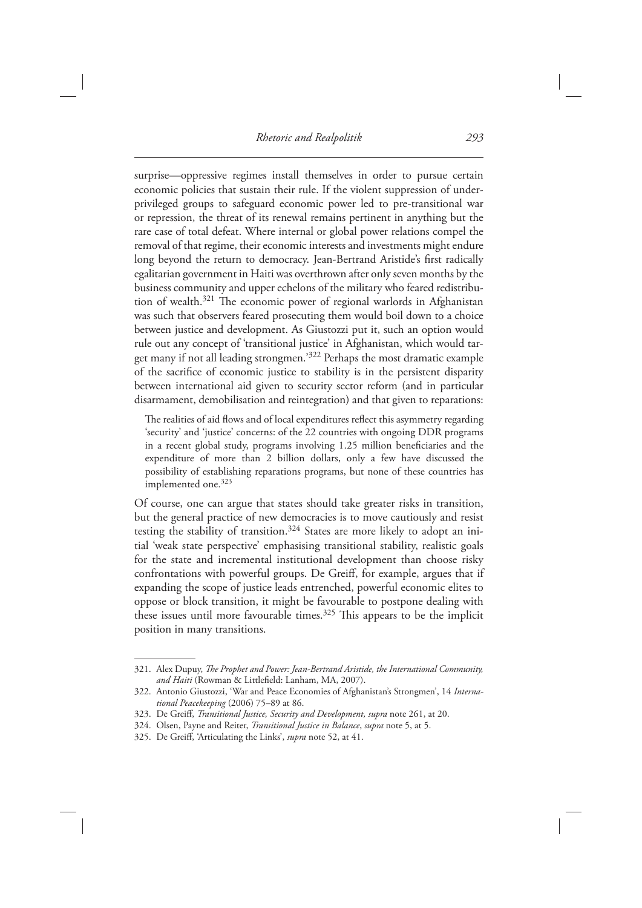surprise—oppressive regimes install themselves in order to pursue certain economic policies that sustain their rule. If the violent suppression of under-privileged groups to safeguard economic power led to pre-transitional war or repression, the threat of its renewal remains pertinent in anything but the rare case of total defeat. Where internal or global power relations compel the removal of that regime, their economic interests and investments might endure long beyond the return to democracy. Jean-Bertrand Aristide's first radically egalitarian government in Haiti was overthrown after only seven months by the business community and upper echelons of the military who feared redistribution of wealth.[321] The economic power of regional warlords in Afghanistan was such that observers feared prosecuting them would boil down to a choice between justice and development. As Giustozzi put it, such an option would rule out any concept of 'transitional justice' in Afghanistan, which would target many if not all leading strongmen.'[322] Perhaps the most dramatic example of the sacrifice of economic justice to stability is in the persistent disparity between international aid given to security sector reform (and in particular disarmament, demobilisation and reintegration) and that given to reparations:

> The realities of aid flows and of local expenditures reflect this asymmetry regarding 'security' and 'justice' concerns: of the 22 countries with ongoing DDR programs in a recent global study, programs involving 1.25 million beneficiaries and the expenditure of more than 2 billion dollars, only a few have discussed the possibility of establishing reparations programs, but none of these countries has implemented one.[323]

Of course, one can argue that states should take greater risks in transition, but the general practice of new democracies is to move cautiously and resist testing the stability of transition.[324] States are more likely to adopt an initial 'weak state perspective' emphasising transitional stability, realistic goals for the state and incremental institutional development than choose risky confrontations with powerful groups. De Greiff, for example, argues that if expanding the scope of justice leads entrenched, powerful economic elites to oppose or block transition, it might be favourable to postpone dealing with these issues until more favourable times.[325] This appears to be the implicit position in many transitions.

---

321. Alex Dupuy, *The Prophet and Power: Jean-Bertrand Aristide, the International Community, and Haiti* (Rowman & Littlefield: Lanham, MA, 2007).

322. Antonio Giustozzi, 'War and Peace Economies of Afghanistan's Strongmen', 14 *International Peacekeeping* (2006) 75–89 at 86.

323. De Greiff, *Transitional Justice, Security and Development, supra* note 261, at 20.

324. Olsen, Payne and Reiter, *Transitional Justice in Balance*, *supra* note 5, at 5.

325. De Greiff, 'Articulating the Links', *supra* note 52, at 41.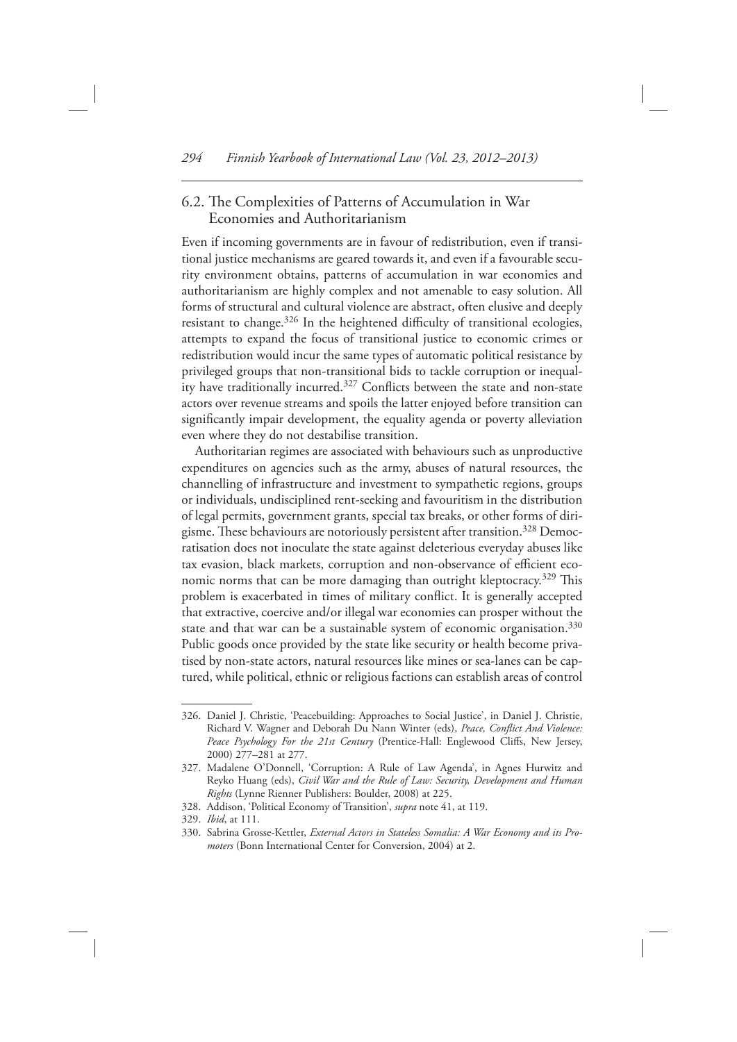## 6.2. The Complexities of Patterns of Accumulation in War Economies and Authoritarianism

Even if incoming governments are in favour of redistribution, even if transitional justice mechanisms are geared towards it, and even if a favourable security environment obtains, patterns of accumulation in war economies and authoritarianism are highly complex and not amenable to easy solution. All forms of structural and cultural violence are abstract, often elusive and deeply resistant to change.[326] In the heightened difficulty of transitional ecologies, attempts to expand the focus of transitional justice to economic crimes or redistribution would incur the same types of automatic political resistance by privileged groups that non-transitional bids to tackle corruption or inequality have traditionally incurred.[327] Conflicts between the state and non-state actors over revenue streams and spoils the latter enjoyed before transition can significantly impair development, the equality agenda or poverty alleviation even where they do not destabilise transition.

Authoritarian regimes are associated with behaviours such as unproductive expenditures on agencies such as the army, abuses of natural resources, the channelling of infrastructure and investment to sympathetic regions, groups or individuals, undisciplined rent-seeking and favouritism in the distribution of legal permits, government grants, special tax breaks, or other forms of dirigisme. These behaviours are notoriously persistent after transition.[328] Democratisation does not inoculate the state against deleterious everyday abuses like tax evasion, black markets, corruption and non-observance of efficient economic norms that can be more damaging than outright kleptocracy.[329] This problem is exacerbated in times of military conflict. It is generally accepted that extractive, coercive and/or illegal war economies can prosper without the state and that war can be a sustainable system of economic organisation.[330] Public goods once provided by the state like security or health become privatised by non-state actors, natural resources like mines or sea-lanes can be captured, while political, ethnic or religious factions can establish areas of control

---

326. Daniel J. Christie, 'Peacebuilding: Approaches to Social Justice', in Daniel J. Christie, Richard V. Wagner and Deborah Du Nann Winter (eds), *Peace, Conflict And Violence: Peace Psychology For the 21st Century* (Prentice-Hall: Englewood Cliffs, New Jersey, 2000) 277–281 at 277.

327. Madalene O'Donnell, 'Corruption: A Rule of Law Agenda', in Agnes Hurwitz and Reyko Huang (eds), *Civil War and the Rule of Law: Security, Development and Human Rights* (Lynne Rienner Publishers: Boulder, 2008) at 225.

328. Addison, 'Political Economy of Transition', *supra* note 41, at 119.

329. *Ibid*, at 111.

330. Sabrina Grosse-Kettler, *External Actors in Stateless Somalia: A War Economy and its Promoters* (Bonn International Center for Conversion, 2004) at 2.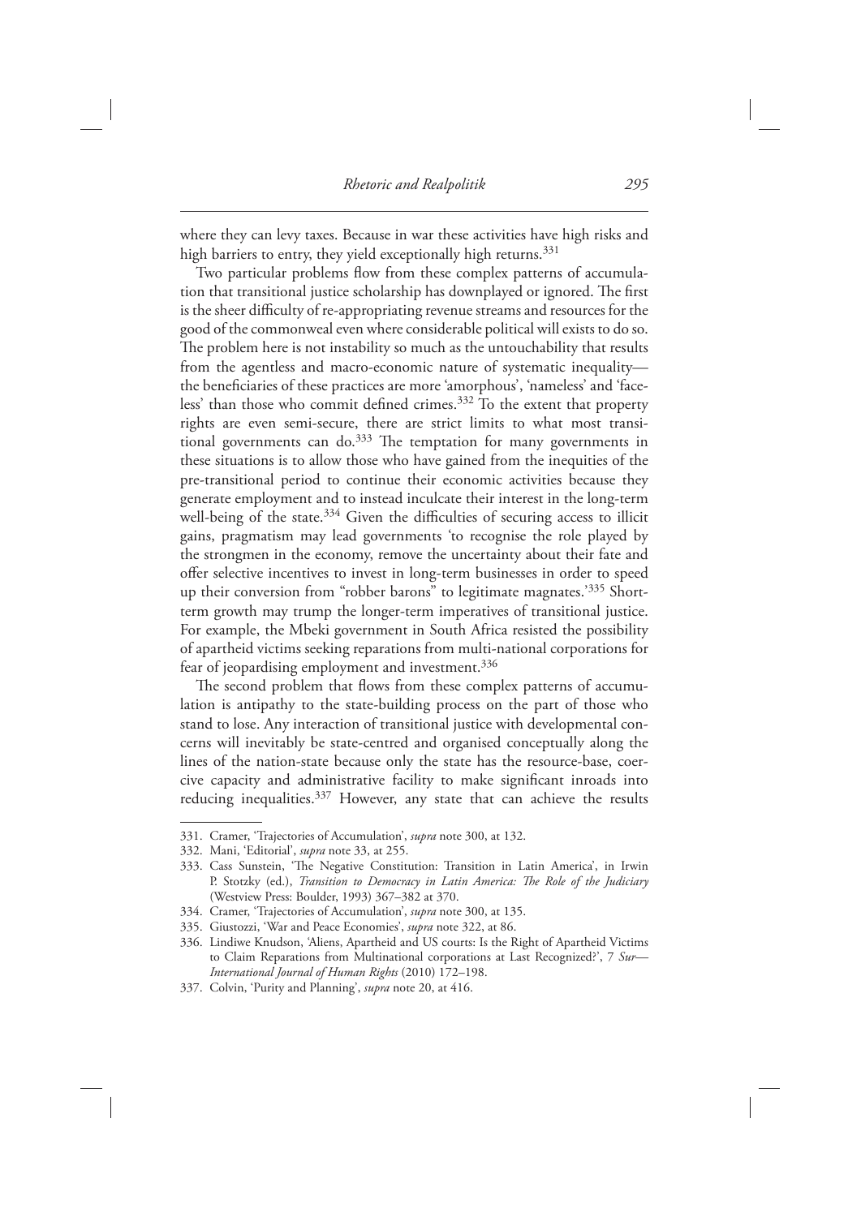where they can levy taxes. Because in war these activities have high risks and high barriers to entry, they yield exceptionally high returns.[331]

Two particular problems flow from these complex patterns of accumulation that transitional justice scholarship has downplayed or ignored. The first is the sheer difficulty of re-appropriating revenue streams and resources for the good of the commonweal even where considerable political will exists to do so. The problem here is not instability so much as the untouchability that results from the agentless and macro-economic nature of systematic inequality—the beneficiaries of these practices are more 'amorphous', 'nameless' and 'faceless' than those who commit defined crimes.[332] To the extent that property rights are even semi-secure, there are strict limits to what most transitional governments can do.[333] The temptation for many governments in these situations is to allow those who have gained from the inequities of the pre-transitional period to continue their economic activities because they generate employment and to instead inculcate their interest in the long-term well-being of the state.[334] Given the difficulties of securing access to illicit gains, pragmatism may lead governments 'to recognise the role played by the strongmen in the economy, remove the uncertainty about their fate and offer selective incentives to invest in long-term businesses in order to speed up their conversion from "robber barons" to legitimate magnates.'[335] Short-term growth may trump the longer-term imperatives of transitional justice. For example, the Mbeki government in South Africa resisted the possibility of apartheid victims seeking reparations from multi-national corporations for fear of jeopardising employment and investment.[336]

The second problem that flows from these complex patterns of accumulation is antipathy to the state-building process on the part of those who stand to lose. Any interaction of transitional justice with developmental concerns will inevitably be state-centred and organised conceptually along the lines of the nation-state because only the state has the resource-base, coercive capacity and administrative facility to make significant inroads into reducing inequalities.[337] However, any state that can achieve the results

---

331. Cramer, 'Trajectories of Accumulation', *supra* note 300, at 132.
332. Mani, 'Editorial', *supra* note 33, at 255.
333. Cass Sunstein, 'The Negative Constitution: Transition in Latin America', in Irwin P. Stotzky (ed.), *Transition to Democracy in Latin America: The Role of the Judiciary* (Westview Press: Boulder, 1993) 367–382 at 370.
334. Cramer, 'Trajectories of Accumulation', *supra* note 300, at 135.
335. Giustozzi, 'War and Peace Economies', *supra* note 322, at 86.
336. Lindiwe Knudson, 'Aliens, Apartheid and US courts: Is the Right of Apartheid Victims to Claim Reparations from Multinational corporations at Last Recognized?', 7 *Sur—International Journal of Human Rights* (2010) 172–198.
337. Colvin, 'Purity and Planning', *supra* note 20, at 416.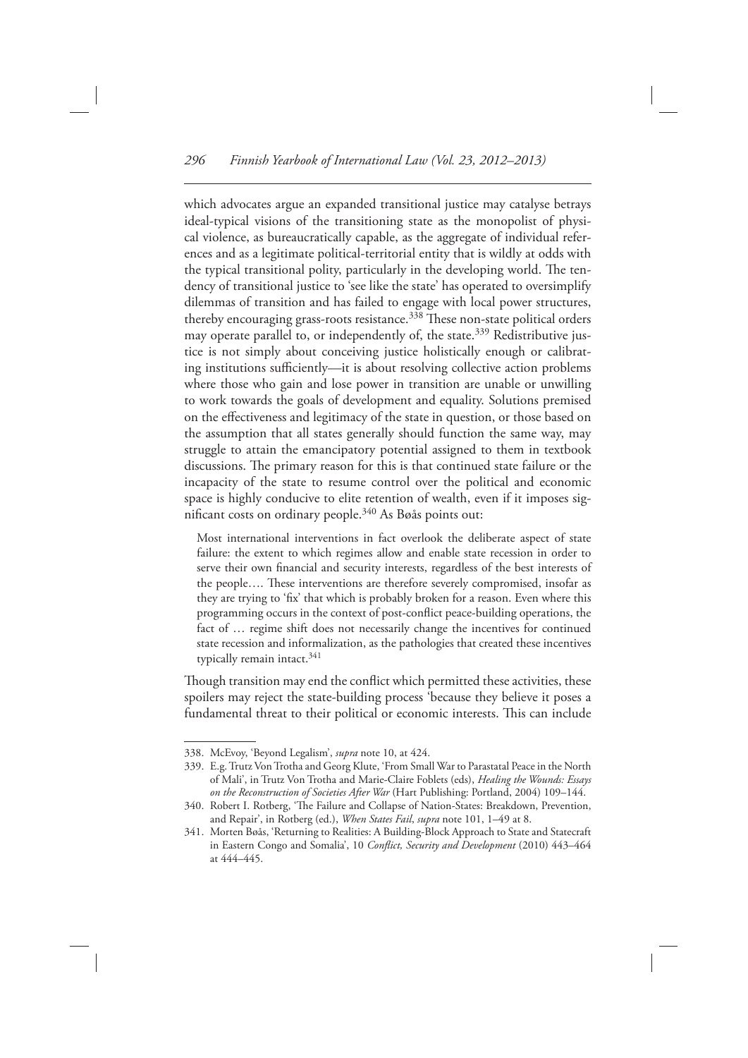which advocates argue an expanded transitional justice may catalyse betrays ideal-typical visions of the transitioning state as the monopolist of physical violence, as bureaucratically capable, as the aggregate of individual references and as a legitimate political-territorial entity that is wildly at odds with the typical transitional polity, particularly in the developing world. The tendency of transitional justice to 'see like the state' has operated to oversimplify dilemmas of transition and has failed to engage with local power structures, thereby encouraging grass-roots resistance.[338] These non-state political orders may operate parallel to, or independently of, the state.[339] Redistributive justice is not simply about conceiving justice holistically enough or calibrating institutions sufficiently—it is about resolving collective action problems where those who gain and lose power in transition are unable or unwilling to work towards the goals of development and equality. Solutions premised on the effectiveness and legitimacy of the state in question, or those based on the assumption that all states generally should function the same way, may struggle to attain the emancipatory potential assigned to them in textbook discussions. The primary reason for this is that continued state failure or the incapacity of the state to resume control over the political and economic space is highly conducive to elite retention of wealth, even if it imposes significant costs on ordinary people.[340] As Bøås points out:

> Most international interventions in fact overlook the deliberate aspect of state failure: the extent to which regimes allow and enable state recession in order to serve their own financial and security interests, regardless of the best interests of the people…. These interventions are therefore severely compromised, insofar as they are trying to 'fix' that which is probably broken for a reason. Even where this programming occurs in the context of post-conflict peace-building operations, the fact of … regime shift does not necessarily change the incentives for continued state recession and informalization, as the pathologies that created these incentives typically remain intact.[341]

Though transition may end the conflict which permitted these activities, these spoilers may reject the state-building process 'because they believe it poses a fundamental threat to their political or economic interests. This can include

---

338. McEvoy, 'Beyond Legalism', *supra* note 10, at 424.

339. E.g. Trutz Von Trotha and Georg Klute, 'From Small War to Parastatal Peace in the North of Mali', in Trutz Von Trotha and Marie-Claire Foblets (eds), *Healing the Wounds: Essays on the Reconstruction of Societies After War* (Hart Publishing: Portland, 2004) 109–144.

340. Robert I. Rotberg, 'The Failure and Collapse of Nation-States: Breakdown, Prevention, and Repair', in Rotberg (ed.), *When States Fail*, *supra* note 101, 1–49 at 8.

341. Morten Bøås, 'Returning to Realities: A Building-Block Approach to State and Statecraft in Eastern Congo and Somalia', 10 *Conflict, Security and Development* (2010) 443–464 at 444–445.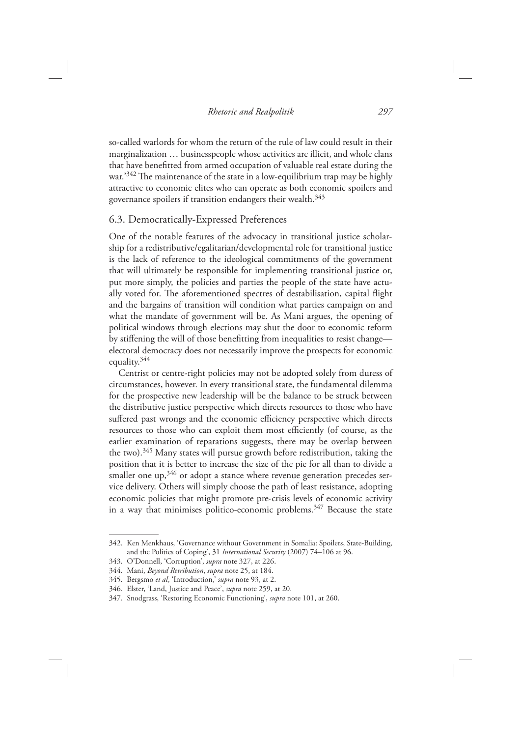so-called warlords for whom the return of the rule of law could result in their marginalization … businesspeople whose activities are illicit, and whole clans that have benefitted from armed occupation of valuable real estate during the war.'[342] The maintenance of the state in a low-equilibrium trap may be highly attractive to economic elites who can operate as both economic spoilers and governance spoilers if transition endangers their wealth.[343]

## 6.3. Democratically-Expressed Preferences

One of the notable features of the advocacy in transitional justice scholarship for a redistributive/egalitarian/developmental role for transitional justice is the lack of reference to the ideological commitments of the government that will ultimately be responsible for implementing transitional justice or, put more simply, the policies and parties the people of the state have actually voted for. The aforementioned spectres of destabilisation, capital flight and the bargains of transition will condition what parties campaign on and what the mandate of government will be. As Mani argues, the opening of political windows through elections may shut the door to economic reform by stiffening the will of those benefitting from inequalities to resist change—electoral democracy does not necessarily improve the prospects for economic equality.[344]

Centrist or centre-right policies may not be adopted solely from duress of circumstances, however. In every transitional state, the fundamental dilemma for the prospective new leadership will be the balance to be struck between the distributive justice perspective which directs resources to those who have suffered past wrongs and the economic efficiency perspective which directs resources to those who can exploit them most efficiently (of course, as the earlier examination of reparations suggests, there may be overlap between the two).[345] Many states will pursue growth before redistribution, taking the position that it is better to increase the size of the pie for all than to divide a smaller one up,[346] or adopt a stance where revenue generation precedes service delivery. Others will simply choose the path of least resistance, adopting economic policies that might promote pre-crisis levels of economic activity in a way that minimises politico-economic problems.[347] Because the state

---

342. Ken Menkhaus, 'Governance without Government in Somalia: Spoilers, State-Building, and the Politics of Coping', 31 *International Security* (2007) 74–106 at 96.

343. O'Donnell, 'Corruption', *supra* note 327, at 226.

344. Mani, *Beyond Retribution*, *supra* note 25, at 184.

345. Bergsmo *et al*, 'Introduction,' *supra* note 93, at 2.

346. Elster, 'Land, Justice and Peace', *supra* note 259, at 20.

347. Snodgrass, 'Restoring Economic Functioning', *supra* note 101, at 260.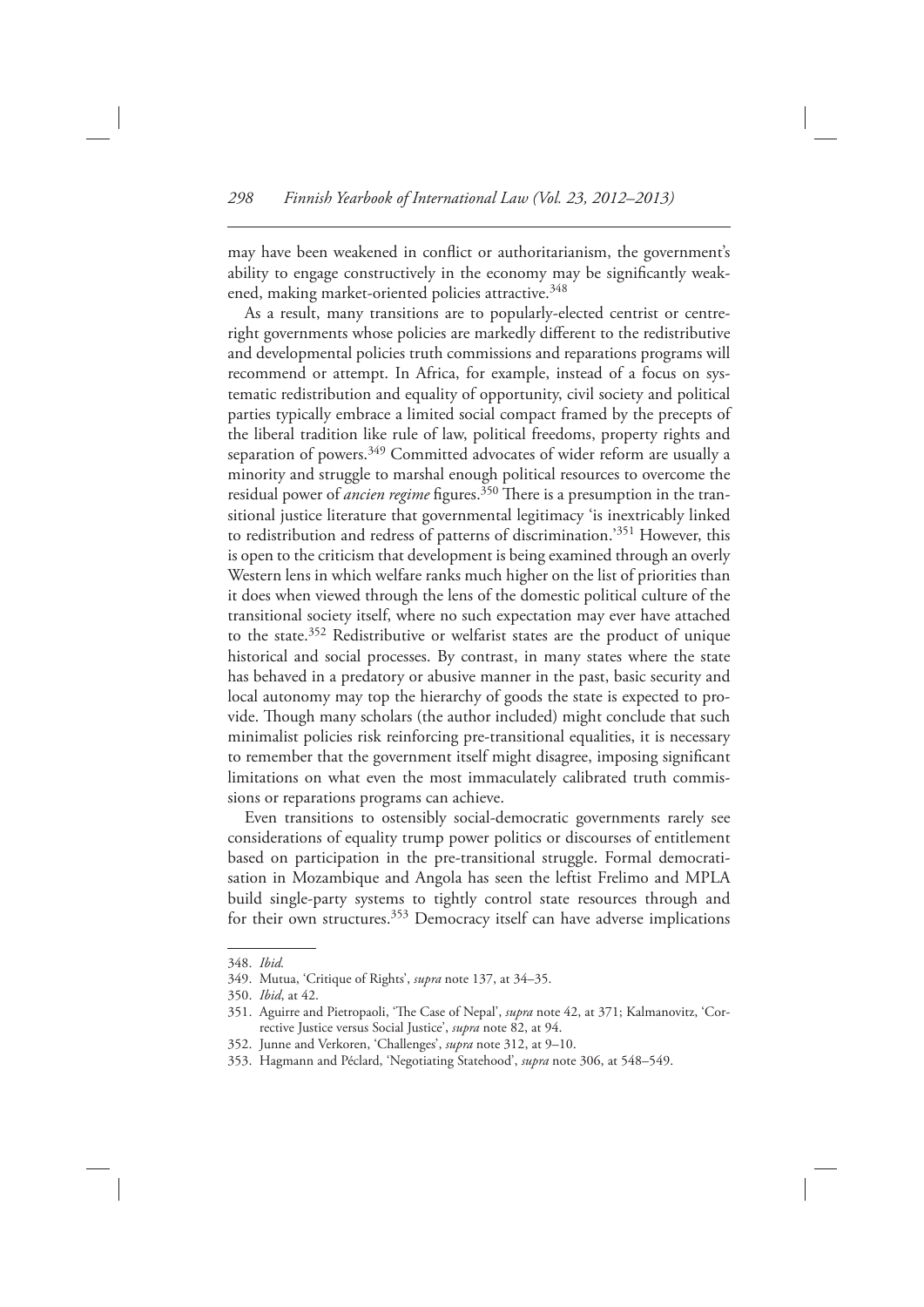may have been weakened in conflict or authoritarianism, the government's ability to engage constructively in the economy may be significantly weakened, making market-oriented policies attractive.[348]

As a result, many transitions are to popularly-elected centrist or centre-right governments whose policies are markedly different to the redistributive and developmental policies truth commissions and reparations programs will recommend or attempt. In Africa, for example, instead of a focus on systematic redistribution and equality of opportunity, civil society and political parties typically embrace a limited social compact framed by the precepts of the liberal tradition like rule of law, political freedoms, property rights and separation of powers.[349] Committed advocates of wider reform are usually a minority and struggle to marshal enough political resources to overcome the residual power of *ancien regime* figures.[350] There is a presumption in the transitional justice literature that governmental legitimacy 'is inextricably linked to redistribution and redress of patterns of discrimination.'[351] However, this is open to the criticism that development is being examined through an overly Western lens in which welfare ranks much higher on the list of priorities than it does when viewed through the lens of the domestic political culture of the transitional society itself, where no such expectation may ever have attached to the state.[352] Redistributive or welfarist states are the product of unique historical and social processes. By contrast, in many states where the state has behaved in a predatory or abusive manner in the past, basic security and local autonomy may top the hierarchy of goods the state is expected to provide. Though many scholars (the author included) might conclude that such minimalist policies risk reinforcing pre-transitional equalities, it is necessary to remember that the government itself might disagree, imposing significant limitations on what even the most immaculately calibrated truth commissions or reparations programs can achieve.

Even transitions to ostensibly social-democratic governments rarely see considerations of equality trump power politics or discourses of entitlement based on participation in the pre-transitional struggle. Formal democratisation in Mozambique and Angola has seen the leftist Frelimo and MPLA build single-party systems to tightly control state resources through and for their own structures.[353] Democracy itself can have adverse implications

---

348. *Ibid.*

349. Mutua, 'Critique of Rights', *supra* note 137, at 34–35.

350. *Ibid*, at 42.

351. Aguirre and Pietropaoli, 'The Case of Nepal', *supra* note 42, at 371; Kalmanovitz, 'Corrective Justice versus Social Justice', *supra* note 82, at 94.

352. Junne and Verkoren, 'Challenges', *supra* note 312, at 9–10.

353. Hagmann and Péclard, 'Negotiating Statehood', *supra* note 306, at 548–549.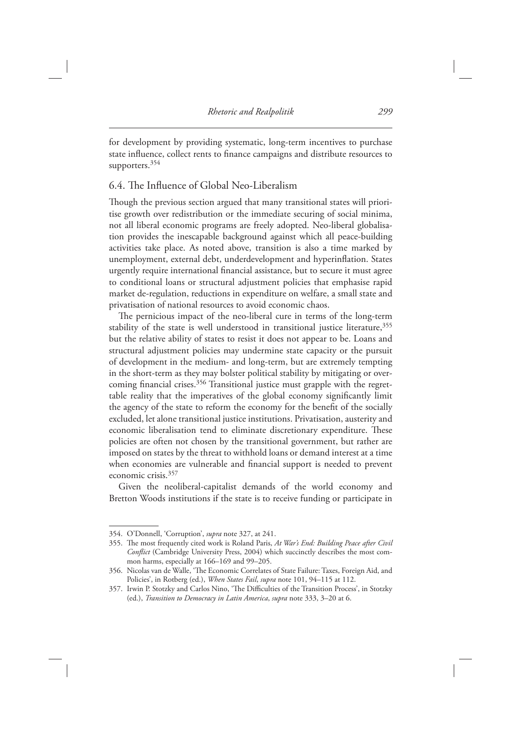for development by providing systematic, long-term incentives to purchase state influence, collect rents to finance campaigns and distribute resources to supporters.[354]

## 6.4. The Influence of Global Neo-Liberalism

Though the previous section argued that many transitional states will prioritise growth over redistribution or the immediate securing of social minima, not all liberal economic programs are freely adopted. Neo-liberal globalisation provides the inescapable background against which all peace-building activities take place. As noted above, transition is also a time marked by unemployment, external debt, underdevelopment and hyperinflation. States urgently require international financial assistance, but to secure it must agree to conditional loans or structural adjustment policies that emphasise rapid market de-regulation, reductions in expenditure on welfare, a small state and privatisation of national resources to avoid economic chaos.

The pernicious impact of the neo-liberal cure in terms of the long-term stability of the state is well understood in transitional justice literature,[355] but the relative ability of states to resist it does not appear to be. Loans and structural adjustment policies may undermine state capacity or the pursuit of development in the medium- and long-term, but are extremely tempting in the short-term as they may bolster political stability by mitigating or overcoming financial crises.[356] Transitional justice must grapple with the regrettable reality that the imperatives of the global economy significantly limit the agency of the state to reform the economy for the benefit of the socially excluded, let alone transitional justice institutions. Privatisation, austerity and economic liberalisation tend to eliminate discretionary expenditure. These policies are often not chosen by the transitional government, but rather are imposed on states by the threat to withhold loans or demand interest at a time when economies are vulnerable and financial support is needed to prevent economic crisis.[357]

Given the neoliberal-capitalist demands of the world economy and Bretton Woods institutions if the state is to receive funding or participate in

354. O'Donnell, 'Corruption', *supra* note 327, at 241.

355. The most frequently cited work is Roland Paris, *At War's End: Building Peace after Civil Conflict* (Cambridge University Press, 2004) which succinctly describes the most common harms, especially at 166–169 and 99–205.

356. Nicolas van de Walle, 'The Economic Correlates of State Failure: Taxes, Foreign Aid, and Policies', in Rotberg (ed.), *When States Fail*, *supra* note 101, 94–115 at 112.

357. Irwin P. Stotzky and Carlos Nino, 'The Difficulties of the Transition Process', in Stotzky (ed.), *Transition to Democracy in Latin America*, *supra* note 333, 3–20 at 6.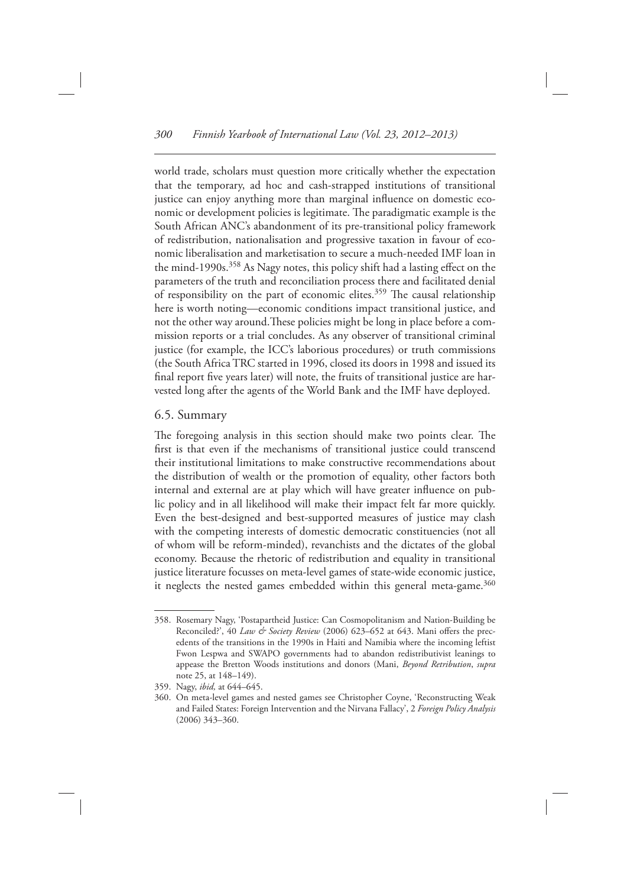world trade, scholars must question more critically whether the expectation that the temporary, ad hoc and cash-strapped institutions of transitional justice can enjoy anything more than marginal influence on domestic economic or development policies is legitimate. The paradigmatic example is the South African ANC's abandonment of its pre-transitional policy framework of redistribution, nationalisation and progressive taxation in favour of economic liberalisation and marketisation to secure a much-needed IMF loan in the mind-1990s.[358] As Nagy notes, this policy shift had a lasting effect on the parameters of the truth and reconciliation process there and facilitated denial of responsibility on the part of economic elites.[359] The causal relationship here is worth noting—economic conditions impact transitional justice, and not the other way around.These policies might be long in place before a commission reports or a trial concludes. As any observer of transitional criminal justice (for example, the ICC's laborious procedures) or truth commissions (the South Africa TRC started in 1996, closed its doors in 1998 and issued its final report five years later) will note, the fruits of transitional justice are harvested long after the agents of the World Bank and the IMF have deployed.

## 6.5. Summary

The foregoing analysis in this section should make two points clear. The first is that even if the mechanisms of transitional justice could transcend their institutional limitations to make constructive recommendations about the distribution of wealth or the promotion of equality, other factors both internal and external are at play which will have greater influence on public policy and in all likelihood will make their impact felt far more quickly. Even the best-designed and best-supported measures of justice may clash with the competing interests of domestic democratic constituencies (not all of whom will be reform-minded), revanchists and the dictates of the global economy. Because the rhetoric of redistribution and equality in transitional justice literature focusses on meta-level games of state-wide economic justice, it neglects the nested games embedded within this general meta-game.[360]

---

358. Rosemary Nagy, 'Postapartheid Justice: Can Cosmopolitanism and Nation-Building be Reconciled?', 40 *Law & Society Review* (2006) 623–652 at 643. Mani offers the precedents of the transitions in the 1990s in Haiti and Namibia where the incoming leftist Fwon Lespwa and SWAPO governments had to abandon redistributivist leanings to appease the Bretton Woods institutions and donors (Mani, *Beyond Retribution*, *supra* note 25, at 148–149).

359. Nagy, *ibid,* at 644–645.

360. On meta-level games and nested games see Christopher Coyne, 'Reconstructing Weak and Failed States: Foreign Intervention and the Nirvana Fallacy', 2 *Foreign Policy Analysis* (2006) 343–360.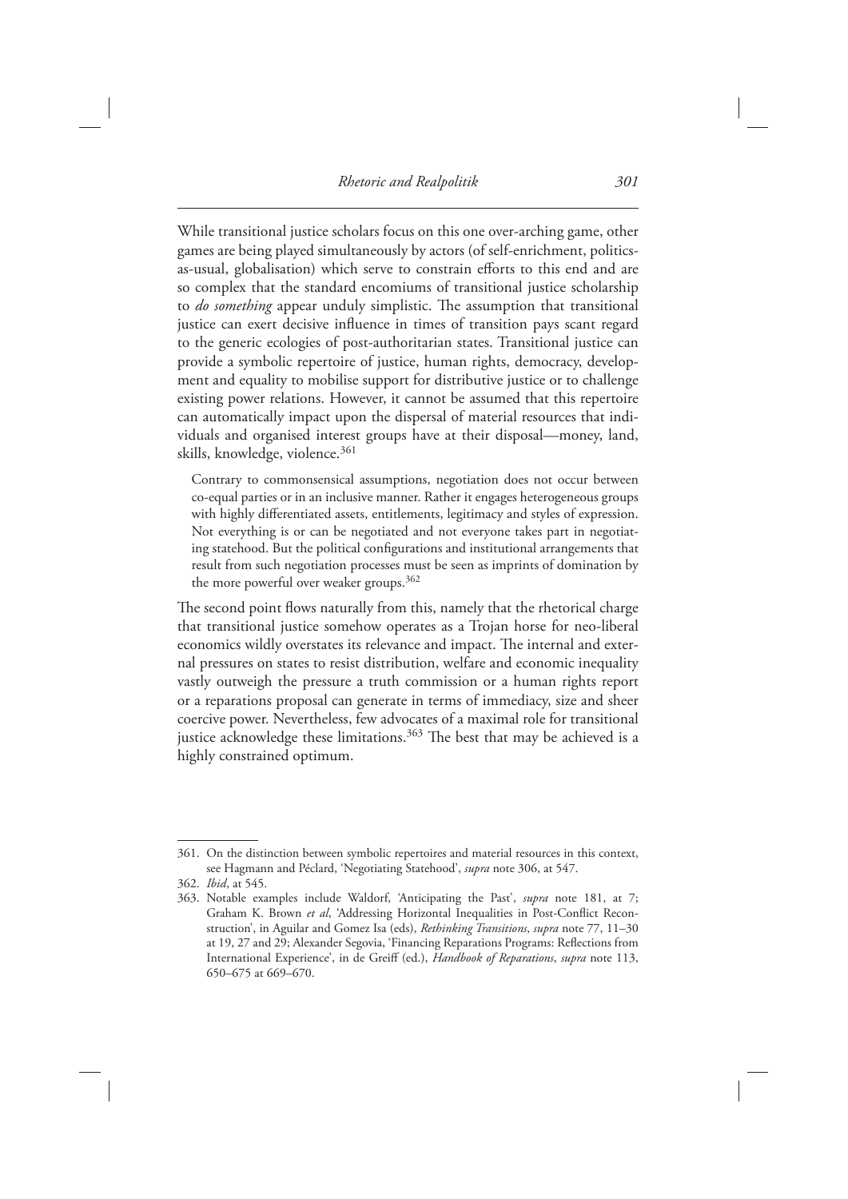While transitional justice scholars focus on this one over-arching game, other games are being played simultaneously by actors (of self-enrichment, politics-as-usual, globalisation) which serve to constrain efforts to this end and are so complex that the standard encomiums of transitional justice scholarship to *do something* appear unduly simplistic. The assumption that transitional justice can exert decisive influence in times of transition pays scant regard to the generic ecologies of post-authoritarian states. Transitional justice can provide a symbolic repertoire of justice, human rights, democracy, development and equality to mobilise support for distributive justice or to challenge existing power relations. However, it cannot be assumed that this repertoire can automatically impact upon the dispersal of material resources that individuals and organised interest groups have at their disposal—money, land, skills, knowledge, violence.[361]

> Contrary to commonsensical assumptions, negotiation does not occur between co-equal parties or in an inclusive manner. Rather it engages heterogeneous groups with highly differentiated assets, entitlements, legitimacy and styles of expression. Not everything is or can be negotiated and not everyone takes part in negotiating statehood. But the political configurations and institutional arrangements that result from such negotiation processes must be seen as imprints of domination by the more powerful over weaker groups.[362]

The second point flows naturally from this, namely that the rhetorical charge that transitional justice somehow operates as a Trojan horse for neo-liberal economics wildly overstates its relevance and impact. The internal and external pressures on states to resist distribution, welfare and economic inequality vastly outweigh the pressure a truth commission or a human rights report or a reparations proposal can generate in terms of immediacy, size and sheer coercive power. Nevertheless, few advocates of a maximal role for transitional justice acknowledge these limitations.[363] The best that may be achieved is a highly constrained optimum.

---

361. On the distinction between symbolic repertoires and material resources in this context, see Hagmann and Péclard, 'Negotiating Statehood', *supra* note 306, at 547.

362. *Ibid*, at 545.

363. Notable examples include Waldorf, 'Anticipating the Past', *supra* note 181, at 7; Graham K. Brown *et al*, 'Addressing Horizontal Inequalities in Post-Conflict Reconstruction', in Aguilar and Gomez Isa (eds), *Rethinking Transitions*, *supra* note 77, 11–30 at 19, 27 and 29; Alexander Segovia, 'Financing Reparations Programs: Reflections from International Experience', in de Greiff (ed.), *Handbook of Reparations*, *supra* note 113, 650–675 at 669–670.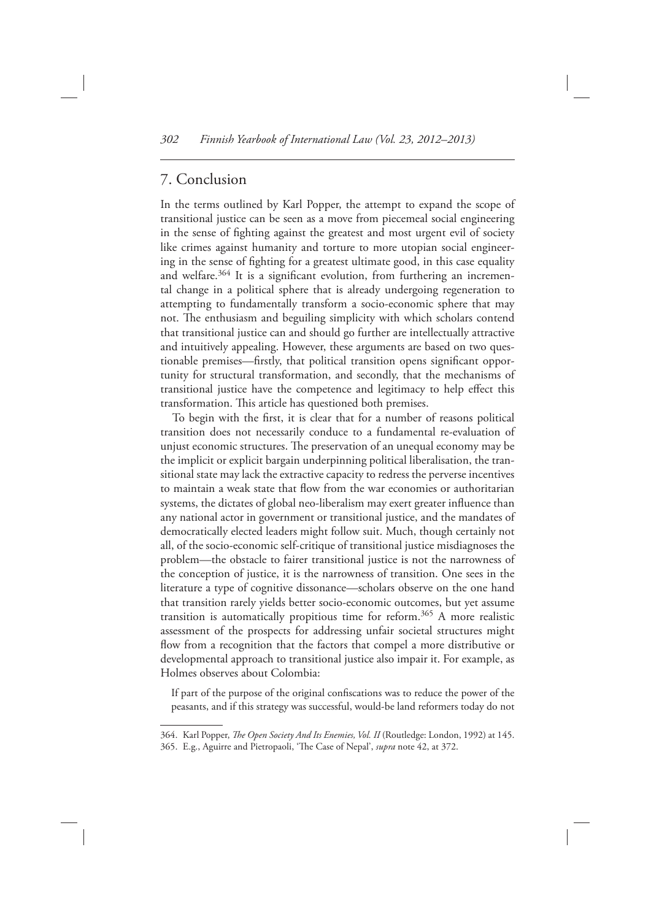## 7. Conclusion

In the terms outlined by Karl Popper, the attempt to expand the scope of transitional justice can be seen as a move from piecemeal social engineering in the sense of fighting against the greatest and most urgent evil of society like crimes against humanity and torture to more utopian social engineering in the sense of fighting for a greatest ultimate good, in this case equality and welfare.[364] It is a significant evolution, from furthering an incremental change in a political sphere that is already undergoing regeneration to attempting to fundamentally transform a socio-economic sphere that may not. The enthusiasm and beguiling simplicity with which scholars contend that transitional justice can and should go further are intellectually attractive and intuitively appealing. However, these arguments are based on two questionable premises—firstly, that political transition opens significant opportunity for structural transformation, and secondly, that the mechanisms of transitional justice have the competence and legitimacy to help effect this transformation. This article has questioned both premises.

To begin with the first, it is clear that for a number of reasons political transition does not necessarily conduce to a fundamental re-evaluation of unjust economic structures. The preservation of an unequal economy may be the implicit or explicit bargain underpinning political liberalisation, the transitional state may lack the extractive capacity to redress the perverse incentives to maintain a weak state that flow from the war economies or authoritarian systems, the dictates of global neo-liberalism may exert greater influence than any national actor in government or transitional justice, and the mandates of democratically elected leaders might follow suit. Much, though certainly not all, of the socio-economic self-critique of transitional justice misdiagnoses the problem—the obstacle to fairer transitional justice is not the narrowness of the conception of justice, it is the narrowness of transition. One sees in the literature a type of cognitive dissonance—scholars observe on the one hand that transition rarely yields better socio-economic outcomes, but yet assume transition is automatically propitious time for reform.[365] A more realistic assessment of the prospects for addressing unfair societal structures might flow from a recognition that the factors that compel a more distributive or developmental approach to transitional justice also impair it. For example, as Holmes observes about Colombia:

> If part of the purpose of the original confiscations was to reduce the power of the peasants, and if this strategy was successful, would-be land reformers today do not

---

364. Karl Popper, *The Open Society And Its Enemies, Vol. II* (Routledge: London, 1992) at 145.

365. E.g., Aguirre and Pietropaoli, 'The Case of Nepal', *supra* note 42, at 372.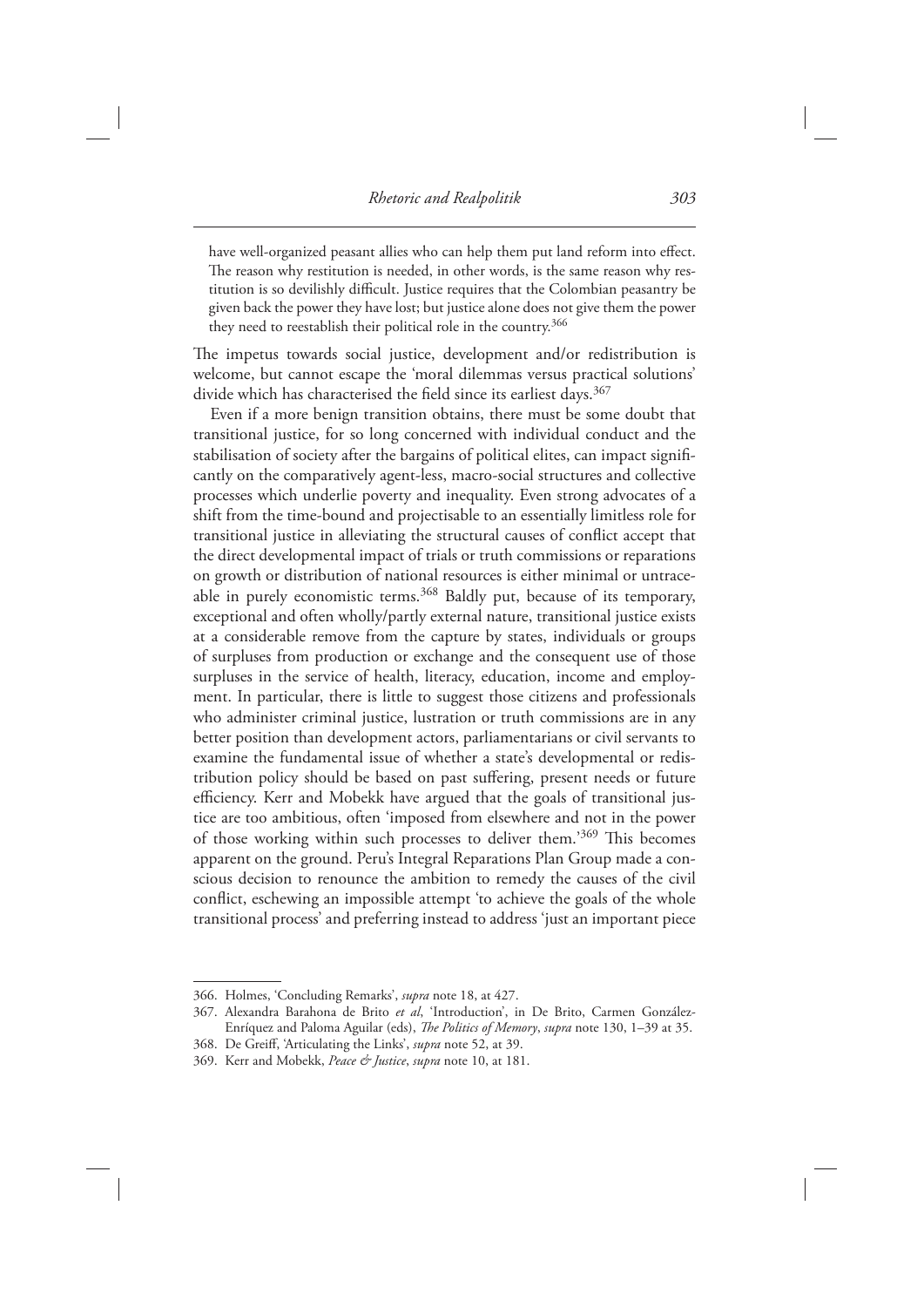> have well-organized peasant allies who can help them put land reform into effect. The reason why restitution is needed, in other words, is the same reason why restitution is so devilishly difficult. Justice requires that the Colombian peasantry be given back the power they have lost; but justice alone does not give them the power they need to reestablish their political role in the country.[366]

The impetus towards social justice, development and/or redistribution is welcome, but cannot escape the 'moral dilemmas versus practical solutions' divide which has characterised the field since its earliest days.[367]

Even if a more benign transition obtains, there must be some doubt that transitional justice, for so long concerned with individual conduct and the stabilisation of society after the bargains of political elites, can impact significantly on the comparatively agent-less, macro-social structures and collective processes which underlie poverty and inequality. Even strong advocates of a shift from the time-bound and projectisable to an essentially limitless role for transitional justice in alleviating the structural causes of conflict accept that the direct developmental impact of trials or truth commissions or reparations on growth or distribution of national resources is either minimal or untraceable in purely economistic terms.[368] Baldly put, because of its temporary, exceptional and often wholly/partly external nature, transitional justice exists at a considerable remove from the capture by states, individuals or groups of surpluses from production or exchange and the consequent use of those surpluses in the service of health, literacy, education, income and employment. In particular, there is little to suggest those citizens and professionals who administer criminal justice, lustration or truth commissions are in any better position than development actors, parliamentarians or civil servants to examine the fundamental issue of whether a state's developmental or redistribution policy should be based on past suffering, present needs or future efficiency. Kerr and Mobekk have argued that the goals of transitional justice are too ambitious, often 'imposed from elsewhere and not in the power of those working within such processes to deliver them.'[369] This becomes apparent on the ground. Peru's Integral Reparations Plan Group made a conscious decision to renounce the ambition to remedy the causes of the civil conflict, eschewing an impossible attempt 'to achieve the goals of the whole transitional process' and preferring instead to address 'just an important piece

---

366. Holmes, 'Concluding Remarks', *supra* note 18, at 427.

367. Alexandra Barahona de Brito *et al*, 'Introduction', in De Brito, Carmen González-Enríquez and Paloma Aguilar (eds), *The Politics of Memory*, *supra* note 130, 1–39 at 35.

368. De Greiff, 'Articulating the Links', *supra* note 52, at 39.

369. Kerr and Mobekk, *Peace & Justice*, *supra* note 10, at 181.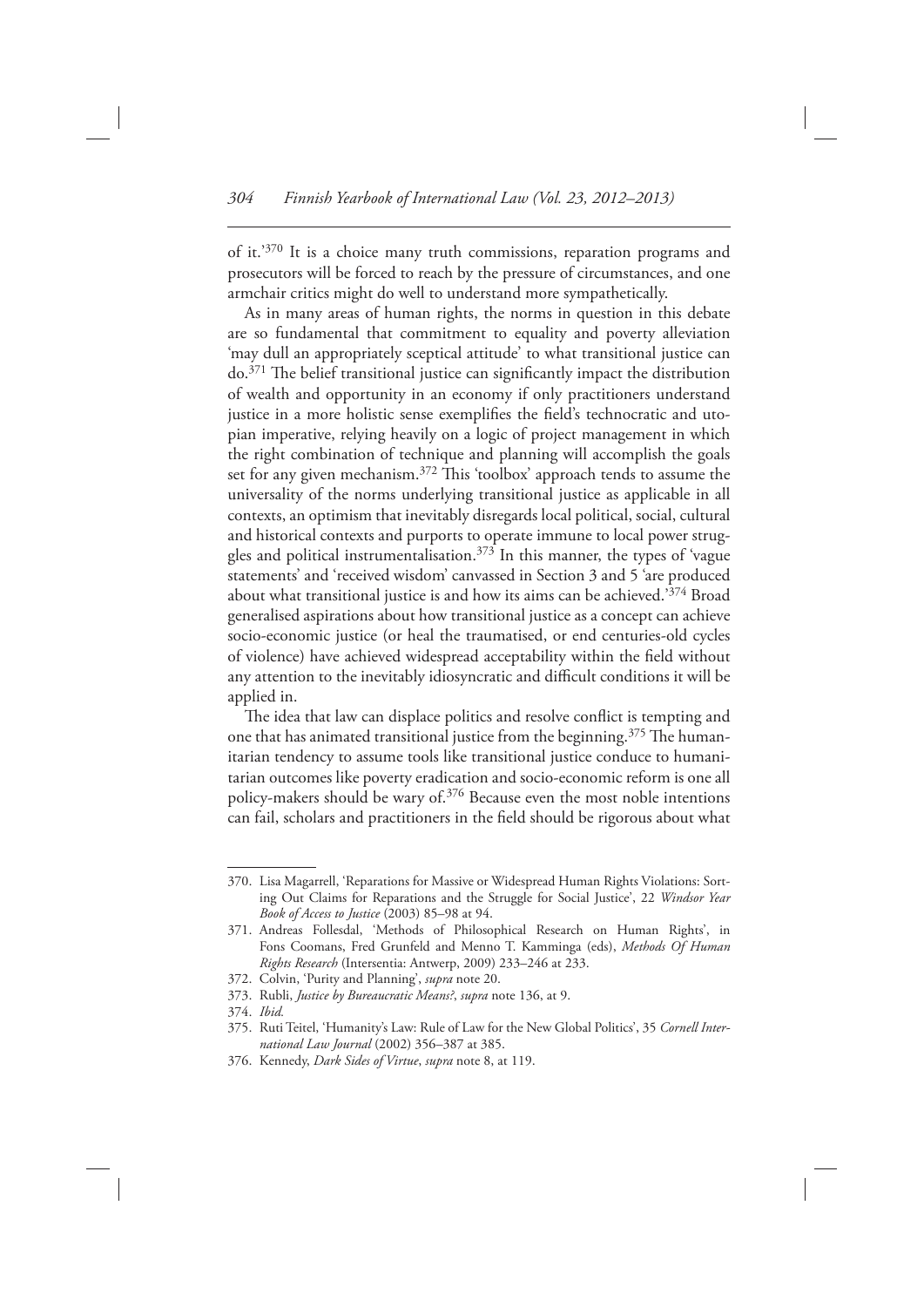of it.'[370] It is a choice many truth commissions, reparation programs and prosecutors will be forced to reach by the pressure of circumstances, and one armchair critics might do well to understand more sympathetically.

As in many areas of human rights, the norms in question in this debate are so fundamental that commitment to equality and poverty alleviation 'may dull an appropriately sceptical attitude' to what transitional justice can do.[371] The belief transitional justice can significantly impact the distribution of wealth and opportunity in an economy if only practitioners understand justice in a more holistic sense exemplifies the field's technocratic and utopian imperative, relying heavily on a logic of project management in which the right combination of technique and planning will accomplish the goals set for any given mechanism.[372] This 'toolbox' approach tends to assume the universality of the norms underlying transitional justice as applicable in all contexts, an optimism that inevitably disregards local political, social, cultural and historical contexts and purports to operate immune to local power struggles and political instrumentalisation.[373] In this manner, the types of 'vague statements' and 'received wisdom' canvassed in Section 3 and 5 'are produced about what transitional justice is and how its aims can be achieved.'[374] Broad generalised aspirations about how transitional justice as a concept can achieve socio-economic justice (or heal the traumatised, or end centuries-old cycles of violence) have achieved widespread acceptability within the field without any attention to the inevitably idiosyncratic and difficult conditions it will be applied in.

The idea that law can displace politics and resolve conflict is tempting and one that has animated transitional justice from the beginning.[375] The humanitarian tendency to assume tools like transitional justice conduce to humanitarian outcomes like poverty eradication and socio-economic reform is one all policy-makers should be wary of.[376] Because even the most noble intentions can fail, scholars and practitioners in the field should be rigorous about what

---

370. Lisa Magarrell, 'Reparations for Massive or Widespread Human Rights Violations: Sorting Out Claims for Reparations and the Struggle for Social Justice', 22 *Windsor Year Book of Access to Justice* (2003) 85–98 at 94.

371. Andreas Follesdal, 'Methods of Philosophical Research on Human Rights', in Fons Coomans, Fred Grunfeld and Menno T. Kamminga (eds), *Methods Of Human Rights Research* (Intersentia: Antwerp, 2009) 233–246 at 233.

372. Colvin, 'Purity and Planning', *supra* note 20.

373. Rubli, *Justice by Bureaucratic Means?*, *supra* note 136, at 9.

374. *Ibid.*

375. Ruti Teitel, 'Humanity's Law: Rule of Law for the New Global Politics', 35 *Cornell International Law Journal* (2002) 356–387 at 385.

376. Kennedy, *Dark Sides of Virtue*, *supra* note 8, at 119.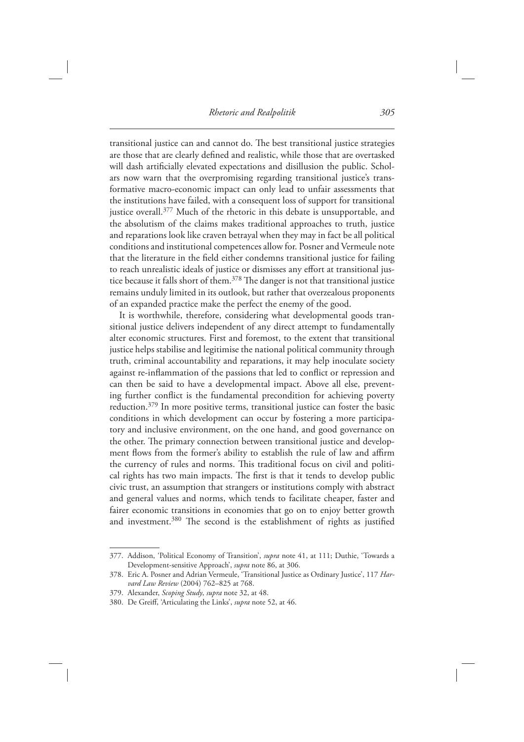transitional justice can and cannot do. The best transitional justice strategies are those that are clearly defined and realistic, while those that are overtasked will dash artificially elevated expectations and disillusion the public. Scholars now warn that the overpromising regarding transitional justice's transformative macro-economic impact can only lead to unfair assessments that the institutions have failed, with a consequent loss of support for transitional justice overall.[377] Much of the rhetoric in this debate is unsupportable, and the absolutism of the claims makes traditional approaches to truth, justice and reparations look like craven betrayal when they may in fact be all political conditions and institutional competences allow for. Posner and Vermeule note that the literature in the field either condemns transitional justice for failing to reach unrealistic ideals of justice or dismisses any effort at transitional justice because it falls short of them.[378] The danger is not that transitional justice remains unduly limited in its outlook, but rather that overzealous proponents of an expanded practice make the perfect the enemy of the good.

It is worthwhile, therefore, considering what developmental goods transitional justice delivers independent of any direct attempt to fundamentally alter economic structures. First and foremost, to the extent that transitional justice helps stabilise and legitimise the national political community through truth, criminal accountability and reparations, it may help inoculate society against re-inflammation of the passions that led to conflict or repression and can then be said to have a developmental impact. Above all else, preventing further conflict is the fundamental precondition for achieving poverty reduction.[379] In more positive terms, transitional justice can foster the basic conditions in which development can occur by fostering a more participatory and inclusive environment, on the one hand, and good governance on the other. The primary connection between transitional justice and development flows from the former's ability to establish the rule of law and affirm the currency of rules and norms. This traditional focus on civil and political rights has two main impacts. The first is that it tends to develop public civic trust, an assumption that strangers or institutions comply with abstract and general values and norms, which tends to facilitate cheaper, faster and fairer economic transitions in economies that go on to enjoy better growth and investment.[380] The second is the establishment of rights as justified

---

377. Addison, 'Political Economy of Transition', *supra* note 41, at 111; Duthie, 'Towards a Development-sensitive Approach', *supra* note 86, at 306.

378. Eric A. Posner and Adrian Vermeule, 'Transitional Justice as Ordinary Justice', 117 *Harvard Law Review* (2004) 762–825 at 768.

379. Alexander, *Scoping Study*, *supra* note 32, at 48.

380. De Greiff, 'Articulating the Links', *supra* note 52, at 46.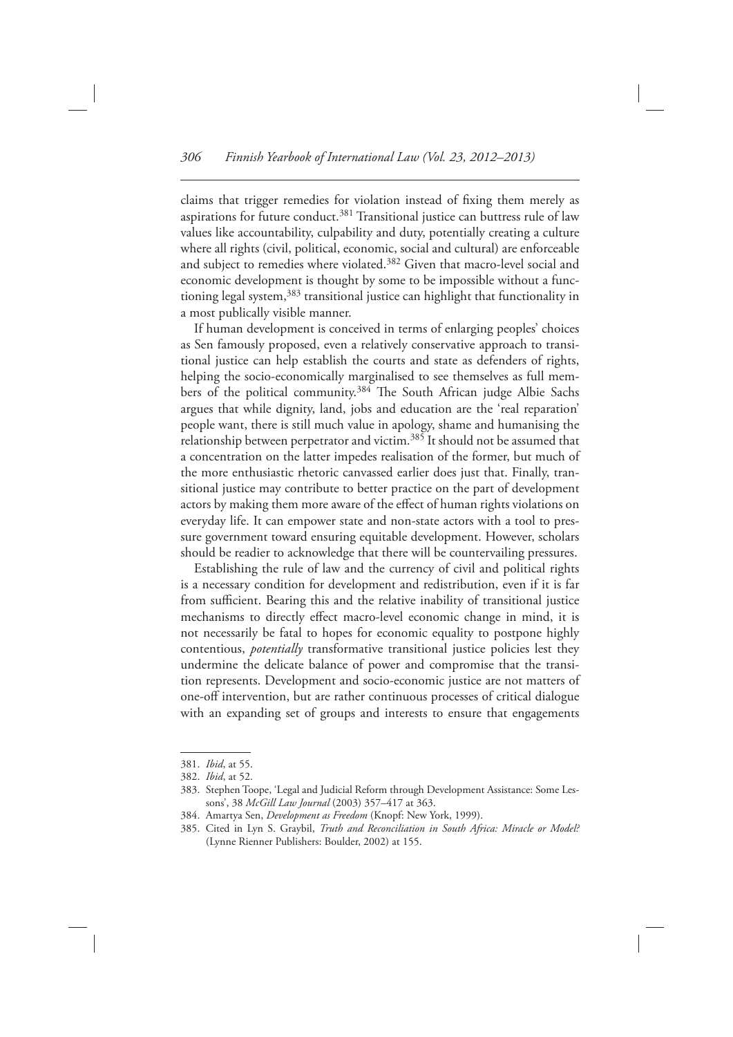claims that trigger remedies for violation instead of fixing them merely as aspirations for future conduct.[381] Transitional justice can buttress rule of law values like accountability, culpability and duty, potentially creating a culture where all rights (civil, political, economic, social and cultural) are enforceable and subject to remedies where violated.[382] Given that macro-level social and economic development is thought by some to be impossible without a functioning legal system,[383] transitional justice can highlight that functionality in a most publically visible manner.

If human development is conceived in terms of enlarging peoples' choices as Sen famously proposed, even a relatively conservative approach to transitional justice can help establish the courts and state as defenders of rights, helping the socio-economically marginalised to see themselves as full members of the political community.[384] The South African judge Albie Sachs argues that while dignity, land, jobs and education are the 'real reparation' people want, there is still much value in apology, shame and humanising the relationship between perpetrator and victim.[385] It should not be assumed that a concentration on the latter impedes realisation of the former, but much of the more enthusiastic rhetoric canvassed earlier does just that. Finally, transitional justice may contribute to better practice on the part of development actors by making them more aware of the effect of human rights violations on everyday life. It can empower state and non-state actors with a tool to pressure government toward ensuring equitable development. However, scholars should be readier to acknowledge that there will be countervailing pressures.

Establishing the rule of law and the currency of civil and political rights is a necessary condition for development and redistribution, even if it is far from sufficient. Bearing this and the relative inability of transitional justice mechanisms to directly effect macro-level economic change in mind, it is not necessarily be fatal to hopes for economic equality to postpone highly contentious, *potentially* transformative transitional justice policies lest they undermine the delicate balance of power and compromise that the transition represents. Development and socio-economic justice are not matters of one-off intervention, but are rather continuous processes of critical dialogue with an expanding set of groups and interests to ensure that engagements

---

381. *Ibid*, at 55.
382. *Ibid*, at 52.
383. Stephen Toope, 'Legal and Judicial Reform through Development Assistance: Some Lessons', 38 *McGill Law Journal* (2003) 357–417 at 363.
384. Amartya Sen, *Development as Freedom* (Knopf: New York, 1999).
385. Cited in Lyn S. Graybil, *Truth and Reconciliation in South Africa: Miracle or Model?* (Lynne Rienner Publishers: Boulder, 2002) at 155.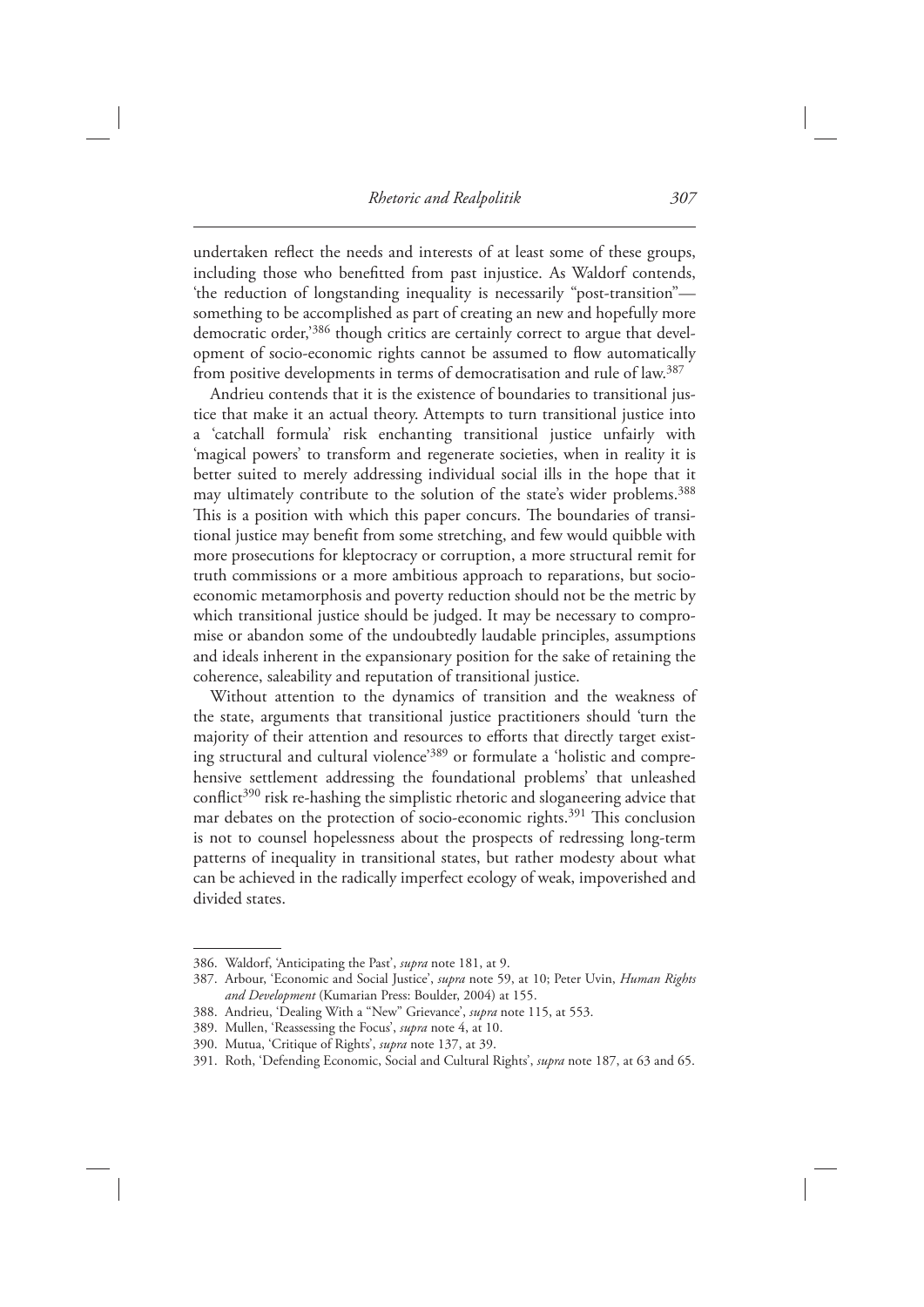undertaken reflect the needs and interests of at least some of these groups, including those who benefitted from past injustice. As Waldorf contends, 'the reduction of longstanding inequality is necessarily "post-transition"—something to be accomplished as part of creating an new and hopefully more democratic order,'[386] though critics are certainly correct to argue that development of socio-economic rights cannot be assumed to flow automatically from positive developments in terms of democratisation and rule of law.[387]

Andrieu contends that it is the existence of boundaries to transitional justice that make it an actual theory. Attempts to turn transitional justice into a 'catchall formula' risk enchanting transitional justice unfairly with 'magical powers' to transform and regenerate societies, when in reality it is better suited to merely addressing individual social ills in the hope that it may ultimately contribute to the solution of the state's wider problems.[388] This is a position with which this paper concurs. The boundaries of transitional justice may benefit from some stretching, and few would quibble with more prosecutions for kleptocracy or corruption, a more structural remit for truth commissions or a more ambitious approach to reparations, but socio-economic metamorphosis and poverty reduction should not be the metric by which transitional justice should be judged. It may be necessary to compromise or abandon some of the undoubtedly laudable principles, assumptions and ideals inherent in the expansionary position for the sake of retaining the coherence, saleability and reputation of transitional justice.

Without attention to the dynamics of transition and the weakness of the state, arguments that transitional justice practitioners should 'turn the majority of their attention and resources to efforts that directly target existing structural and cultural violence'[389] or formulate a 'holistic and comprehensive settlement addressing the foundational problems' that unleashed conflict[390] risk re-hashing the simplistic rhetoric and sloganeering advice that mar debates on the protection of socio-economic rights.[391] This conclusion is not to counsel hopelessness about the prospects of redressing long-term patterns of inequality in transitional states, but rather modesty about what can be achieved in the radically imperfect ecology of weak, impoverished and divided states.

---

386. Waldorf, 'Anticipating the Past', *supra* note 181, at 9.
387. Arbour, 'Economic and Social Justice', *supra* note 59, at 10; Peter Uvin, *Human Rights and Development* (Kumarian Press: Boulder, 2004) at 155.
388. Andrieu, 'Dealing With a "New" Grievance', *supra* note 115, at 553.
389. Mullen, 'Reassessing the Focus', *supra* note 4, at 10.
390. Mutua, 'Critique of Rights', *supra* note 137, at 39.
391. Roth, 'Defending Economic, Social and Cultural Rights', *supra* note 187, at 63 and 65.